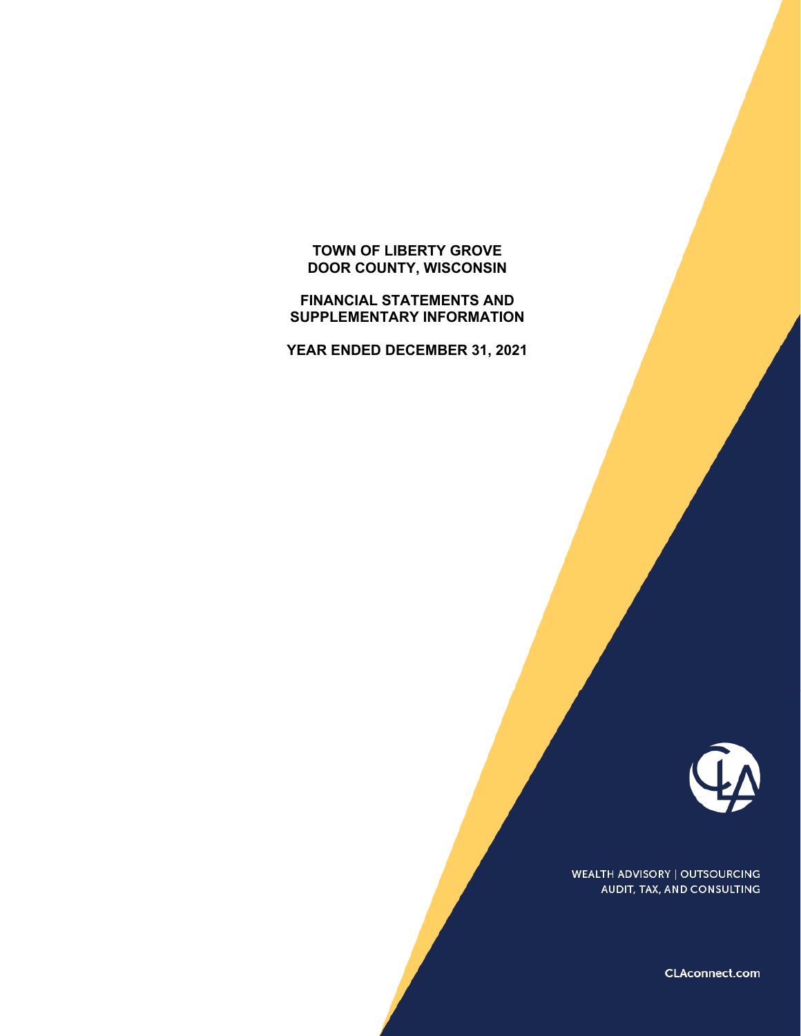# TOWN OF LIBERTY GROVE
# DOOR COUNTY, WISCONSIN

## FINANCIAL STATEMENTS AND SUPPLEMENTARY INFORMATION

## YEAR ENDED DECEMBER 31, 2021

WEALTH ADVISORY | OUTSOURCING
AUDIT, TAX, AND CONSULTING

CLAconnect.com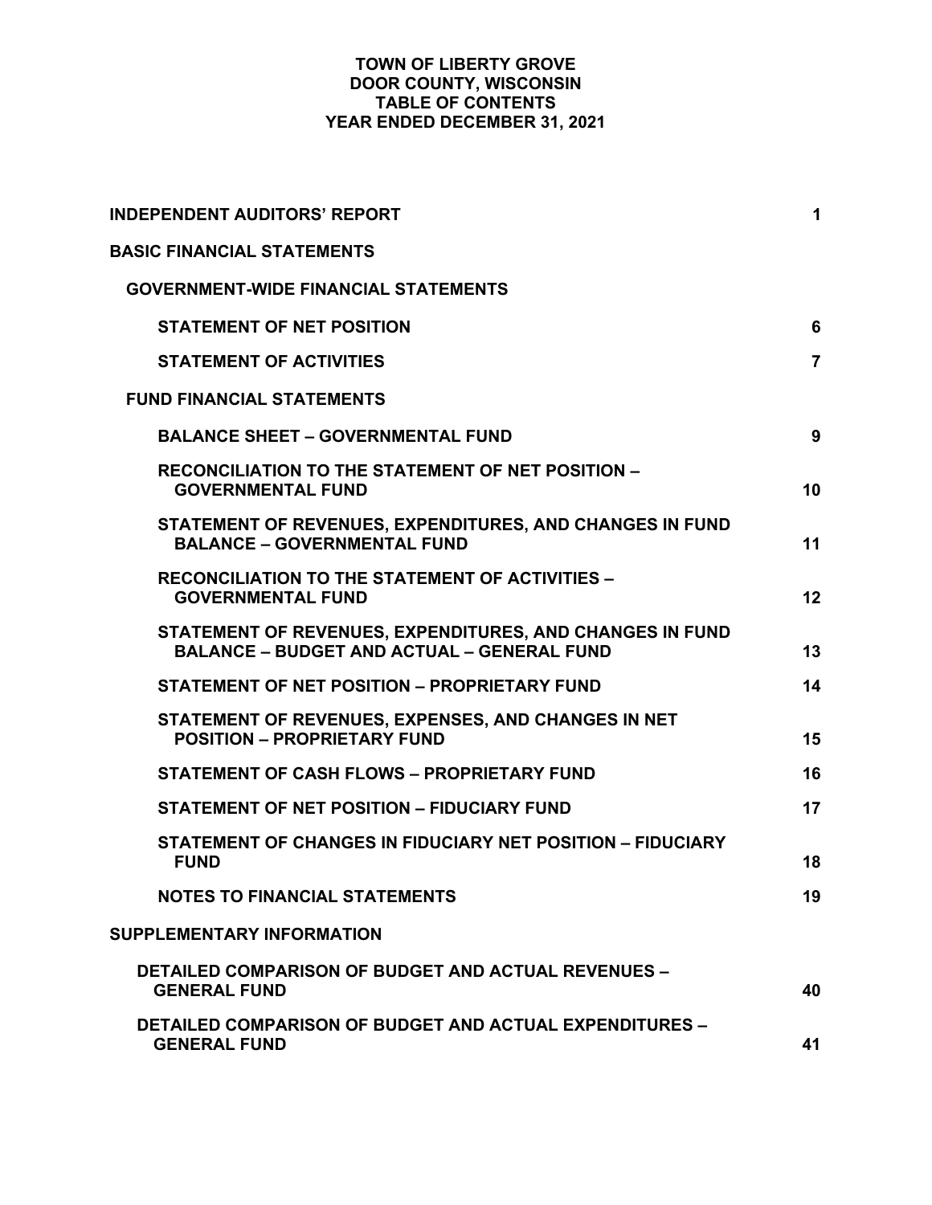# TOWN OF LIBERTY GROVE
## DOOR COUNTY, WISCONSIN
## TABLE OF CONTENTS
## YEAR ENDED DECEMBER 31, 2021

| | |
|---|---|
| **INDEPENDENT AUDITORS' REPORT** | **1** |
| **BASIC FINANCIAL STATEMENTS** | |
| **GOVERNMENT-WIDE FINANCIAL STATEMENTS** | |
| **STATEMENT OF NET POSITION** | **6** |
| **STATEMENT OF ACTIVITIES** | **7** |
| **FUND FINANCIAL STATEMENTS** | |
| **BALANCE SHEET – GOVERNMENTAL FUND** | **9** |
| **RECONCILIATION TO THE STATEMENT OF NET POSITION – GOVERNMENTAL FUND** | **10** |
| **STATEMENT OF REVENUES, EXPENDITURES, AND CHANGES IN FUND BALANCE – GOVERNMENTAL FUND** | **11** |
| **RECONCILIATION TO THE STATEMENT OF ACTIVITIES – GOVERNMENTAL FUND** | **12** |
| **STATEMENT OF REVENUES, EXPENDITURES, AND CHANGES IN FUND BALANCE – BUDGET AND ACTUAL – GENERAL FUND** | **13** |
| **STATEMENT OF NET POSITION – PROPRIETARY FUND** | **14** |
| **STATEMENT OF REVENUES, EXPENSES, AND CHANGES IN NET POSITION – PROPRIETARY FUND** | **15** |
| **STATEMENT OF CASH FLOWS – PROPRIETARY FUND** | **16** |
| **STATEMENT OF NET POSITION – FIDUCIARY FUND** | **17** |
| **STATEMENT OF CHANGES IN FIDUCIARY NET POSITION – FIDUCIARY FUND** | **18** |
| **NOTES TO FINANCIAL STATEMENTS** | **19** |
| **SUPPLEMENTARY INFORMATION** | |
| **DETAILED COMPARISON OF BUDGET AND ACTUAL REVENUES – GENERAL FUND** | **40** |
| **DETAILED COMPARISON OF BUDGET AND ACTUAL EXPENDITURES – GENERAL FUND** | **41** |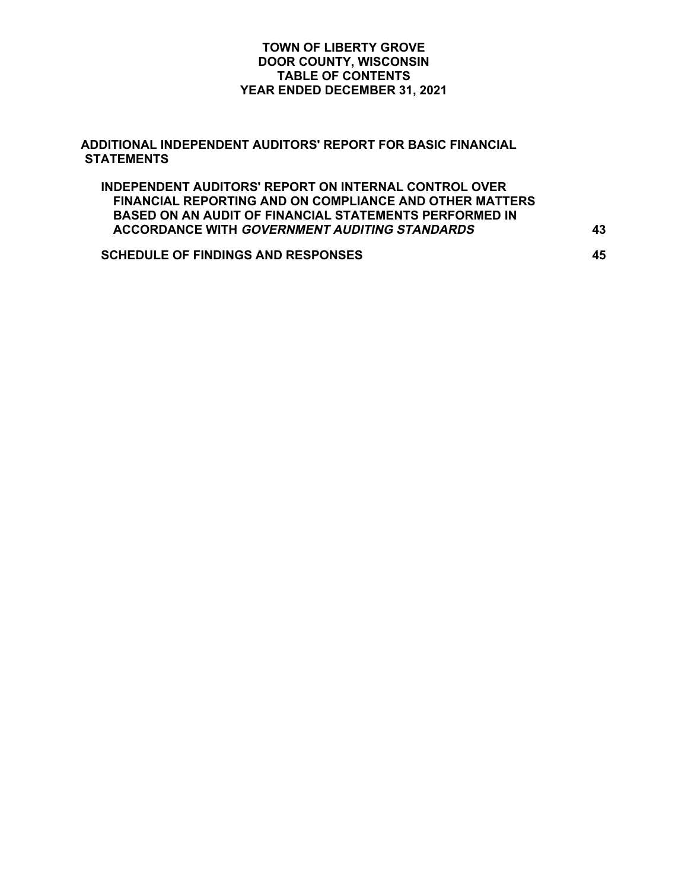**TOWN OF LIBERTY GROVE**
**DOOR COUNTY, WISCONSIN**
**TABLE OF CONTENTS**
**YEAR ENDED DECEMBER 31, 2021**

**ADDITIONAL INDEPENDENT AUDITORS' REPORT FOR BASIC FINANCIAL STATEMENTS**

| | |
|---|---|
| **INDEPENDENT AUDITORS' REPORT ON INTERNAL CONTROL OVER FINANCIAL REPORTING AND ON COMPLIANCE AND OTHER MATTERS BASED ON AN AUDIT OF FINANCIAL STATEMENTS PERFORMED IN ACCORDANCE WITH *GOVERNMENT AUDITING STANDARDS*** | **43** |
| **SCHEDULE OF FINDINGS AND RESPONSES** | **45** |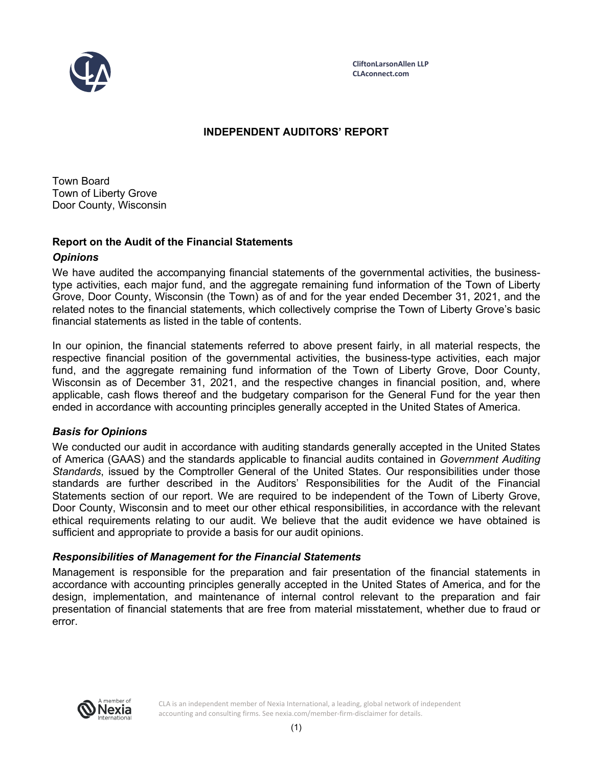CliftonLarsonAllen LLP
CLAconnect.com

# INDEPENDENT AUDITORS' REPORT

Town Board
Town of Liberty Grove
Door County, Wisconsin

## Report on the Audit of the Financial Statements

### *Opinions*

We have audited the accompanying financial statements of the governmental activities, the business-type activities, each major fund, and the aggregate remaining fund information of the Town of Liberty Grove, Door County, Wisconsin (the Town) as of and for the year ended December 31, 2021, and the related notes to the financial statements, which collectively comprise the Town of Liberty Grove's basic financial statements as listed in the table of contents.

In our opinion, the financial statements referred to above present fairly, in all material respects, the respective financial position of the governmental activities, the business-type activities, each major fund, and the aggregate remaining fund information of the Town of Liberty Grove, Door County, Wisconsin as of December 31, 2021, and the respective changes in financial position, and, where applicable, cash flows thereof and the budgetary comparison for the General Fund for the year then ended in accordance with accounting principles generally accepted in the United States of America.

### *Basis for Opinions*

We conducted our audit in accordance with auditing standards generally accepted in the United States of America (GAAS) and the standards applicable to financial audits contained in *Government Auditing Standards*, issued by the Comptroller General of the United States. Our responsibilities under those standards are further described in the Auditors' Responsibilities for the Audit of the Financial Statements section of our report. We are required to be independent of the Town of Liberty Grove, Door County, Wisconsin and to meet our other ethical responsibilities, in accordance with the relevant ethical requirements relating to our audit. We believe that the audit evidence we have obtained is sufficient and appropriate to provide a basis for our audit opinions.

### *Responsibilities of Management for the Financial Statements*

Management is responsible for the preparation and fair presentation of the financial statements in accordance with accounting principles generally accepted in the United States of America, and for the design, implementation, and maintenance of internal control relevant to the preparation and fair presentation of financial statements that are free from material misstatement, whether due to fraud or error.

CLA is an independent member of Nexia International, a leading, global network of independent accounting and consulting firms. See nexia.com/member-firm-disclaimer for details.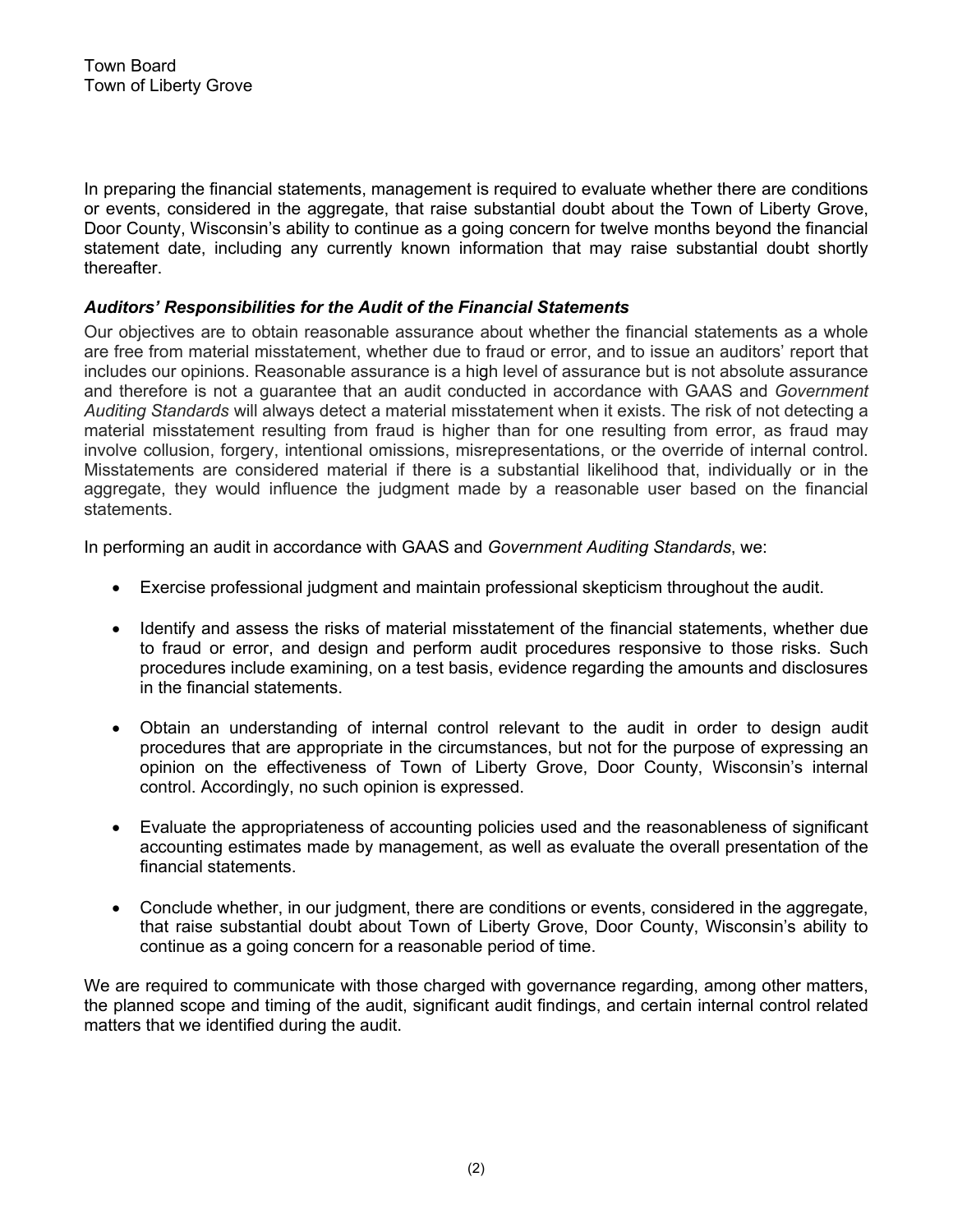Town Board
Town of Liberty Grove

In preparing the financial statements, management is required to evaluate whether there are conditions or events, considered in the aggregate, that raise substantial doubt about the Town of Liberty Grove, Door County, Wisconsin's ability to continue as a going concern for twelve months beyond the financial statement date, including any currently known information that may raise substantial doubt shortly thereafter.

***Auditors' Responsibilities for the Audit of the Financial Statements***

Our objectives are to obtain reasonable assurance about whether the financial statements as a whole are free from material misstatement, whether due to fraud or error, and to issue an auditors' report that includes our opinions. Reasonable assurance is a high level of assurance but is not absolute assurance and therefore is not a guarantee that an audit conducted in accordance with GAAS and *Government Auditing Standards* will always detect a material misstatement when it exists. The risk of not detecting a material misstatement resulting from fraud is higher than for one resulting from error, as fraud may involve collusion, forgery, intentional omissions, misrepresentations, or the override of internal control. Misstatements are considered material if there is a substantial likelihood that, individually or in the aggregate, they would influence the judgment made by a reasonable user based on the financial statements.

In performing an audit in accordance with GAAS and *Government Auditing Standards*, we:

- Exercise professional judgment and maintain professional skepticism throughout the audit.
- Identify and assess the risks of material misstatement of the financial statements, whether due to fraud or error, and design and perform audit procedures responsive to those risks. Such procedures include examining, on a test basis, evidence regarding the amounts and disclosures in the financial statements.
- Obtain an understanding of internal control relevant to the audit in order to design audit procedures that are appropriate in the circumstances, but not for the purpose of expressing an opinion on the effectiveness of Town of Liberty Grove, Door County, Wisconsin's internal control. Accordingly, no such opinion is expressed.
- Evaluate the appropriateness of accounting policies used and the reasonableness of significant accounting estimates made by management, as well as evaluate the overall presentation of the financial statements.
- Conclude whether, in our judgment, there are conditions or events, considered in the aggregate, that raise substantial doubt about Town of Liberty Grove, Door County, Wisconsin's ability to continue as a going concern for a reasonable period of time.

We are required to communicate with those charged with governance regarding, among other matters, the planned scope and timing of the audit, significant audit findings, and certain internal control related matters that we identified during the audit.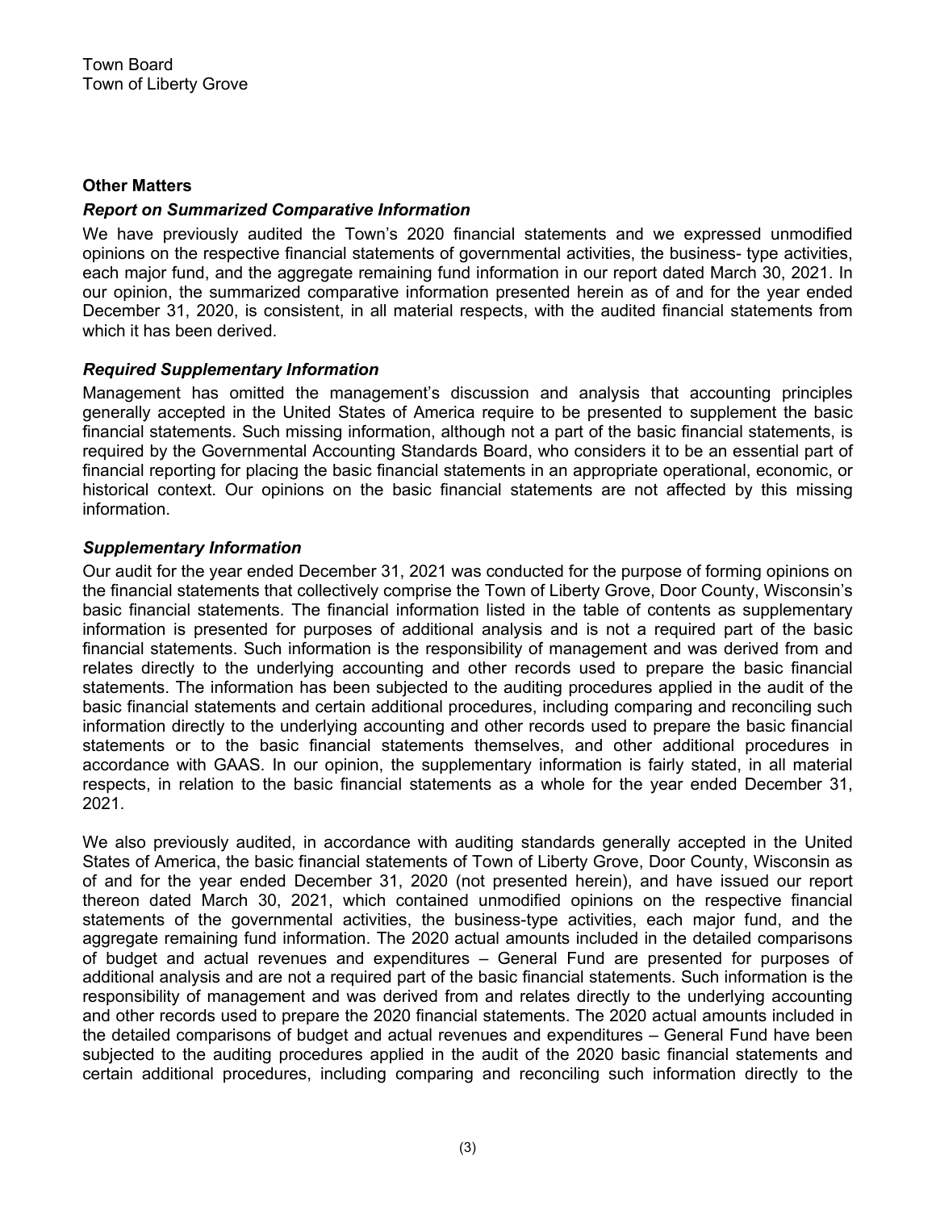Town Board
Town of Liberty Grove

## Other Matters

### *Report on Summarized Comparative Information*

We have previously audited the Town's 2020 financial statements and we expressed unmodified opinions on the respective financial statements of governmental activities, the business- type activities, each major fund, and the aggregate remaining fund information in our report dated March 30, 2021. In our opinion, the summarized comparative information presented herein as of and for the year ended December 31, 2020, is consistent, in all material respects, with the audited financial statements from which it has been derived.

### *Required Supplementary Information*

Management has omitted the management's discussion and analysis that accounting principles generally accepted in the United States of America require to be presented to supplement the basic financial statements. Such missing information, although not a part of the basic financial statements, is required by the Governmental Accounting Standards Board, who considers it to be an essential part of financial reporting for placing the basic financial statements in an appropriate operational, economic, or historical context. Our opinions on the basic financial statements are not affected by this missing information.

### *Supplementary Information*

Our audit for the year ended December 31, 2021 was conducted for the purpose of forming opinions on the financial statements that collectively comprise the Town of Liberty Grove, Door County, Wisconsin's basic financial statements. The financial information listed in the table of contents as supplementary information is presented for purposes of additional analysis and is not a required part of the basic financial statements. Such information is the responsibility of management and was derived from and relates directly to the underlying accounting and other records used to prepare the basic financial statements. The information has been subjected to the auditing procedures applied in the audit of the basic financial statements and certain additional procedures, including comparing and reconciling such information directly to the underlying accounting and other records used to prepare the basic financial statements or to the basic financial statements themselves, and other additional procedures in accordance with GAAS. In our opinion, the supplementary information is fairly stated, in all material respects, in relation to the basic financial statements as a whole for the year ended December 31, 2021.

We also previously audited, in accordance with auditing standards generally accepted in the United States of America, the basic financial statements of Town of Liberty Grove, Door County, Wisconsin as of and for the year ended December 31, 2020 (not presented herein), and have issued our report thereon dated March 30, 2021, which contained unmodified opinions on the respective financial statements of the governmental activities, the business-type activities, each major fund, and the aggregate remaining fund information. The 2020 actual amounts included in the detailed comparisons of budget and actual revenues and expenditures – General Fund are presented for purposes of additional analysis and are not a required part of the basic financial statements. Such information is the responsibility of management and was derived from and relates directly to the underlying accounting and other records used to prepare the 2020 financial statements. The 2020 actual amounts included in the detailed comparisons of budget and actual revenues and expenditures – General Fund have been subjected to the auditing procedures applied in the audit of the 2020 basic financial statements and certain additional procedures, including comparing and reconciling such information directly to the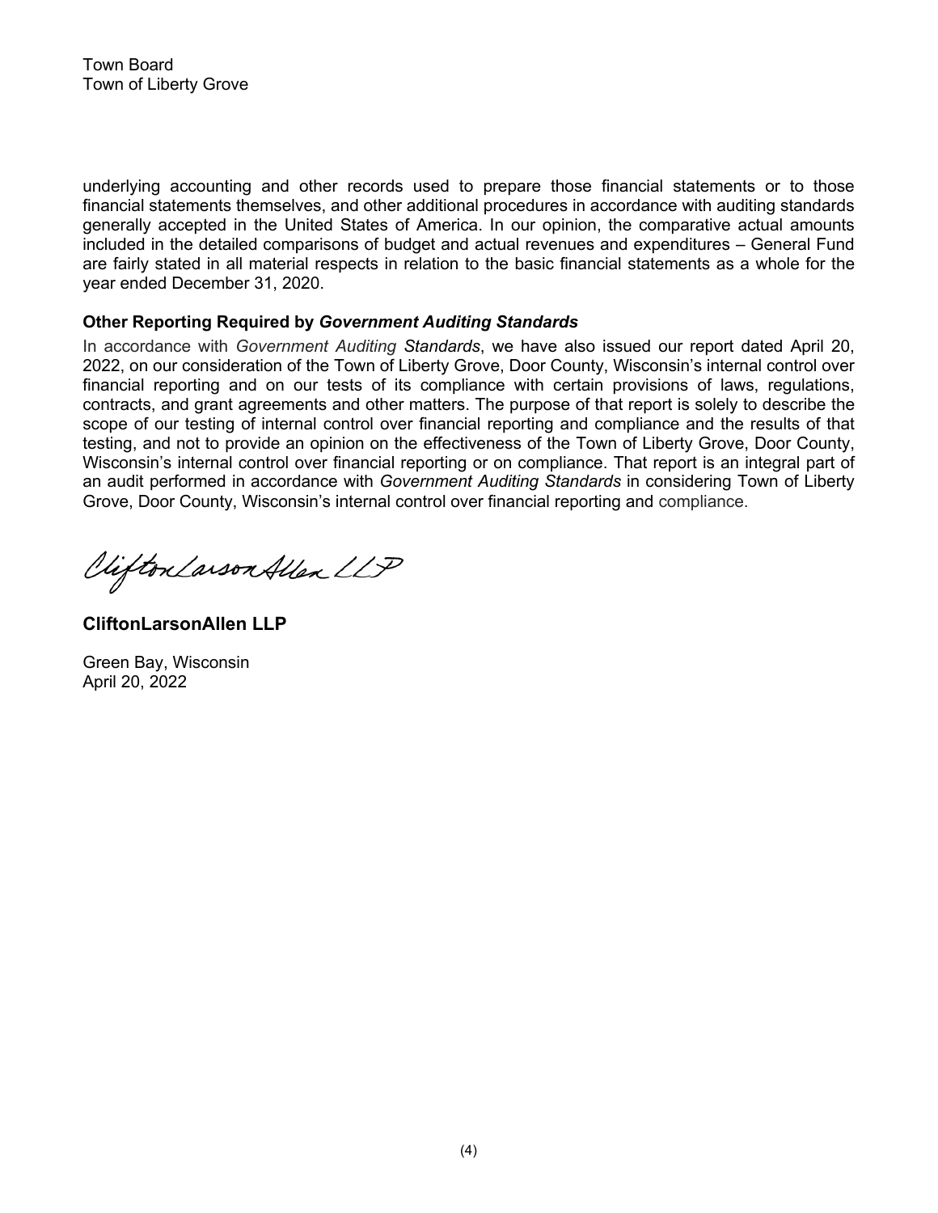Town Board
Town of Liberty Grove

underlying accounting and other records used to prepare those financial statements or to those financial statements themselves, and other additional procedures in accordance with auditing standards generally accepted in the United States of America. In our opinion, the comparative actual amounts included in the detailed comparisons of budget and actual revenues and expenditures – General Fund are fairly stated in all material respects in relation to the basic financial statements as a whole for the year ended December 31, 2020.

**Other Reporting Required by *Government Auditing Standards***

In accordance with *Government Auditing Standards*, we have also issued our report dated April 20, 2022, on our consideration of the Town of Liberty Grove, Door County, Wisconsin's internal control over financial reporting and on our tests of its compliance with certain provisions of laws, regulations, contracts, and grant agreements and other matters. The purpose of that report is solely to describe the scope of our testing of internal control over financial reporting and compliance and the results of that testing, and not to provide an opinion on the effectiveness of the Town of Liberty Grove, Door County, Wisconsin's internal control over financial reporting or on compliance. That report is an integral part of an audit performed in accordance with *Government Auditing Standards* in considering Town of Liberty Grove, Door County, Wisconsin's internal control over financial reporting and compliance.

*CliftonLarsonAllen LLP*

**CliftonLarsonAllen LLP**

Green Bay, Wisconsin
April 20, 2022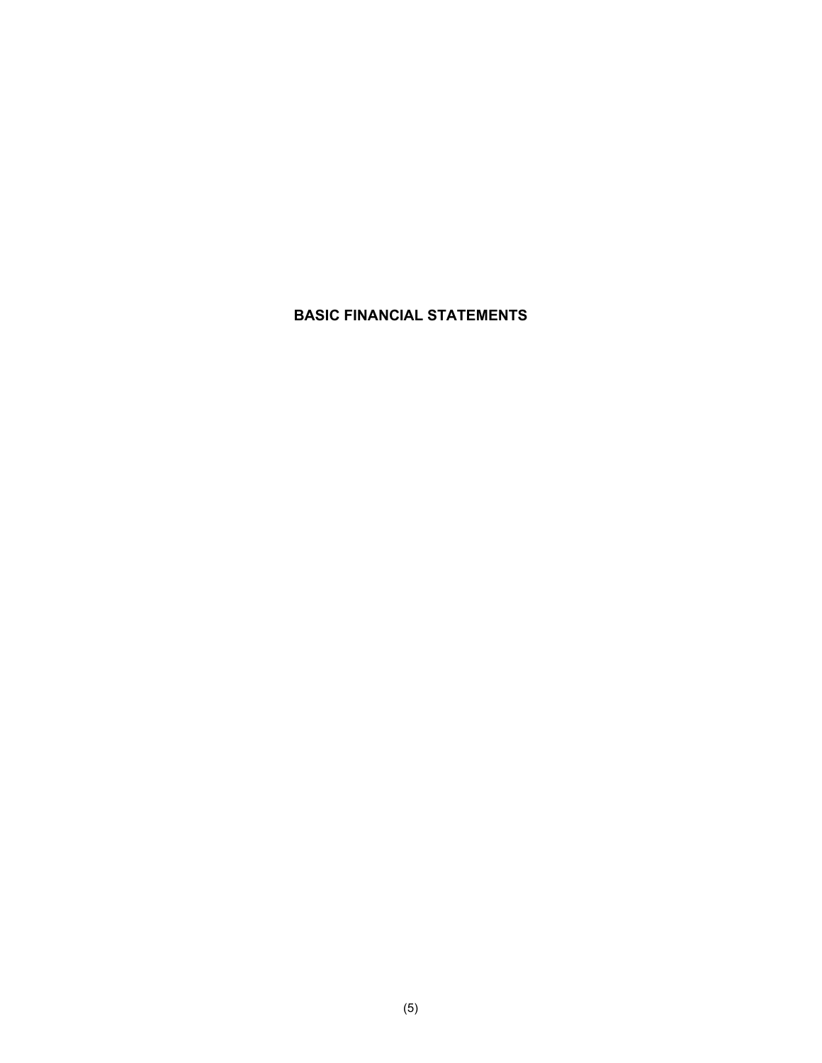# BASIC FINANCIAL STATEMENTS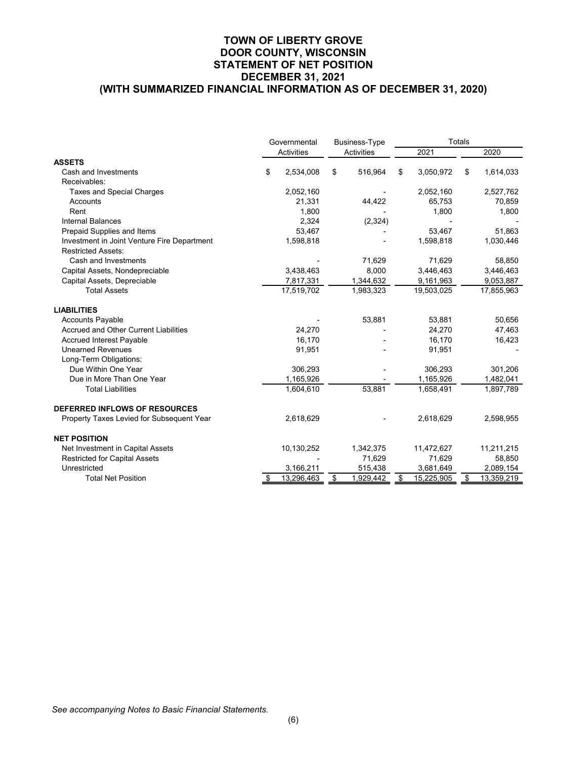# TOWN OF LIBERTY GROVE
# DOOR COUNTY, WISCONSIN
# STATEMENT OF NET POSITION
# DECEMBER 31, 2021
# (WITH SUMMARIZED FINANCIAL INFORMATION AS OF DECEMBER 31, 2020)

| | Governmental Activities | Business-Type Activities | Totals 2021 | Totals 2020 |
|---|---|---|---|---|
| **ASSETS** | | | | |
| Cash and Investments | $ 2,534,008 | $ 516,964 | $ 3,050,972 | $ 1,614,033 |
| Receivables: | | | | |
| Taxes and Special Charges | 2,052,160 | - | 2,052,160 | 2,527,762 |
| Accounts | 21,331 | 44,422 | 65,753 | 70,859 |
| Rent | 1,800 | - | 1,800 | 1,800 |
| Internal Balances | 2,324 | (2,324) | - | - |
| Prepaid Supplies and Items | 53,467 | - | 53,467 | 51,863 |
| Investment in Joint Venture Fire Department | 1,598,818 | - | 1,598,818 | 1,030,446 |
| Restricted Assets: | | | | |
| Cash and Investments | - | 71,629 | 71,629 | 58,850 |
| Capital Assets, Nondepreciable | 3,438,463 | 8,000 | 3,446,463 | 3,446,463 |
| Capital Assets, Depreciable | 7,817,331 | 1,344,632 | 9,161,963 | 9,053,887 |
| Total Assets | 17,519,702 | 1,983,323 | 19,503,025 | 17,855,963 |
| **LIABILITIES** | | | | |
| Accounts Payable | - | 53,881 | 53,881 | 50,656 |
| Accrued and Other Current Liabilities | 24,270 | - | 24,270 | 47,463 |
| Accrued Interest Payable | 16,170 | - | 16,170 | 16,423 |
| Unearned Revenues | 91,951 | - | 91,951 | - |
| Long-Term Obligations: | | | | |
| Due Within One Year | 306,293 | - | 306,293 | 301,206 |
| Due in More Than One Year | 1,165,926 | - | 1,165,926 | 1,482,041 |
| Total Liabilities | 1,604,610 | 53,881 | 1,658,491 | 1,897,789 |
| **DEFERRED INFLOWS OF RESOURCES** | | | | |
| Property Taxes Levied for Subsequent Year | 2,618,629 | - | 2,618,629 | 2,598,955 |
| **NET POSITION** | | | | |
| Net Investment in Capital Assets | 10,130,252 | 1,342,375 | 11,472,627 | 11,211,215 |
| Restricted for Capital Assets | - | 71,629 | 71,629 | 58,850 |
| Unrestricted | 3,166,211 | 515,438 | 3,681,649 | 2,089,154 |
| Total Net Position | $ 13,296,463 | $ 1,929,442 | $ 15,225,905 | $ 13,359,219 |

*See accompanying Notes to Basic Financial Statements.*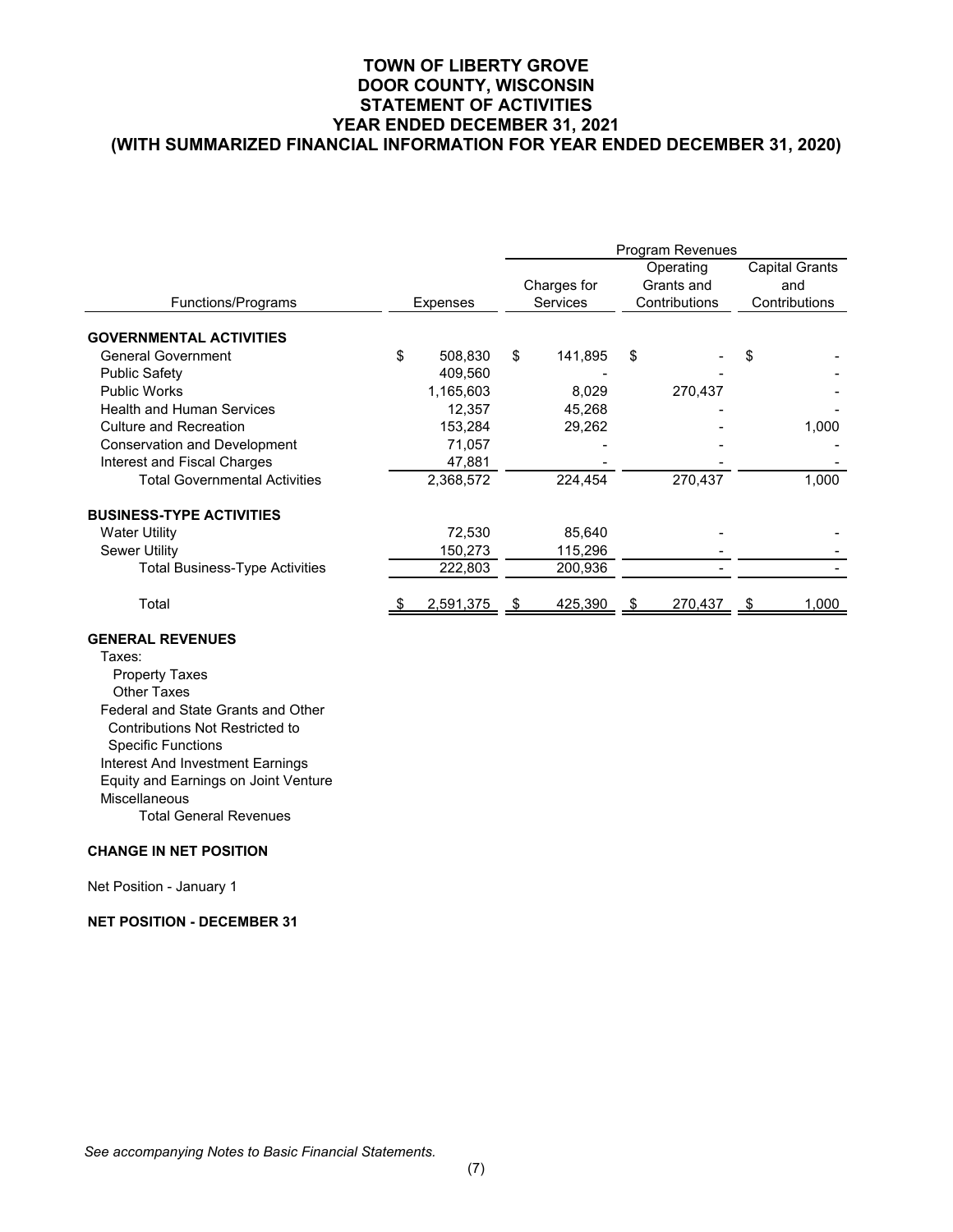**TOWN OF LIBERTY GROVE**
**DOOR COUNTY, WISCONSIN**
**STATEMENT OF ACTIVITIES**
**YEAR ENDED DECEMBER 31, 2021**
**(WITH SUMMARIZED FINANCIAL INFORMATION FOR YEAR ENDED DECEMBER 31, 2020)**

| | | Program Revenues | | |
|---|---|---|---|---|
| Functions/Programs | Expenses | Charges for Services | Operating Grants and Contributions | Capital Grants and Contributions |
| **GOVERNMENTAL ACTIVITIES** | | | | |
| General Government | $ 508,830 | $ 141,895 | $ - | $ - |
| Public Safety | 409,560 | - | - | - |
| Public Works | 1,165,603 | 8,029 | 270,437 | - |
| Health and Human Services | 12,357 | 45,268 | - | - |
| Culture and Recreation | 153,284 | 29,262 | - | 1,000 |
| Conservation and Development | 71,057 | - | - | - |
| Interest and Fiscal Charges | 47,881 | - | - | - |
| Total Governmental Activities | 2,368,572 | 224,454 | 270,437 | 1,000 |
| **BUSINESS-TYPE ACTIVITIES** | | | | |
| Water Utility | 72,530 | 85,640 | - | - |
| Sewer Utility | 150,273 | 115,296 | - | - |
| Total Business-Type Activities | 222,803 | 200,936 | - | - |
| Total | $ 2,591,375 | $ 425,390 | $ 270,437 | $ 1,000 |

**GENERAL REVENUES**

Taxes:
- Property Taxes
- Other Taxes

Federal and State Grants and Other Contributions Not Restricted to Specific Functions

Interest And Investment Earnings

Equity and Earnings on Joint Venture

Miscellaneous

Total General Revenues

**CHANGE IN NET POSITION**

Net Position - January 1

**NET POSITION - DECEMBER 31**

*See accompanying Notes to Basic Financial Statements.*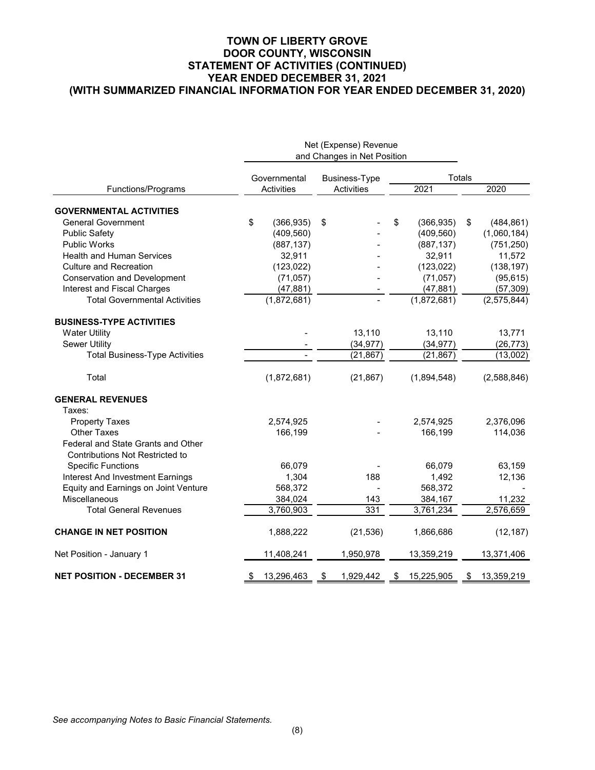# TOWN OF LIBERTY GROVE
# DOOR COUNTY, WISCONSIN
# STATEMENT OF ACTIVITIES (CONTINUED)
# YEAR ENDED DECEMBER 31, 2021
# (WITH SUMMARIZED FINANCIAL INFORMATION FOR YEAR ENDED DECEMBER 31, 2020)

| | Net (Expense) Revenue and Changes in Net Position | | | |
|---|---|---|---|---|
| | Governmental | Business-Type | Totals | |
| Functions/Programs | Activities | Activities | 2021 | 2020 |
| **GOVERNMENTAL ACTIVITIES** | | | | |
| General Government | $ (366,935) | $ - | $ (366,935) | $ (484,861) |
| Public Safety | (409,560) | - | (409,560) | (1,060,184) |
| Public Works | (887,137) | - | (887,137) | (751,250) |
| Health and Human Services | 32,911 | - | 32,911 | 11,572 |
| Culture and Recreation | (123,022) | - | (123,022) | (138,197) |
| Conservation and Development | (71,057) | - | (71,057) | (95,615) |
| Interest and Fiscal Charges | (47,881) | - | (47,881) | (57,309) |
| Total Governmental Activities | (1,872,681) | - | (1,872,681) | (2,575,844) |
| **BUSINESS-TYPE ACTIVITIES** | | | | |
| Water Utility | - | 13,110 | 13,110 | 13,771 |
| Sewer Utility | - | (34,977) | (34,977) | (26,773) |
| Total Business-Type Activities | - | (21,867) | (21,867) | (13,002) |
| Total | (1,872,681) | (21,867) | (1,894,548) | (2,588,846) |
| **GENERAL REVENUES** | | | | |
| Taxes: | | | | |
| Property Taxes | 2,574,925 | - | 2,574,925 | 2,376,096 |
| Other Taxes | 166,199 | - | 166,199 | 114,036 |
| Federal and State Grants and Other Contributions Not Restricted to Specific Functions | 66,079 | - | 66,079 | 63,159 |
| Interest And Investment Earnings | 1,304 | 188 | 1,492 | 12,136 |
| Equity and Earnings on Joint Venture | 568,372 | - | 568,372 | - |
| Miscellaneous | 384,024 | 143 | 384,167 | 11,232 |
| Total General Revenues | 3,760,903 | 331 | 3,761,234 | 2,576,659 |
| **CHANGE IN NET POSITION** | 1,888,222 | (21,536) | 1,866,686 | (12,187) |
| Net Position - January 1 | 11,408,241 | 1,950,978 | 13,359,219 | 13,371,406 |
| **NET POSITION - DECEMBER 31** | $ 13,296,463 | $ 1,929,442 | $ 15,225,905 | $ 13,359,219 |

*See accompanying Notes to Basic Financial Statements.*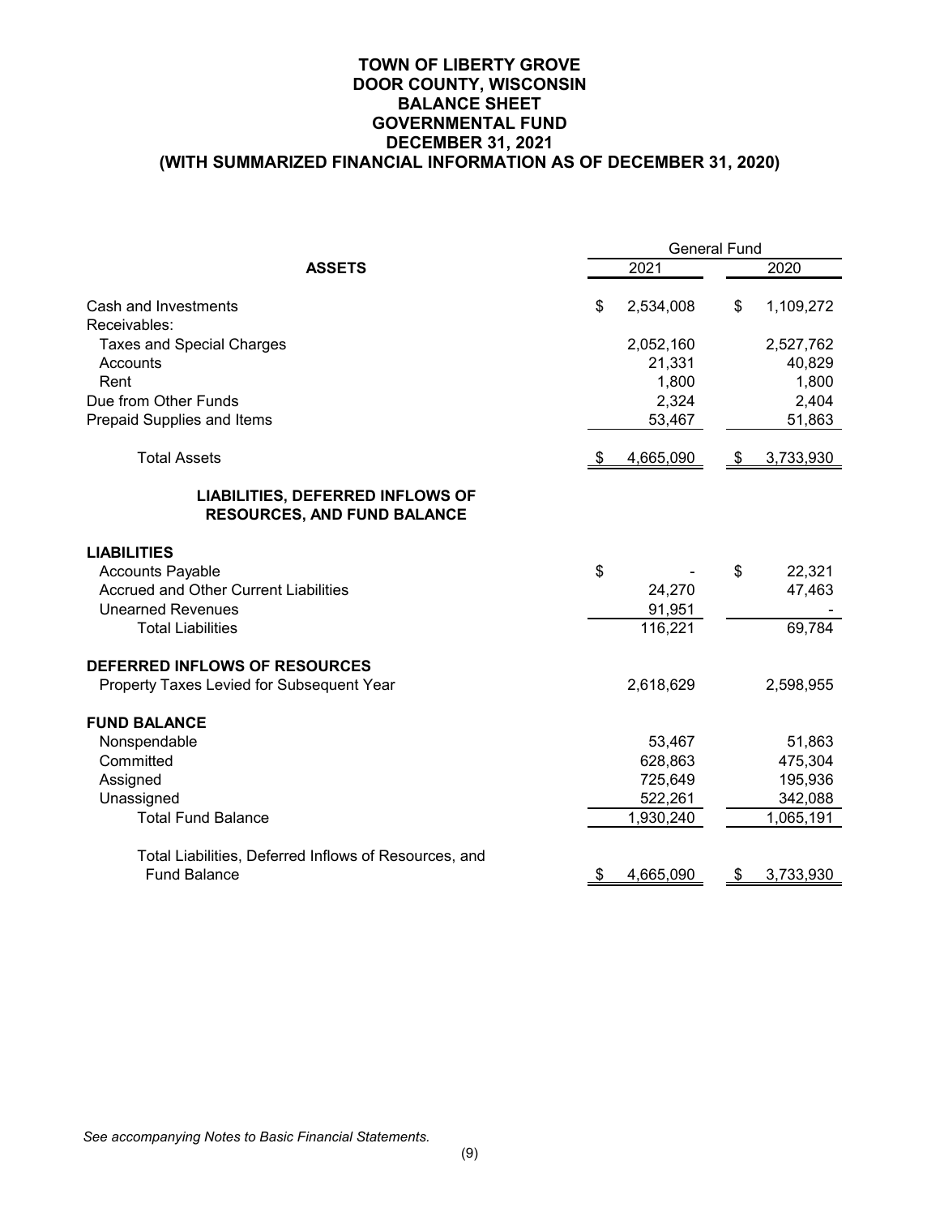# TOWN OF LIBERTY GROVE
## DOOR COUNTY, WISCONSIN
## BALANCE SHEET
## GOVERNMENTAL FUND
## DECEMBER 31, 2021
## (WITH SUMMARIZED FINANCIAL INFORMATION AS OF DECEMBER 31, 2020)

| | General Fund | |
|---|---|---|
| **ASSETS** | 2021 | 2020 |
| Cash and Investments | $ 2,534,008 | $ 1,109,272 |
| Receivables: | | |
| Taxes and Special Charges | 2,052,160 | 2,527,762 |
| Accounts | 21,331 | 40,829 |
| Rent | 1,800 | 1,800 |
| Due from Other Funds | 2,324 | 2,404 |
| Prepaid Supplies and Items | 53,467 | 51,863 |
| Total Assets | $ 4,665,090 | $ 3,733,930 |
| **LIABILITIES, DEFERRED INFLOWS OF RESOURCES, AND FUND BALANCE** | | |
| **LIABILITIES** | | |
| Accounts Payable | $ - | $ 22,321 |
| Accrued and Other Current Liabilities | 24,270 | 47,463 |
| Unearned Revenues | 91,951 | - |
| Total Liabilities | 116,221 | 69,784 |
| **DEFERRED INFLOWS OF RESOURCES** | | |
| Property Taxes Levied for Subsequent Year | 2,618,629 | 2,598,955 |
| **FUND BALANCE** | | |
| Nonspendable | 53,467 | 51,863 |
| Committed | 628,863 | 475,304 |
| Assigned | 725,649 | 195,936 |
| Unassigned | 522,261 | 342,088 |
| Total Fund Balance | 1,930,240 | 1,065,191 |
| Total Liabilities, Deferred Inflows of Resources, and Fund Balance | $ 4,665,090 | $ 3,733,930 |

*See accompanying Notes to Basic Financial Statements.*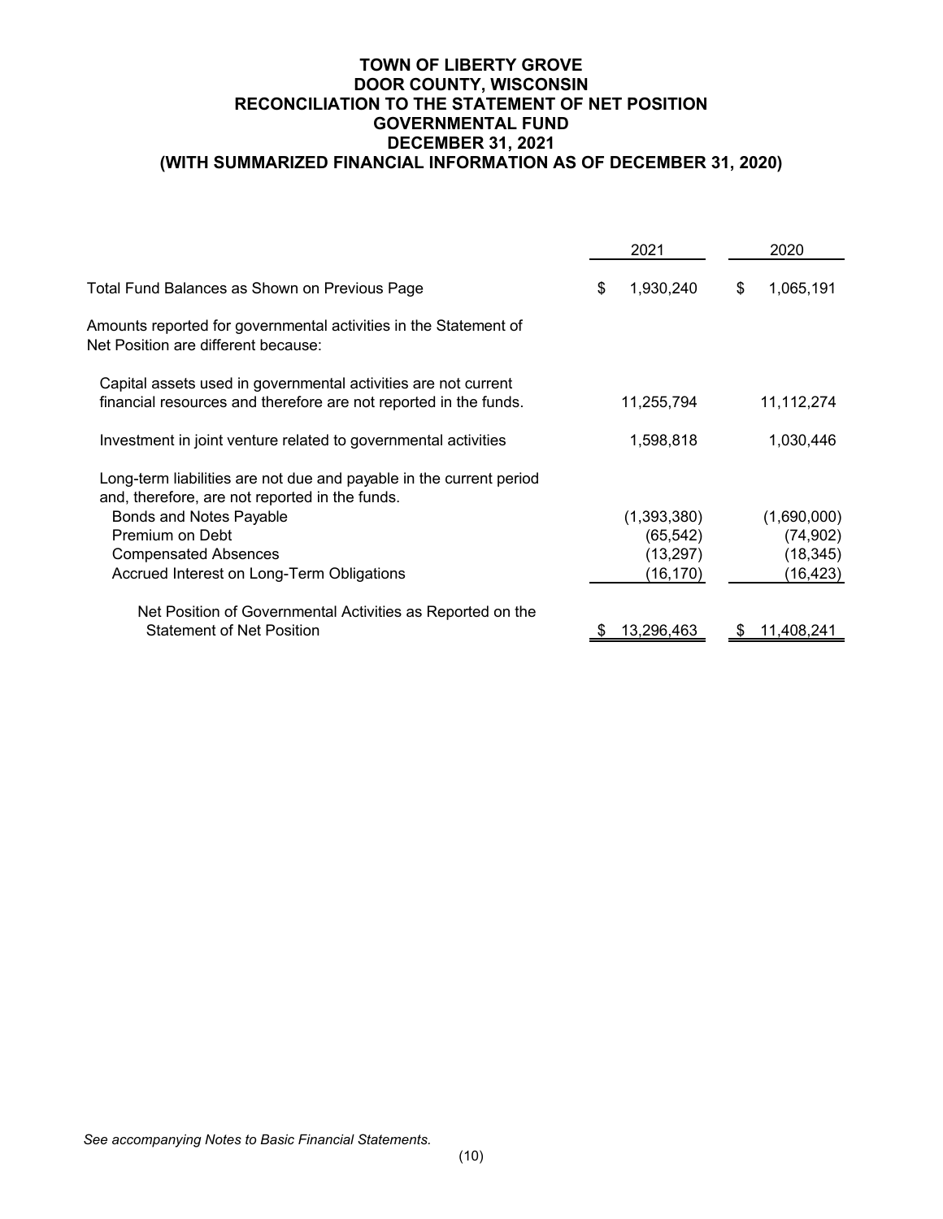# TOWN OF LIBERTY GROVE
## DOOR COUNTY, WISCONSIN
## RECONCILIATION TO THE STATEMENT OF NET POSITION
## GOVERNMENTAL FUND
## DECEMBER 31, 2021
## (WITH SUMMARIZED FINANCIAL INFORMATION AS OF DECEMBER 31, 2020)

| | 2021 | 2020 |
|---|---|---|
| Total Fund Balances as Shown on Previous Page | $ 1,930,240 | $ 1,065,191 |
| Amounts reported for governmental activities in the Statement of Net Position are different because: | | |
| Capital assets used in governmental activities are not current financial resources and therefore are not reported in the funds. | 11,255,794 | 11,112,274 |
| Investment in joint venture related to governmental activities | 1,598,818 | 1,030,446 |
| Long-term liabilities are not due and payable in the current period and, therefore, are not reported in the funds. | | |
| Bonds and Notes Payable | (1,393,380) | (1,690,000) |
| Premium on Debt | (65,542) | (74,902) |
| Compensated Absences | (13,297) | (18,345) |
| Accrued Interest on Long-Term Obligations | (16,170) | (16,423) |
| Net Position of Governmental Activities as Reported on the Statement of Net Position | $ 13,296,463 | $ 11,408,241 |

*See accompanying Notes to Basic Financial Statements.*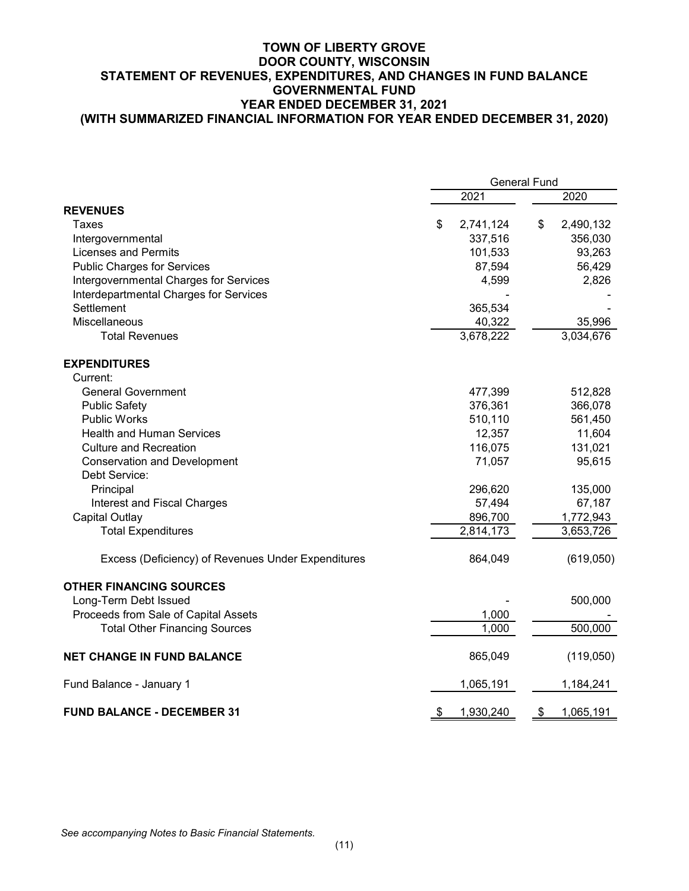# TOWN OF LIBERTY GROVE
## DOOR COUNTY, WISCONSIN
## STATEMENT OF REVENUES, EXPENDITURES, AND CHANGES IN FUND BALANCE
## GOVERNMENTAL FUND
## YEAR ENDED DECEMBER 31, 2021
## (WITH SUMMARIZED FINANCIAL INFORMATION FOR YEAR ENDED DECEMBER 31, 2020)

| | General Fund | |
|---|---|---|
| | 2021 | 2020 |
| **REVENUES** | | |
| Taxes | $ 2,741,124 | $ 2,490,132 |
| Intergovernmental | 337,516 | 356,030 |
| Licenses and Permits | 101,533 | 93,263 |
| Public Charges for Services | 87,594 | 56,429 |
| Intergovernmental Charges for Services | 4,599 | 2,826 |
| Interdepartmental Charges for Services | - | - |
| Settlement | 365,534 | - |
| Miscellaneous | 40,322 | 35,996 |
| Total Revenues | 3,678,222 | 3,034,676 |
| **EXPENDITURES** | | |
| Current: | | |
| General Government | 477,399 | 512,828 |
| Public Safety | 376,361 | 366,078 |
| Public Works | 510,110 | 561,450 |
| Health and Human Services | 12,357 | 11,604 |
| Culture and Recreation | 116,075 | 131,021 |
| Conservation and Development | 71,057 | 95,615 |
| Debt Service: | | |
| Principal | 296,620 | 135,000 |
| Interest and Fiscal Charges | 57,494 | 67,187 |
| Capital Outlay | 896,700 | 1,772,943 |
| Total Expenditures | 2,814,173 | 3,653,726 |
| Excess (Deficiency) of Revenues Under Expenditures | 864,049 | (619,050) |
| **OTHER FINANCING SOURCES** | | |
| Long-Term Debt Issued | - | 500,000 |
| Proceeds from Sale of Capital Assets | 1,000 | - |
| Total Other Financing Sources | 1,000 | 500,000 |
| **NET CHANGE IN FUND BALANCE** | 865,049 | (119,050) |
| Fund Balance - January 1 | 1,065,191 | 1,184,241 |
| **FUND BALANCE - DECEMBER 31** | $ 1,930,240 | $ 1,065,191 |

*See accompanying Notes to Basic Financial Statements.*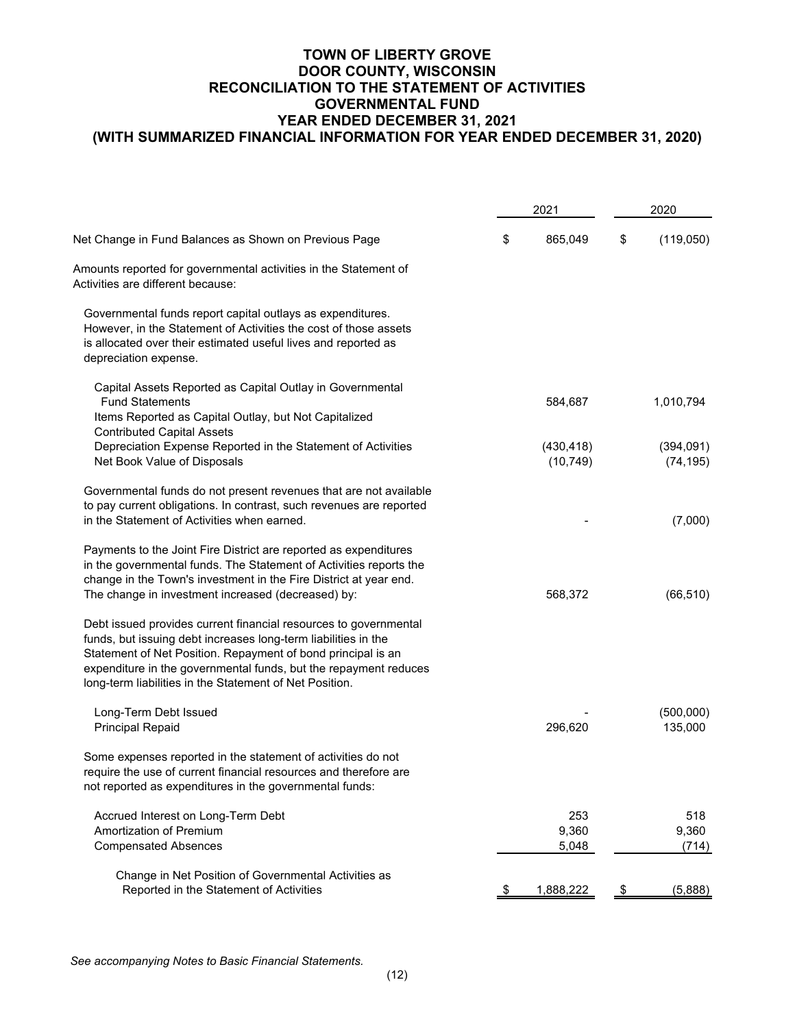# TOWN OF LIBERTY GROVE
## DOOR COUNTY, WISCONSIN
## RECONCILIATION TO THE STATEMENT OF ACTIVITIES
## GOVERNMENTAL FUND
## YEAR ENDED DECEMBER 31, 2021
## (WITH SUMMARIZED FINANCIAL INFORMATION FOR YEAR ENDED DECEMBER 31, 2020)

| | 2021 | 2020 |
|---|---|---|
| Net Change in Fund Balances as Shown on Previous Page | $ 865,049 | $ (119,050) |
| Amounts reported for governmental activities in the Statement of Activities are different because: | | |
| Governmental funds report capital outlays as expenditures. However, in the Statement of Activities the cost of those assets is allocated over their estimated useful lives and reported as depreciation expense. | | |
| Capital Assets Reported as Capital Outlay in Governmental Fund Statements | 584,687 | 1,010,794 |
| Items Reported as Capital Outlay, but Not Capitalized | | |
| Contributed Capital Assets | | |
| Depreciation Expense Reported in the Statement of Activities | (430,418) | (394,091) |
| Net Book Value of Disposals | (10,749) | (74,195) |
| Governmental funds do not present revenues that are not available to pay current obligations. In contrast, such revenues are reported in the Statement of Activities when earned. | - | (7,000) |
| Payments to the Joint Fire District are reported as expenditures in the governmental funds. The Statement of Activities reports the change in the Town's investment in the Fire District at year end. The change in investment increased (decreased) by: | 568,372 | (66,510) |
| Debt issued provides current financial resources to governmental funds, but issuing debt increases long-term liabilities in the Statement of Net Position. Repayment of bond principal is an expenditure in the governmental funds, but the repayment reduces long-term liabilities in the Statement of Net Position. | | |
| Long-Term Debt Issued | - | (500,000) |
| Principal Repaid | 296,620 | 135,000 |
| Some expenses reported in the statement of activities do not require the use of current financial resources and therefore are not reported as expenditures in the governmental funds: | | |
| Accrued Interest on Long-Term Debt | 253 | 518 |
| Amortization of Premium | 9,360 | 9,360 |
| Compensated Absences | 5,048 | (714) |
| Change in Net Position of Governmental Activities as Reported in the Statement of Activities | $ 1,888,222 | $ (5,888) |

*See accompanying Notes to Basic Financial Statements.*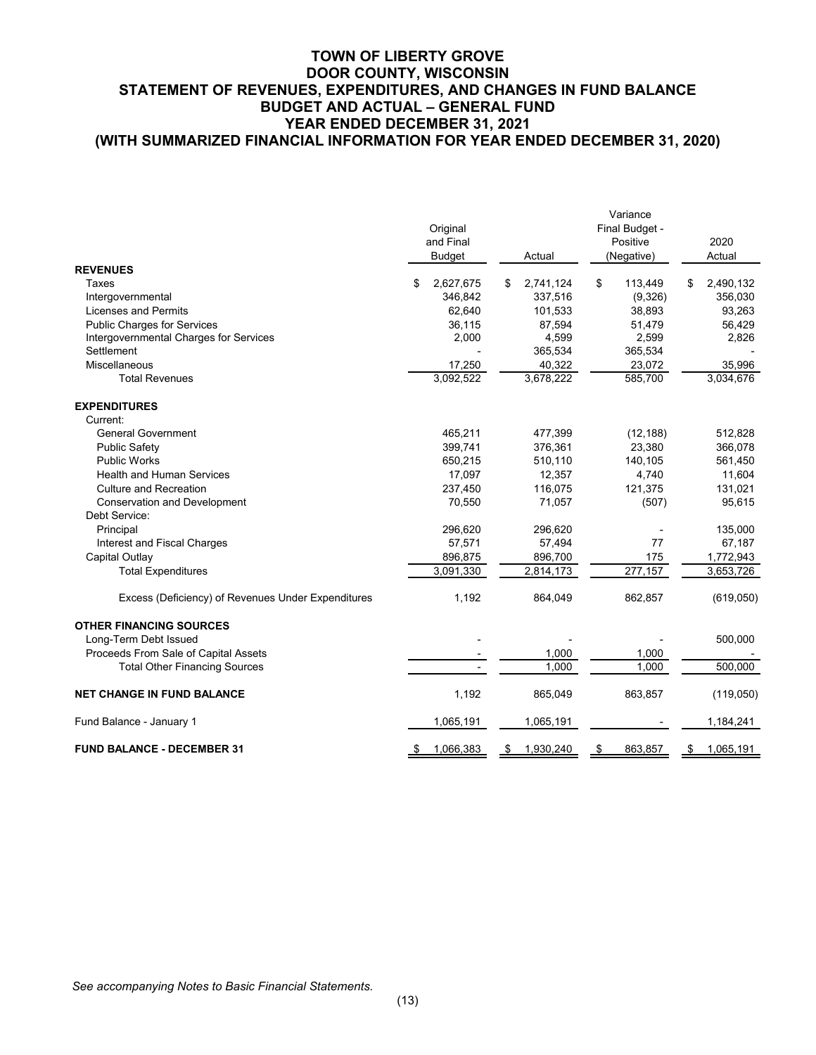# TOWN OF LIBERTY GROVE
# DOOR COUNTY, WISCONSIN
# STATEMENT OF REVENUES, EXPENDITURES, AND CHANGES IN FUND BALANCE
# BUDGET AND ACTUAL – GENERAL FUND
# YEAR ENDED DECEMBER 31, 2021
# (WITH SUMMARIZED FINANCIAL INFORMATION FOR YEAR ENDED DECEMBER 31, 2020)

| | Original and Final Budget | Actual | Variance Final Budget - Positive (Negative) | 2020 Actual |
|---|---|---|---|---|
| **REVENUES** | | | | |
| Taxes | $ 2,627,675 | $ 2,741,124 | $ 113,449 | $ 2,490,132 |
| Intergovernmental | 346,842 | 337,516 | (9,326) | 356,030 |
| Licenses and Permits | 62,640 | 101,533 | 38,893 | 93,263 |
| Public Charges for Services | 36,115 | 87,594 | 51,479 | 56,429 |
| Intergovernmental Charges for Services | 2,000 | 4,599 | 2,599 | 2,826 |
| Settlement | - | 365,534 | 365,534 | - |
| Miscellaneous | 17,250 | 40,322 | 23,072 | 35,996 |
| Total Revenues | 3,092,522 | 3,678,222 | 585,700 | 3,034,676 |
| **EXPENDITURES** | | | | |
| Current: | | | | |
| General Government | 465,211 | 477,399 | (12,188) | 512,828 |
| Public Safety | 399,741 | 376,361 | 23,380 | 366,078 |
| Public Works | 650,215 | 510,110 | 140,105 | 561,450 |
| Health and Human Services | 17,097 | 12,357 | 4,740 | 11,604 |
| Culture and Recreation | 237,450 | 116,075 | 121,375 | 131,021 |
| Conservation and Development | 70,550 | 71,057 | (507) | 95,615 |
| Debt Service: | | | | |
| Principal | 296,620 | 296,620 | - | 135,000 |
| Interest and Fiscal Charges | 57,571 | 57,494 | 77 | 67,187 |
| Capital Outlay | 896,875 | 896,700 | 175 | 1,772,943 |
| Total Expenditures | 3,091,330 | 2,814,173 | 277,157 | 3,653,726 |
| Excess (Deficiency) of Revenues Under Expenditures | 1,192 | 864,049 | 862,857 | (619,050) |
| **OTHER FINANCING SOURCES** | | | | |
| Long-Term Debt Issued | - | - | - | 500,000 |
| Proceeds From Sale of Capital Assets | - | 1,000 | 1,000 | - |
| Total Other Financing Sources | - | 1,000 | 1,000 | 500,000 |
| **NET CHANGE IN FUND BALANCE** | 1,192 | 865,049 | 863,857 | (119,050) |
| Fund Balance - January 1 | 1,065,191 | 1,065,191 | - | 1,184,241 |
| **FUND BALANCE - DECEMBER 31** | $ 1,066,383 | $ 1,930,240 | $ 863,857 | $ 1,065,191 |

*See accompanying Notes to Basic Financial Statements.*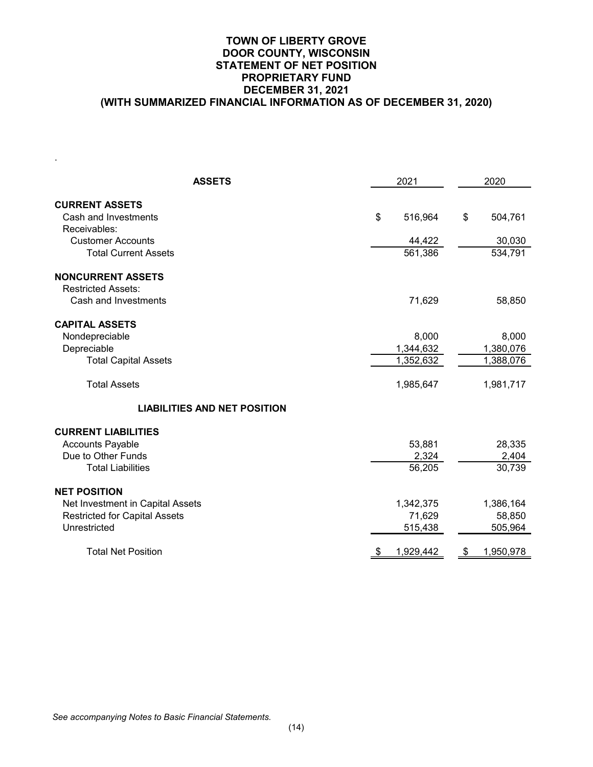# TOWN OF LIBERTY GROVE
## DOOR COUNTY, WISCONSIN
## STATEMENT OF NET POSITION
## PROPRIETARY FUND
## DECEMBER 31, 2021
## (WITH SUMMARIZED FINANCIAL INFORMATION AS OF DECEMBER 31, 2020)

| ASSETS | 2021 | 2020 |
|---|---|---|
| **CURRENT ASSETS** | | |
| Cash and Investments | $ 516,964 | $ 504,761 |
| Receivables: | | |
| Customer Accounts | 44,422 | 30,030 |
| Total Current Assets | 561,386 | 534,791 |
| **NONCURRENT ASSETS** | | |
| Restricted Assets: | | |
| Cash and Investments | 71,629 | 58,850 |
| **CAPITAL ASSETS** | | |
| Nondepreciable | 8,000 | 8,000 |
| Depreciable | 1,344,632 | 1,380,076 |
| Total Capital Assets | 1,352,632 | 1,388,076 |
| Total Assets | 1,985,647 | 1,981,717 |
| **LIABILITIES AND NET POSITION** | | |
| **CURRENT LIABILITIES** | | |
| Accounts Payable | 53,881 | 28,335 |
| Due to Other Funds | 2,324 | 2,404 |
| Total Liabilities | 56,205 | 30,739 |
| **NET POSITION** | | |
| Net Investment in Capital Assets | 1,342,375 | 1,386,164 |
| Restricted for Capital Assets | 71,629 | 58,850 |
| Unrestricted | 515,438 | 505,964 |
| Total Net Position | $ 1,929,442 | $ 1,950,978 |

*See accompanying Notes to Basic Financial Statements.*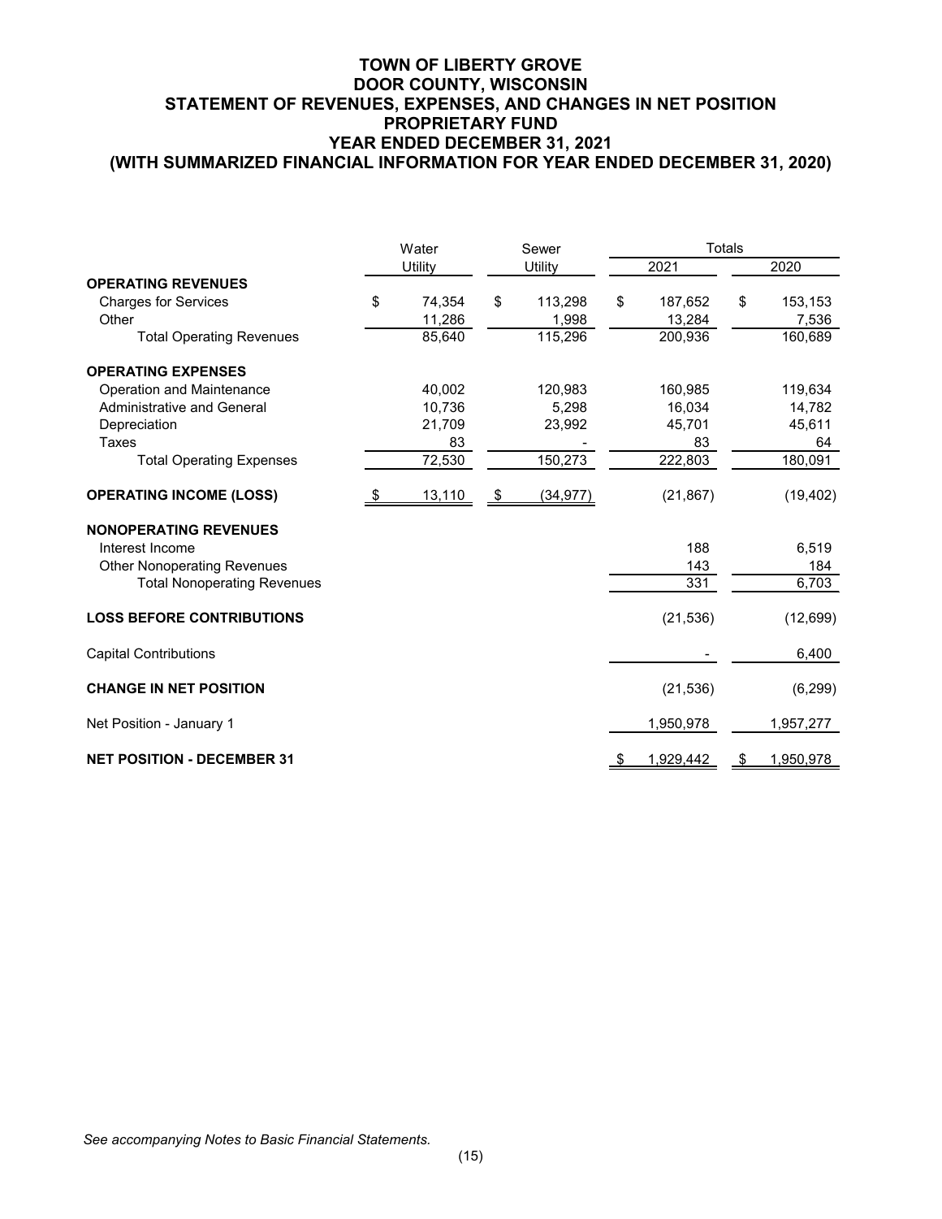# TOWN OF LIBERTY GROVE
# DOOR COUNTY, WISCONSIN
# STATEMENT OF REVENUES, EXPENSES, AND CHANGES IN NET POSITION
# PROPRIETARY FUND
# YEAR ENDED DECEMBER 31, 2021
# (WITH SUMMARIZED FINANCIAL INFORMATION FOR YEAR ENDED DECEMBER 31, 2020)

| | Water Utility | Sewer Utility | Totals 2021 | Totals 2020 |
|---|---|---|---|---|
| **OPERATING REVENUES** | | | | |
| Charges for Services | $ 74,354 | $ 113,298 | $ 187,652 | $ 153,153 |
| Other | 11,286 | 1,998 | 13,284 | 7,536 |
| Total Operating Revenues | 85,640 | 115,296 | 200,936 | 160,689 |
| **OPERATING EXPENSES** | | | | |
| Operation and Maintenance | 40,002 | 120,983 | 160,985 | 119,634 |
| Administrative and General | 10,736 | 5,298 | 16,034 | 14,782 |
| Depreciation | 21,709 | 23,992 | 45,701 | 45,611 |
| Taxes | 83 | - | 83 | 64 |
| Total Operating Expenses | 72,530 | 150,273 | 222,803 | 180,091 |
| **OPERATING INCOME (LOSS)** | $ 13,110 | $ (34,977) | (21,867) | (19,402) |
| **NONOPERATING REVENUES** | | | | |
| Interest Income | | | 188 | 6,519 |
| Other Nonoperating Revenues | | | 143 | 184 |
| Total Nonoperating Revenues | | | 331 | 6,703 |
| **LOSS BEFORE CONTRIBUTIONS** | | | (21,536) | (12,699) |
| Capital Contributions | | | - | 6,400 |
| **CHANGE IN NET POSITION** | | | (21,536) | (6,299) |
| Net Position - January 1 | | | 1,950,978 | 1,957,277 |
| **NET POSITION - DECEMBER 31** | | | $ 1,929,442 | $ 1,950,978 |

*See accompanying Notes to Basic Financial Statements.*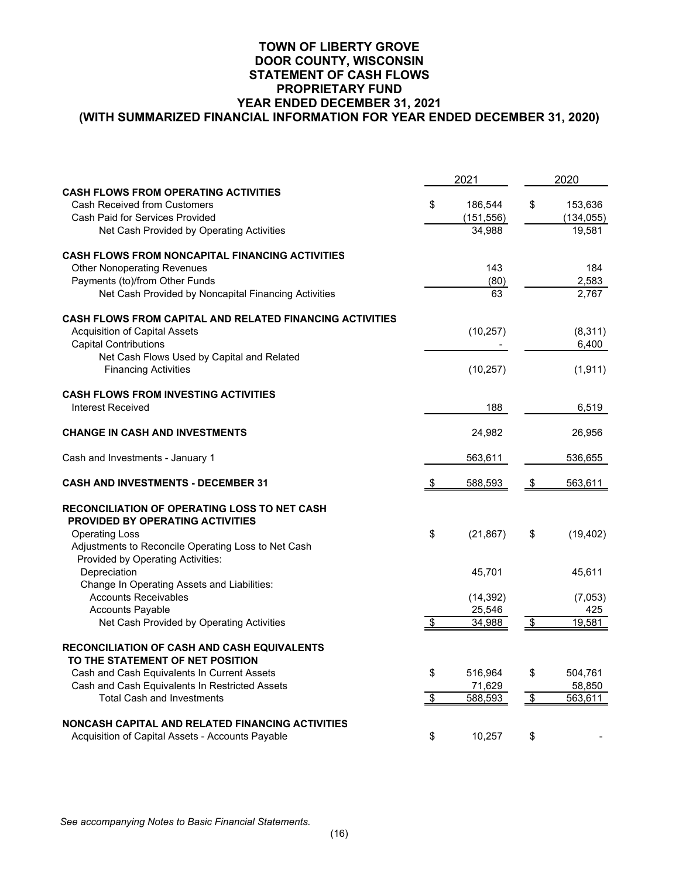# TOWN OF LIBERTY GROVE
## DOOR COUNTY, WISCONSIN
## STATEMENT OF CASH FLOWS
## PROPRIETARY FUND
## YEAR ENDED DECEMBER 31, 2021
## (WITH SUMMARIZED FINANCIAL INFORMATION FOR YEAR ENDED DECEMBER 31, 2020)

| | 2021 | 2020 |
|---|---|---|
| **CASH FLOWS FROM OPERATING ACTIVITIES** | | |
| Cash Received from Customers | $ 186,544 | $ 153,636 |
| Cash Paid for Services Provided | (151,556) | (134,055) |
| Net Cash Provided by Operating Activities | 34,988 | 19,581 |
| | | |
| **CASH FLOWS FROM NONCAPITAL FINANCING ACTIVITIES** | | |
| Other Nonoperating Revenues | 143 | 184 |
| Payments (to)/from Other Funds | (80) | 2,583 |
| Net Cash Provided by Noncapital Financing Activities | 63 | 2,767 |
| | | |
| **CASH FLOWS FROM CAPITAL AND RELATED FINANCING ACTIVITIES** | | |
| Acquisition of Capital Assets | (10,257) | (8,311) |
| Capital Contributions | - | 6,400 |
| Net Cash Flows Used by Capital and Related Financing Activities | (10,257) | (1,911) |
| | | |
| **CASH FLOWS FROM INVESTING ACTIVITIES** | | |
| Interest Received | 188 | 6,519 |
| | | |
| **CHANGE IN CASH AND INVESTMENTS** | 24,982 | 26,956 |
| | | |
| Cash and Investments - January 1 | 563,611 | 536,655 |
| | | |
| **CASH AND INVESTMENTS - DECEMBER 31** | $ 588,593 | $ 563,611 |
| | | |
| **RECONCILIATION OF OPERATING LOSS TO NET CASH PROVIDED BY OPERATING ACTIVITIES** | | |
| Operating Loss | $ (21,867) | $ (19,402) |
| Adjustments to Reconcile Operating Loss to Net Cash Provided by Operating Activities: | | |
| Depreciation | 45,701 | 45,611 |
| Change In Operating Assets and Liabilities: | | |
| Accounts Receivables | (14,392) | (7,053) |
| Accounts Payable | 25,546 | 425 |
| Net Cash Provided by Operating Activities | $ 34,988 | $ 19,581 |
| | | |
| **RECONCILIATION OF CASH AND CASH EQUIVALENTS TO THE STATEMENT OF NET POSITION** | | |
| Cash and Cash Equivalents In Current Assets | $ 516,964 | $ 504,761 |
| Cash and Cash Equivalents In Restricted Assets | 71,629 | 58,850 |
| Total Cash and Investments | $ 588,593 | $ 563,611 |
| | | |
| **NONCASH CAPITAL AND RELATED FINANCING ACTIVITIES** | | |
| Acquisition of Capital Assets - Accounts Payable | $ 10,257 | $ - |

*See accompanying Notes to Basic Financial Statements.*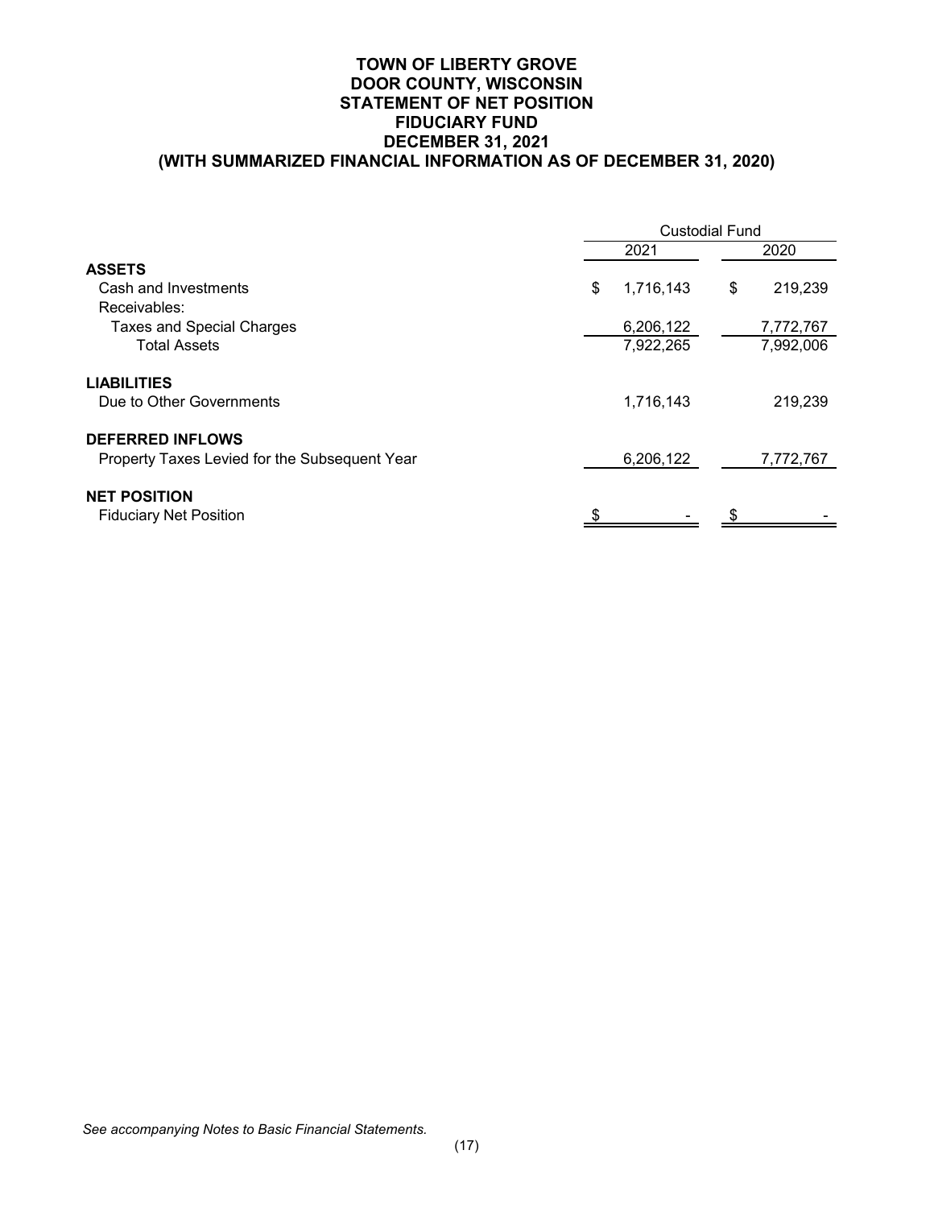# TOWN OF LIBERTY GROVE
## DOOR COUNTY, WISCONSIN
## STATEMENT OF NET POSITION
## FIDUCIARY FUND
## DECEMBER 31, 2021
## (WITH SUMMARIZED FINANCIAL INFORMATION AS OF DECEMBER 31, 2020)

| | Custodial Fund | |
|---|---|---|
| | 2021 | 2020 |
| **ASSETS** | | |
| Cash and Investments | $ 1,716,143 | $ 219,239 |
| Receivables: | | |
| Taxes and Special Charges | 6,206,122 | 7,772,767 |
| Total Assets | 7,922,265 | 7,992,006 |
| **LIABILITIES** | | |
| Due to Other Governments | 1,716,143 | 219,239 |
| **DEFERRED INFLOWS** | | |
| Property Taxes Levied for the Subsequent Year | 6,206,122 | 7,772,767 |
| **NET POSITION** | | |
| Fiduciary Net Position | $ - | $ - |

*See accompanying Notes to Basic Financial Statements.*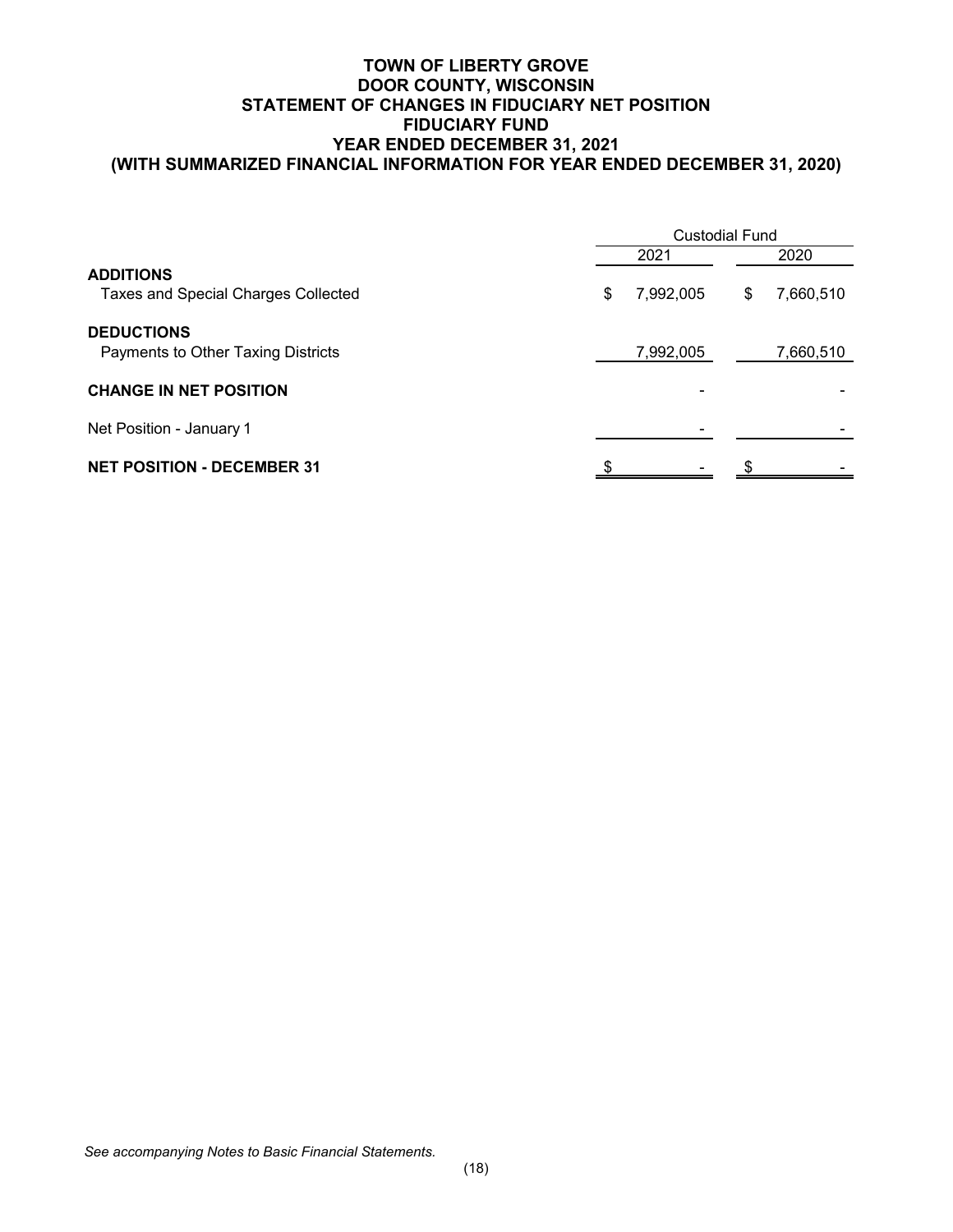# TOWN OF LIBERTY GROVE
## DOOR COUNTY, WISCONSIN
## STATEMENT OF CHANGES IN FIDUCIARY NET POSITION
## FIDUCIARY FUND
## YEAR ENDED DECEMBER 31, 2021
## (WITH SUMMARIZED FINANCIAL INFORMATION FOR YEAR ENDED DECEMBER 31, 2020)

| | Custodial Fund | |
|---|---|---|
| | 2021 | 2020 |
| **ADDITIONS** | | |
| Taxes and Special Charges Collected | $ 7,992,005 | $ 7,660,510 |
| **DEDUCTIONS** | | |
| Payments to Other Taxing Districts | 7,992,005 | 7,660,510 |
| **CHANGE IN NET POSITION** | - | - |
| Net Position - January 1 | - | - |
| **NET POSITION - DECEMBER 31** | $ - | $ - |

*See accompanying Notes to Basic Financial Statements.*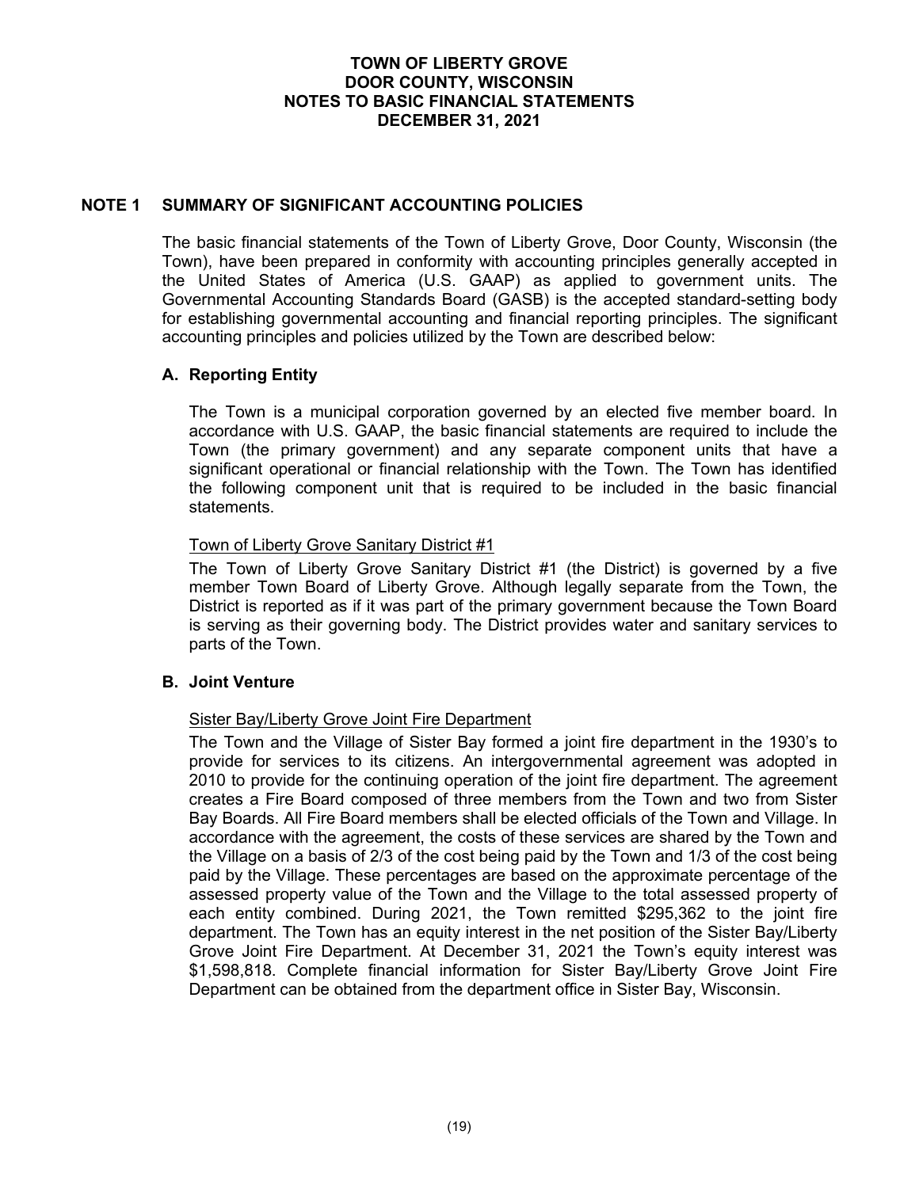# TOWN OF LIBERTY GROVE
# DOOR COUNTY, WISCONSIN
# NOTES TO BASIC FINANCIAL STATEMENTS
# DECEMBER 31, 2021

## NOTE 1 SUMMARY OF SIGNIFICANT ACCOUNTING POLICIES

The basic financial statements of the Town of Liberty Grove, Door County, Wisconsin (the Town), have been prepared in conformity with accounting principles generally accepted in the United States of America (U.S. GAAP) as applied to government units. The Governmental Accounting Standards Board (GASB) is the accepted standard-setting body for establishing governmental accounting and financial reporting principles. The significant accounting principles and policies utilized by the Town are described below:

### A. Reporting Entity

The Town is a municipal corporation governed by an elected five member board. In accordance with U.S. GAAP, the basic financial statements are required to include the Town (the primary government) and any separate component units that have a significant operational or financial relationship with the Town. The Town has identified the following component unit that is required to be included in the basic financial statements.

Town of Liberty Grove Sanitary District #1

The Town of Liberty Grove Sanitary District #1 (the District) is governed by a five member Town Board of Liberty Grove. Although legally separate from the Town, the District is reported as if it was part of the primary government because the Town Board is serving as their governing body. The District provides water and sanitary services to parts of the Town.

### B. Joint Venture

Sister Bay/Liberty Grove Joint Fire Department

The Town and the Village of Sister Bay formed a joint fire department in the 1930's to provide for services to its citizens. An intergovernmental agreement was adopted in 2010 to provide for the continuing operation of the joint fire department. The agreement creates a Fire Board composed of three members from the Town and two from Sister Bay Boards. All Fire Board members shall be elected officials of the Town and Village. In accordance with the agreement, the costs of these services are shared by the Town and the Village on a basis of 2/3 of the cost being paid by the Town and 1/3 of the cost being paid by the Village. These percentages are based on the approximate percentage of the assessed property value of the Town and the Village to the total assessed property of each entity combined. During 2021, the Town remitted $295,362 to the joint fire department. The Town has an equity interest in the net position of the Sister Bay/Liberty Grove Joint Fire Department. At December 31, 2021 the Town's equity interest was $1,598,818. Complete financial information for Sister Bay/Liberty Grove Joint Fire Department can be obtained from the department office in Sister Bay, Wisconsin.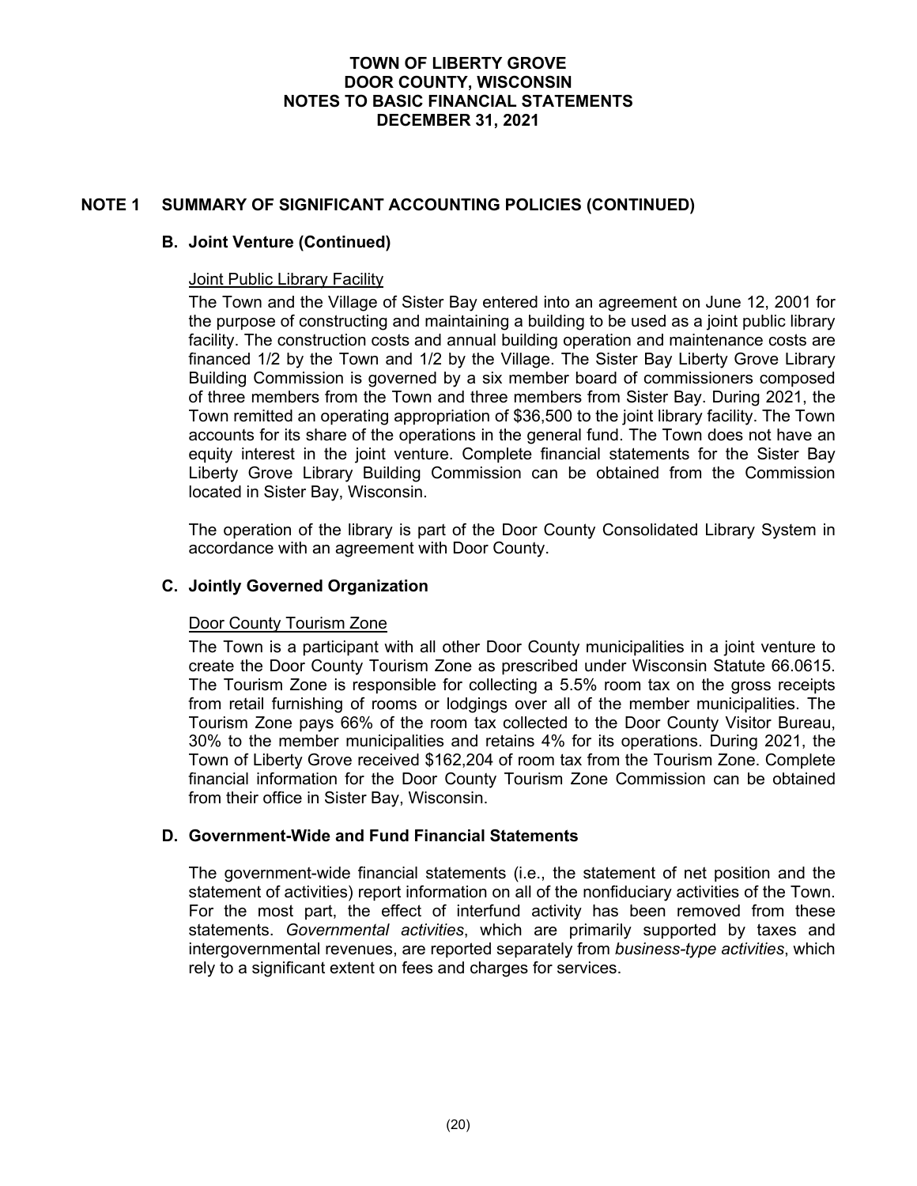# NOTE 1 SUMMARY OF SIGNIFICANT ACCOUNTING POLICIES (CONTINUED)

## B. Joint Venture (Continued)

### Joint Public Library Facility

The Town and the Village of Sister Bay entered into an agreement on June 12, 2001 for the purpose of constructing and maintaining a building to be used as a joint public library facility. The construction costs and annual building operation and maintenance costs are financed 1/2 by the Town and 1/2 by the Village. The Sister Bay Liberty Grove Library Building Commission is governed by a six member board of commissioners composed of three members from the Town and three members from Sister Bay. During 2021, the Town remitted an operating appropriation of $36,500 to the joint library facility. The Town accounts for its share of the operations in the general fund. The Town does not have an equity interest in the joint venture. Complete financial statements for the Sister Bay Liberty Grove Library Building Commission can be obtained from the Commission located in Sister Bay, Wisconsin.

The operation of the library is part of the Door County Consolidated Library System in accordance with an agreement with Door County.

## C. Jointly Governed Organization

### Door County Tourism Zone

The Town is a participant with all other Door County municipalities in a joint venture to create the Door County Tourism Zone as prescribed under Wisconsin Statute 66.0615. The Tourism Zone is responsible for collecting a 5.5% room tax on the gross receipts from retail furnishing of rooms or lodgings over all of the member municipalities. The Tourism Zone pays 66% of the room tax collected to the Door County Visitor Bureau, 30% to the member municipalities and retains 4% for its operations. During 2021, the Town of Liberty Grove received $162,204 of room tax from the Tourism Zone. Complete financial information for the Door County Tourism Zone Commission can be obtained from their office in Sister Bay, Wisconsin.

## D. Government-Wide and Fund Financial Statements

The government-wide financial statements (i.e., the statement of net position and the statement of activities) report information on all of the nonfiduciary activities of the Town. For the most part, the effect of interfund activity has been removed from these statements. *Governmental activities*, which are primarily supported by taxes and intergovernmental revenues, are reported separately from *business-type activities*, which rely to a significant extent on fees and charges for services.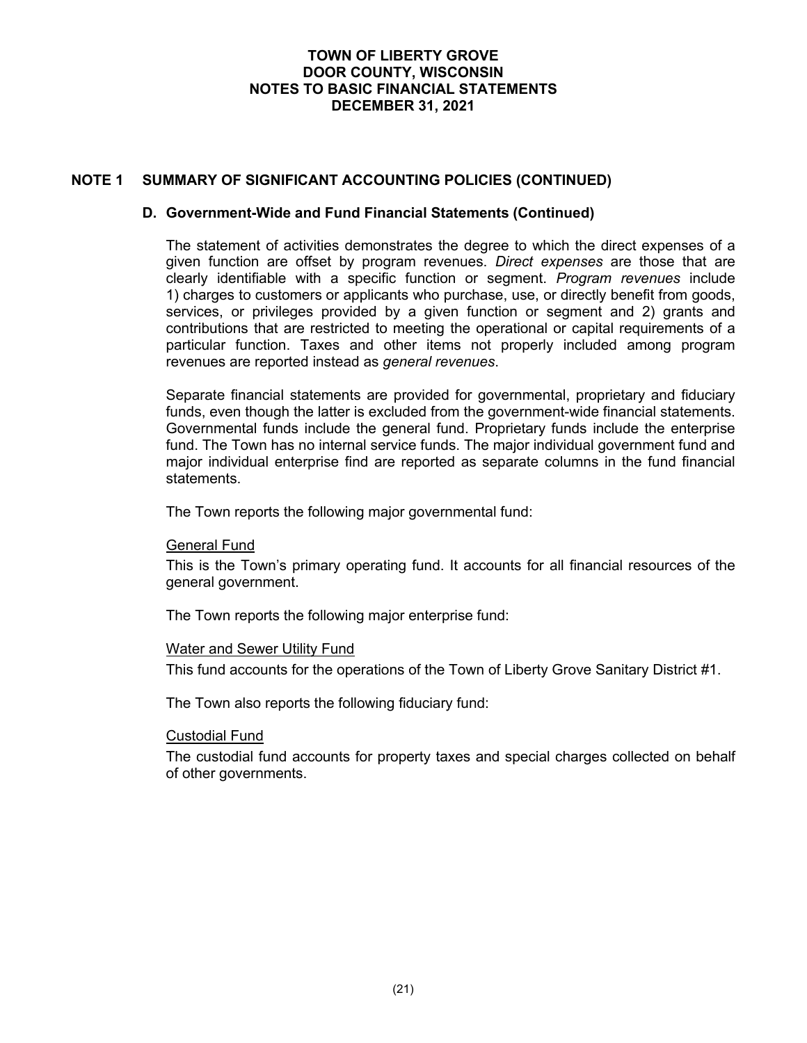## NOTE 1 SUMMARY OF SIGNIFICANT ACCOUNTING POLICIES (CONTINUED)

### D. Government-Wide and Fund Financial Statements (Continued)

The statement of activities demonstrates the degree to which the direct expenses of a given function are offset by program revenues. *Direct expenses* are those that are clearly identifiable with a specific function or segment. *Program revenues* include 1) charges to customers or applicants who purchase, use, or directly benefit from goods, services, or privileges provided by a given function or segment and 2) grants and contributions that are restricted to meeting the operational or capital requirements of a particular function. Taxes and other items not properly included among program revenues are reported instead as *general revenues*.

Separate financial statements are provided for governmental, proprietary and fiduciary funds, even though the latter is excluded from the government-wide financial statements. Governmental funds include the general fund. Proprietary funds include the enterprise fund. The Town has no internal service funds. The major individual government fund and major individual enterprise find are reported as separate columns in the fund financial statements.

The Town reports the following major governmental fund:

General Fund

This is the Town's primary operating fund. It accounts for all financial resources of the general government.

The Town reports the following major enterprise fund:

Water and Sewer Utility Fund

This fund accounts for the operations of the Town of Liberty Grove Sanitary District #1.

The Town also reports the following fiduciary fund:

Custodial Fund

The custodial fund accounts for property taxes and special charges collected on behalf of other governments.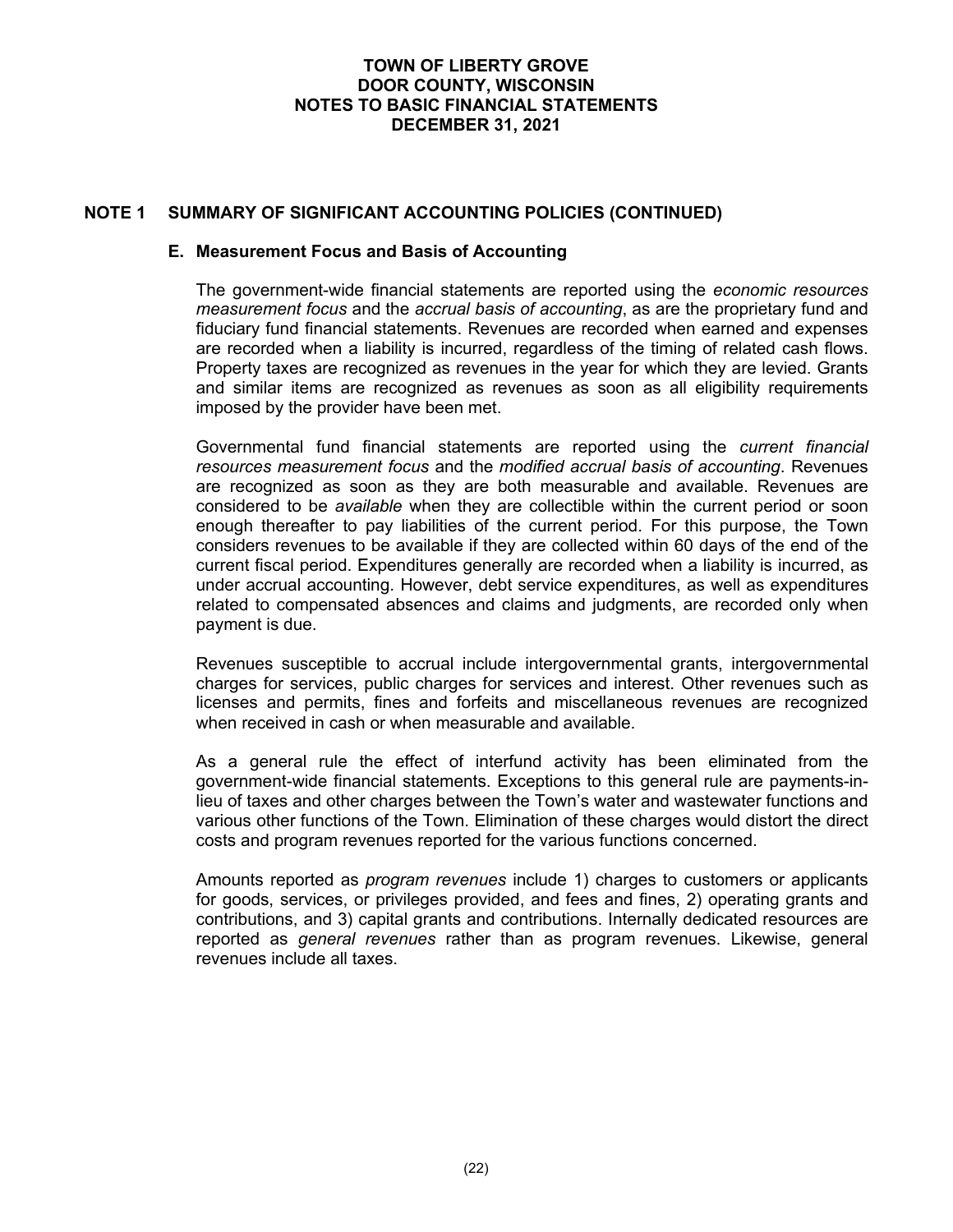## NOTE 1 SUMMARY OF SIGNIFICANT ACCOUNTING POLICIES (CONTINUED)

### E. Measurement Focus and Basis of Accounting

The government-wide financial statements are reported using the *economic resources measurement focus* and the *accrual basis of accounting*, as are the proprietary fund and fiduciary fund financial statements. Revenues are recorded when earned and expenses are recorded when a liability is incurred, regardless of the timing of related cash flows. Property taxes are recognized as revenues in the year for which they are levied. Grants and similar items are recognized as revenues as soon as all eligibility requirements imposed by the provider have been met.

Governmental fund financial statements are reported using the *current financial resources measurement focus* and the *modified accrual basis of accounting*. Revenues are recognized as soon as they are both measurable and available. Revenues are considered to be *available* when they are collectible within the current period or soon enough thereafter to pay liabilities of the current period. For this purpose, the Town considers revenues to be available if they are collected within 60 days of the end of the current fiscal period. Expenditures generally are recorded when a liability is incurred, as under accrual accounting. However, debt service expenditures, as well as expenditures related to compensated absences and claims and judgments, are recorded only when payment is due.

Revenues susceptible to accrual include intergovernmental grants, intergovernmental charges for services, public charges for services and interest. Other revenues such as licenses and permits, fines and forfeits and miscellaneous revenues are recognized when received in cash or when measurable and available.

As a general rule the effect of interfund activity has been eliminated from the government-wide financial statements. Exceptions to this general rule are payments-in-lieu of taxes and other charges between the Town's water and wastewater functions and various other functions of the Town. Elimination of these charges would distort the direct costs and program revenues reported for the various functions concerned.

Amounts reported as *program revenues* include 1) charges to customers or applicants for goods, services, or privileges provided, and fees and fines, 2) operating grants and contributions, and 3) capital grants and contributions. Internally dedicated resources are reported as *general revenues* rather than as program revenues. Likewise, general revenues include all taxes.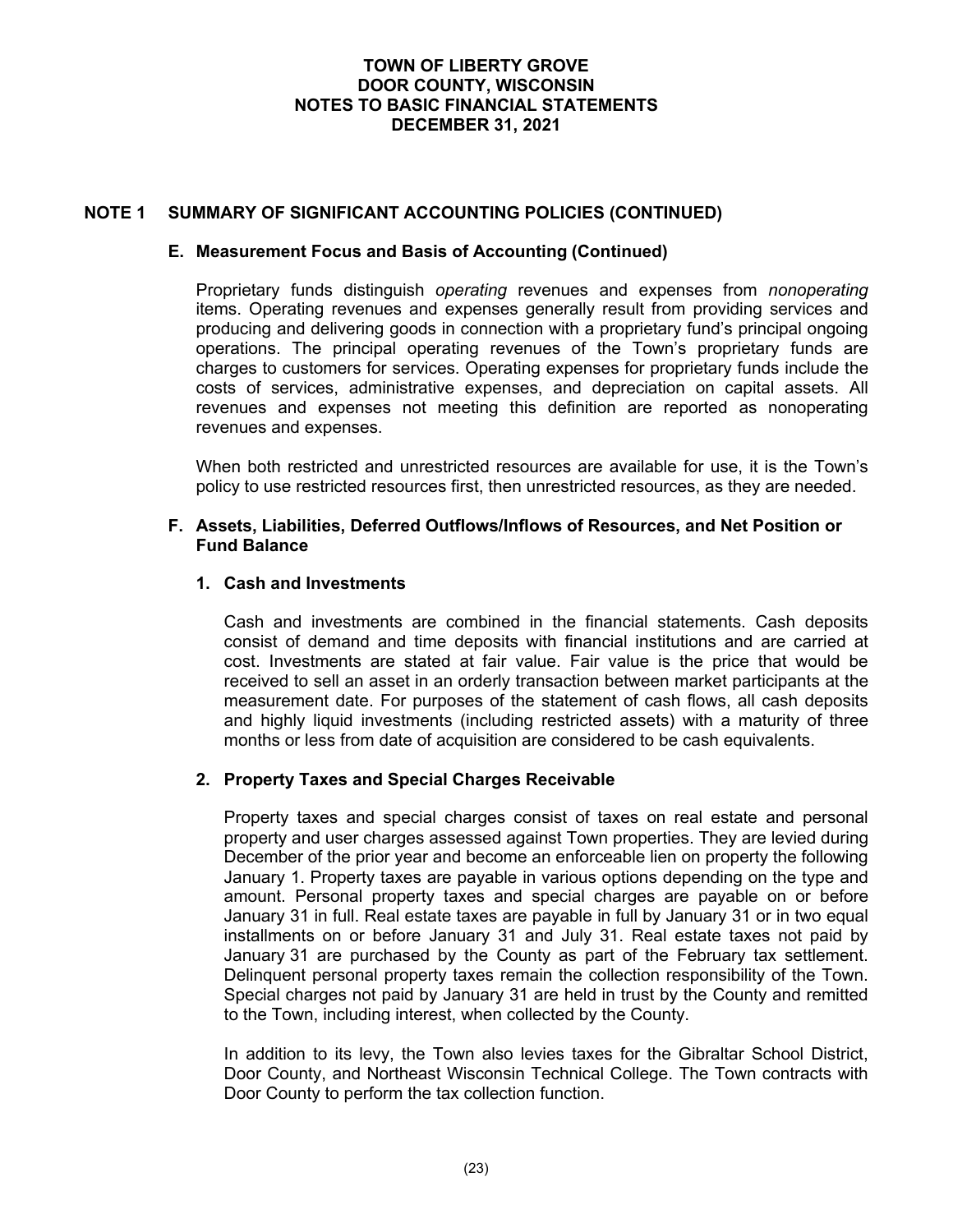## NOTE 1 SUMMARY OF SIGNIFICANT ACCOUNTING POLICIES (CONTINUED)

### E. Measurement Focus and Basis of Accounting (Continued)

Proprietary funds distinguish *operating* revenues and expenses from *nonoperating* items. Operating revenues and expenses generally result from providing services and producing and delivering goods in connection with a proprietary fund's principal ongoing operations. The principal operating revenues of the Town's proprietary funds are charges to customers for services. Operating expenses for proprietary funds include the costs of services, administrative expenses, and depreciation on capital assets. All revenues and expenses not meeting this definition are reported as nonoperating revenues and expenses.

When both restricted and unrestricted resources are available for use, it is the Town's policy to use restricted resources first, then unrestricted resources, as they are needed.

### F. Assets, Liabilities, Deferred Outflows/Inflows of Resources, and Net Position or Fund Balance

#### 1. Cash and Investments

Cash and investments are combined in the financial statements. Cash deposits consist of demand and time deposits with financial institutions and are carried at cost. Investments are stated at fair value. Fair value is the price that would be received to sell an asset in an orderly transaction between market participants at the measurement date. For purposes of the statement of cash flows, all cash deposits and highly liquid investments (including restricted assets) with a maturity of three months or less from date of acquisition are considered to be cash equivalents.

#### 2. Property Taxes and Special Charges Receivable

Property taxes and special charges consist of taxes on real estate and personal property and user charges assessed against Town properties. They are levied during December of the prior year and become an enforceable lien on property the following January 1. Property taxes are payable in various options depending on the type and amount. Personal property taxes and special charges are payable on or before January 31 in full. Real estate taxes are payable in full by January 31 or in two equal installments on or before January 31 and July 31. Real estate taxes not paid by January 31 are purchased by the County as part of the February tax settlement. Delinquent personal property taxes remain the collection responsibility of the Town. Special charges not paid by January 31 are held in trust by the County and remitted to the Town, including interest, when collected by the County.

In addition to its levy, the Town also levies taxes for the Gibraltar School District, Door County, and Northeast Wisconsin Technical College. The Town contracts with Door County to perform the tax collection function.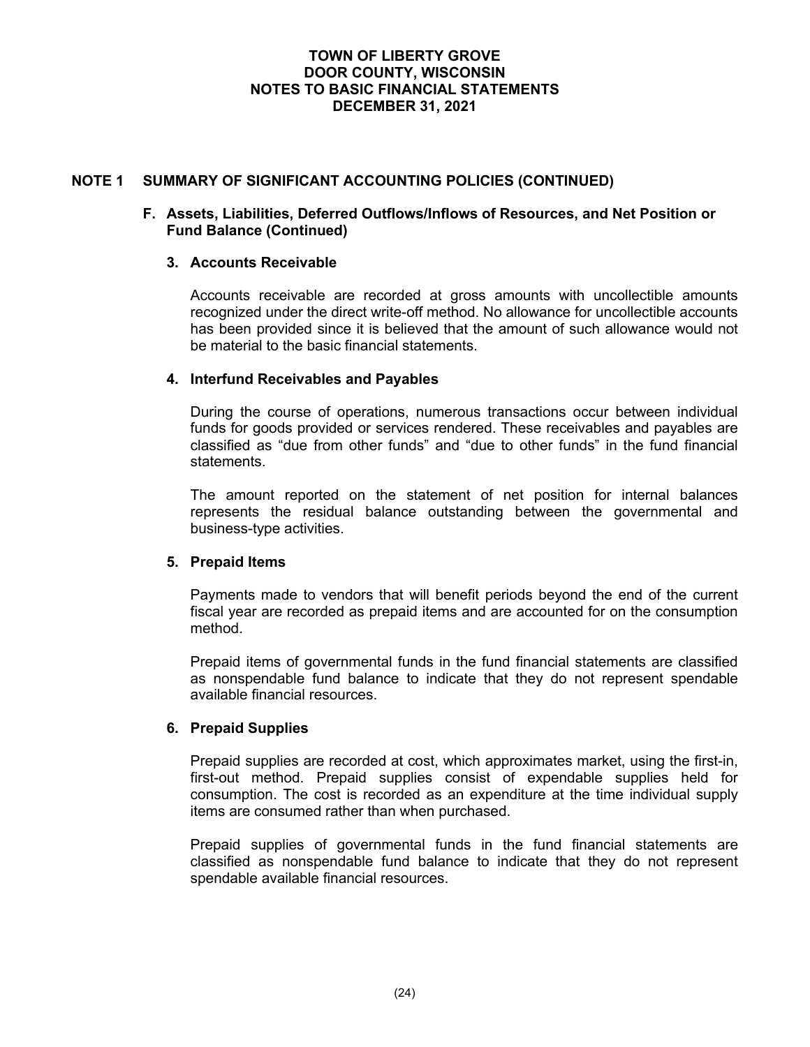## NOTE 1 SUMMARY OF SIGNIFICANT ACCOUNTING POLICIES (CONTINUED)

### F. Assets, Liabilities, Deferred Outflows/Inflows of Resources, and Net Position or Fund Balance (Continued)

#### 3. Accounts Receivable

Accounts receivable are recorded at gross amounts with uncollectible amounts recognized under the direct write-off method. No allowance for uncollectible accounts has been provided since it is believed that the amount of such allowance would not be material to the basic financial statements.

#### 4. Interfund Receivables and Payables

During the course of operations, numerous transactions occur between individual funds for goods provided or services rendered. These receivables and payables are classified as "due from other funds" and "due to other funds" in the fund financial statements.

The amount reported on the statement of net position for internal balances represents the residual balance outstanding between the governmental and business-type activities.

#### 5. Prepaid Items

Payments made to vendors that will benefit periods beyond the end of the current fiscal year are recorded as prepaid items and are accounted for on the consumption method.

Prepaid items of governmental funds in the fund financial statements are classified as nonspendable fund balance to indicate that they do not represent spendable available financial resources.

#### 6. Prepaid Supplies

Prepaid supplies are recorded at cost, which approximates market, using the first-in, first-out method. Prepaid supplies consist of expendable supplies held for consumption. The cost is recorded as an expenditure at the time individual supply items are consumed rather than when purchased.

Prepaid supplies of governmental funds in the fund financial statements are classified as nonspendable fund balance to indicate that they do not represent spendable available financial resources.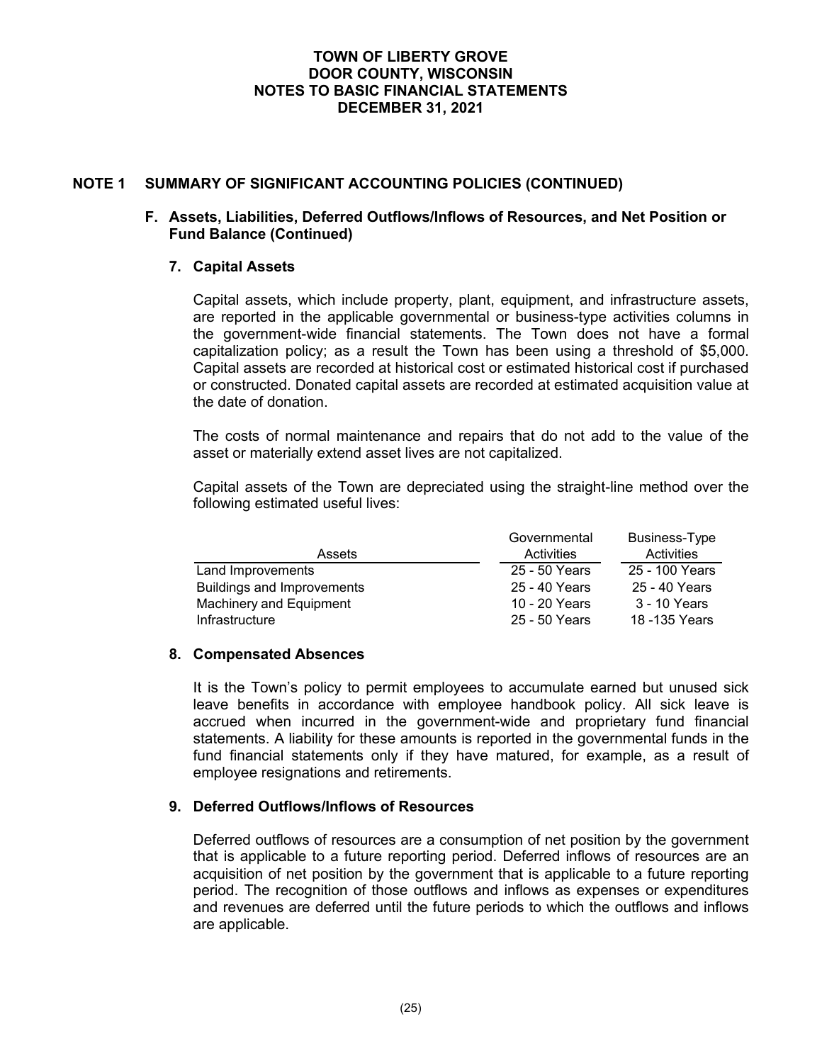## NOTE 1 SUMMARY OF SIGNIFICANT ACCOUNTING POLICIES (CONTINUED)

### F. Assets, Liabilities, Deferred Outflows/Inflows of Resources, and Net Position or Fund Balance (Continued)

#### 7. Capital Assets

Capital assets, which include property, plant, equipment, and infrastructure assets, are reported in the applicable governmental or business-type activities columns in the government-wide financial statements. The Town does not have a formal capitalization policy; as a result the Town has been using a threshold of $5,000. Capital assets are recorded at historical cost or estimated historical cost if purchased or constructed. Donated capital assets are recorded at estimated acquisition value at the date of donation.

The costs of normal maintenance and repairs that do not add to the value of the asset or materially extend asset lives are not capitalized.

Capital assets of the Town are depreciated using the straight-line method over the following estimated useful lives:

| Assets | Governmental Activities | Business-Type Activities |
|---|---|---|
| Land Improvements | 25 - 50 Years | 25 - 100 Years |
| Buildings and Improvements | 25 - 40 Years | 25 - 40 Years |
| Machinery and Equipment | 10 - 20 Years | 3 - 10 Years |
| Infrastructure | 25 - 50 Years | 18 -135 Years |

#### 8. Compensated Absences

It is the Town's policy to permit employees to accumulate earned but unused sick leave benefits in accordance with employee handbook policy. All sick leave is accrued when incurred in the government-wide and proprietary fund financial statements. A liability for these amounts is reported in the governmental funds in the fund financial statements only if they have matured, for example, as a result of employee resignations and retirements.

#### 9. Deferred Outflows/Inflows of Resources

Deferred outflows of resources are a consumption of net position by the government that is applicable to a future reporting period. Deferred inflows of resources are an acquisition of net position by the government that is applicable to a future reporting period. The recognition of those outflows and inflows as expenses or expenditures and revenues are deferred until the future periods to which the outflows and inflows are applicable.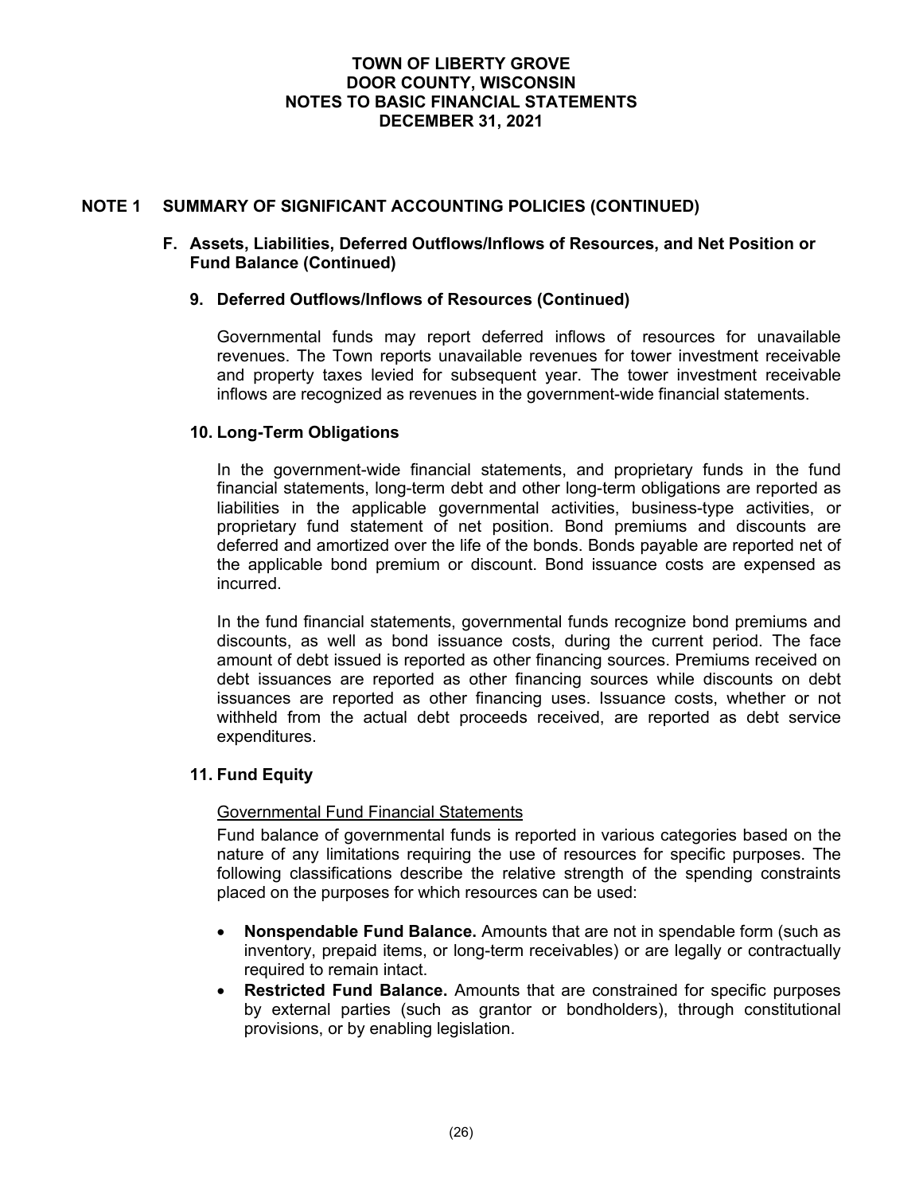## NOTE 1 SUMMARY OF SIGNIFICANT ACCOUNTING POLICIES (CONTINUED)

### F. Assets, Liabilities, Deferred Outflows/Inflows of Resources, and Net Position or Fund Balance (Continued)

#### 9. Deferred Outflows/Inflows of Resources (Continued)

Governmental funds may report deferred inflows of resources for unavailable revenues. The Town reports unavailable revenues for tower investment receivable and property taxes levied for subsequent year. The tower investment receivable inflows are recognized as revenues in the government-wide financial statements.

#### 10. Long-Term Obligations

In the government-wide financial statements, and proprietary funds in the fund financial statements, long-term debt and other long-term obligations are reported as liabilities in the applicable governmental activities, business-type activities, or proprietary fund statement of net position. Bond premiums and discounts are deferred and amortized over the life of the bonds. Bonds payable are reported net of the applicable bond premium or discount. Bond issuance costs are expensed as incurred.

In the fund financial statements, governmental funds recognize bond premiums and discounts, as well as bond issuance costs, during the current period. The face amount of debt issued is reported as other financing sources. Premiums received on debt issuances are reported as other financing sources while discounts on debt issuances are reported as other financing uses. Issuance costs, whether or not withheld from the actual debt proceeds received, are reported as debt service expenditures.

#### 11. Fund Equity

Governmental Fund Financial Statements

Fund balance of governmental funds is reported in various categories based on the nature of any limitations requiring the use of resources for specific purposes. The following classifications describe the relative strength of the spending constraints placed on the purposes for which resources can be used:

- **Nonspendable Fund Balance.** Amounts that are not in spendable form (such as inventory, prepaid items, or long-term receivables) or are legally or contractually required to remain intact.
- **Restricted Fund Balance.** Amounts that are constrained for specific purposes by external parties (such as grantor or bondholders), through constitutional provisions, or by enabling legislation.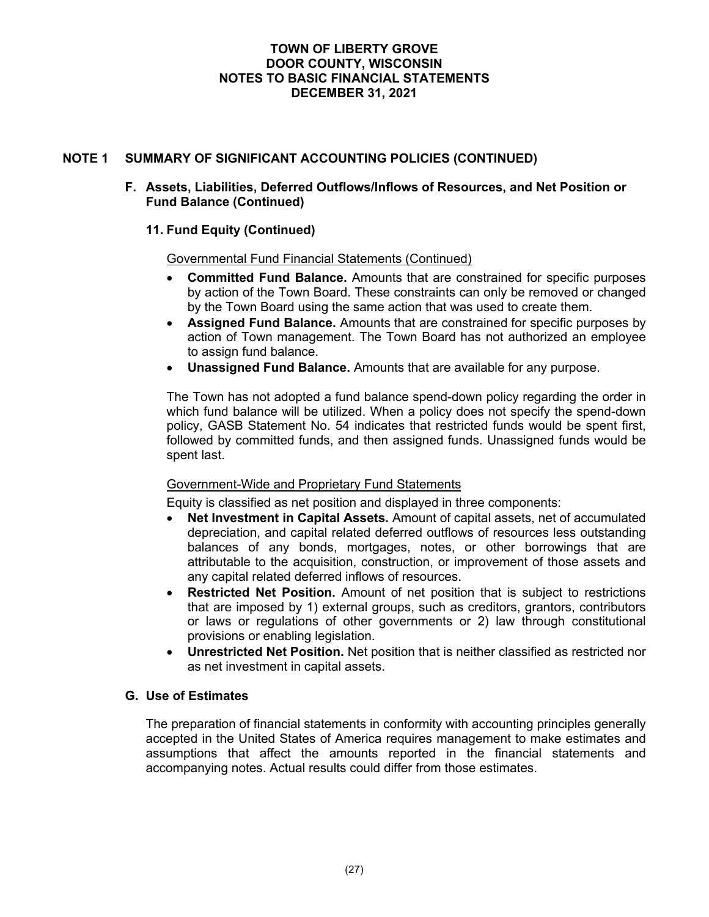## NOTE 1 SUMMARY OF SIGNIFICANT ACCOUNTING POLICIES (CONTINUED)

### F. Assets, Liabilities, Deferred Outflows/Inflows of Resources, and Net Position or Fund Balance (Continued)

#### 11. Fund Equity (Continued)

Governmental Fund Financial Statements (Continued)

- **Committed Fund Balance.** Amounts that are constrained for specific purposes by action of the Town Board. These constraints can only be removed or changed by the Town Board using the same action that was used to create them.
- **Assigned Fund Balance.** Amounts that are constrained for specific purposes by action of Town management. The Town Board has not authorized an employee to assign fund balance.
- **Unassigned Fund Balance.** Amounts that are available for any purpose.

The Town has not adopted a fund balance spend-down policy regarding the order in which fund balance will be utilized. When a policy does not specify the spend-down policy, GASB Statement No. 54 indicates that restricted funds would be spent first, followed by committed funds, and then assigned funds. Unassigned funds would be spent last.

Government-Wide and Proprietary Fund Statements

Equity is classified as net position and displayed in three components:

- **Net Investment in Capital Assets.** Amount of capital assets, net of accumulated depreciation, and capital related deferred outflows of resources less outstanding balances of any bonds, mortgages, notes, or other borrowings that are attributable to the acquisition, construction, or improvement of those assets and any capital related deferred inflows of resources.
- **Restricted Net Position.** Amount of net position that is subject to restrictions that are imposed by 1) external groups, such as creditors, grantors, contributors or laws or regulations of other governments or 2) law through constitutional provisions or enabling legislation.
- **Unrestricted Net Position.** Net position that is neither classified as restricted nor as net investment in capital assets.

### G. Use of Estimates

The preparation of financial statements in conformity with accounting principles generally accepted in the United States of America requires management to make estimates and assumptions that affect the amounts reported in the financial statements and accompanying notes. Actual results could differ from those estimates.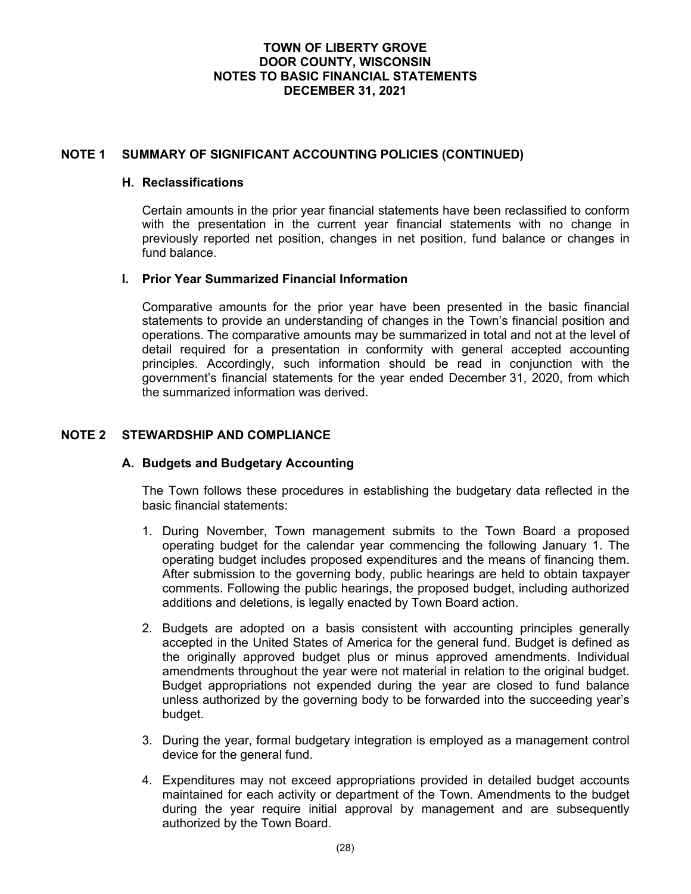# TOWN OF LIBERTY GROVE
# DOOR COUNTY, WISCONSIN
# NOTES TO BASIC FINANCIAL STATEMENTS
# DECEMBER 31, 2021

## NOTE 1 SUMMARY OF SIGNIFICANT ACCOUNTING POLICIES (CONTINUED)

### H. Reclassifications

Certain amounts in the prior year financial statements have been reclassified to conform with the presentation in the current year financial statements with no change in previously reported net position, changes in net position, fund balance or changes in fund balance.

### I. Prior Year Summarized Financial Information

Comparative amounts for the prior year have been presented in the basic financial statements to provide an understanding of changes in the Town's financial position and operations. The comparative amounts may be summarized in total and not at the level of detail required for a presentation in conformity with general accepted accounting principles. Accordingly, such information should be read in conjunction with the government's financial statements for the year ended December 31, 2020, from which the summarized information was derived.

## NOTE 2 STEWARDSHIP AND COMPLIANCE

### A. Budgets and Budgetary Accounting

The Town follows these procedures in establishing the budgetary data reflected in the basic financial statements:

1. During November, Town management submits to the Town Board a proposed operating budget for the calendar year commencing the following January 1. The operating budget includes proposed expenditures and the means of financing them. After submission to the governing body, public hearings are held to obtain taxpayer comments. Following the public hearings, the proposed budget, including authorized additions and deletions, is legally enacted by Town Board action.

2. Budgets are adopted on a basis consistent with accounting principles generally accepted in the United States of America for the general fund. Budget is defined as the originally approved budget plus or minus approved amendments. Individual amendments throughout the year were not material in relation to the original budget. Budget appropriations not expended during the year are closed to fund balance unless authorized by the governing body to be forwarded into the succeeding year's budget.

3. During the year, formal budgetary integration is employed as a management control device for the general fund.

4. Expenditures may not exceed appropriations provided in detailed budget accounts maintained for each activity or department of the Town. Amendments to the budget during the year require initial approval by management and are subsequently authorized by the Town Board.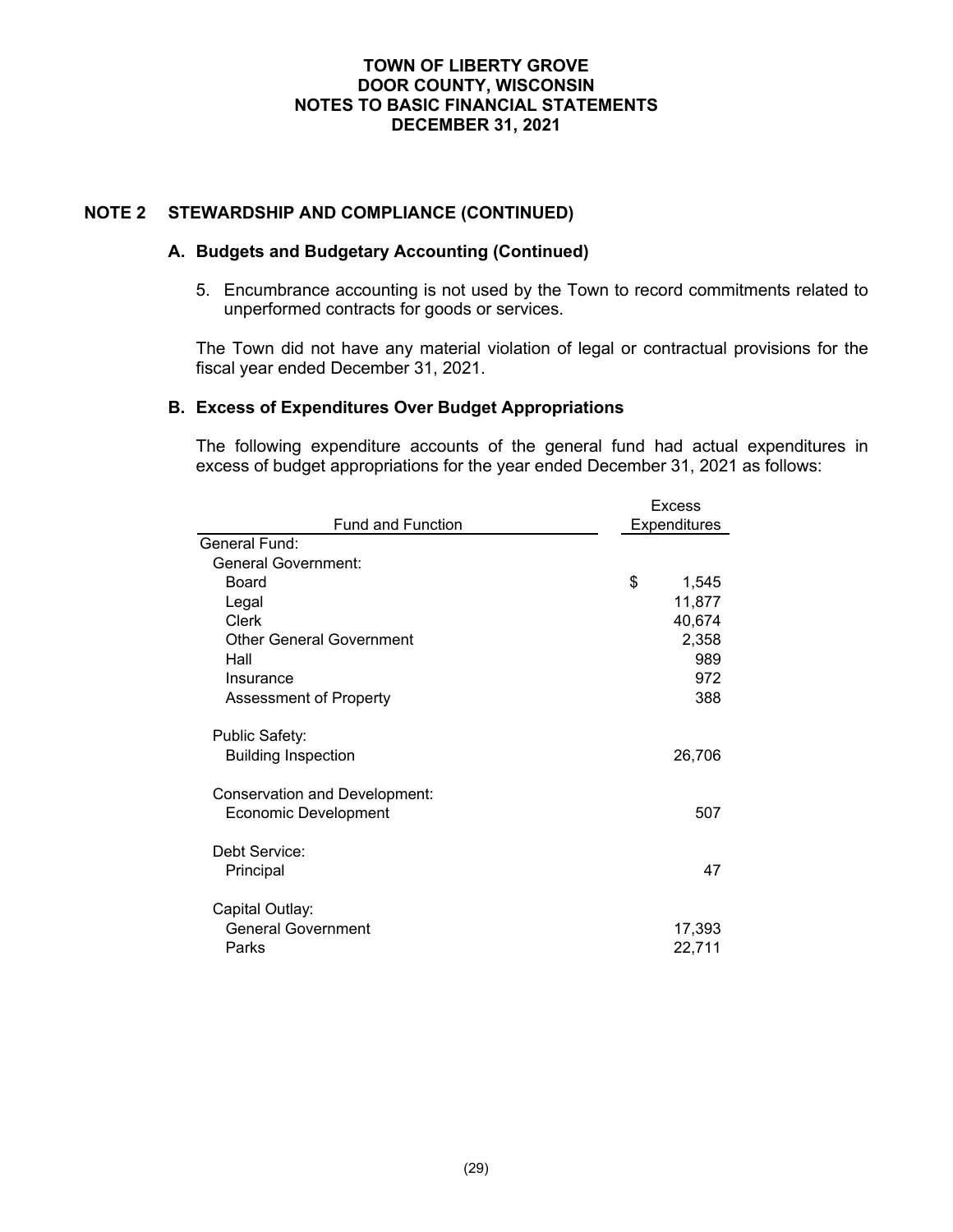# TOWN OF LIBERTY GROVE
# DOOR COUNTY, WISCONSIN
# NOTES TO BASIC FINANCIAL STATEMENTS
# DECEMBER 31, 2021

## NOTE 2 STEWARDSHIP AND COMPLIANCE (CONTINUED)

### A. Budgets and Budgetary Accounting (Continued)

5. Encumbrance accounting is not used by the Town to record commitments related to unperformed contracts for goods or services.

The Town did not have any material violation of legal or contractual provisions for the fiscal year ended December 31, 2021.

### B. Excess of Expenditures Over Budget Appropriations

The following expenditure accounts of the general fund had actual expenditures in excess of budget appropriations for the year ended December 31, 2021 as follows:

| Fund and Function | Excess Expenditures |
|---|---|
| General Fund: | |
| General Government: | |
| Board | $ 1,545 |
| Legal | 11,877 |
| Clerk | 40,674 |
| Other General Government | 2,358 |
| Hall | 989 |
| Insurance | 972 |
| Assessment of Property | 388 |
| Public Safety: | |
| Building Inspection | 26,706 |
| Conservation and Development: | |
| Economic Development | 507 |
| Debt Service: | |
| Principal | 47 |
| Capital Outlay: | |
| General Government | 17,393 |
| Parks | 22,711 |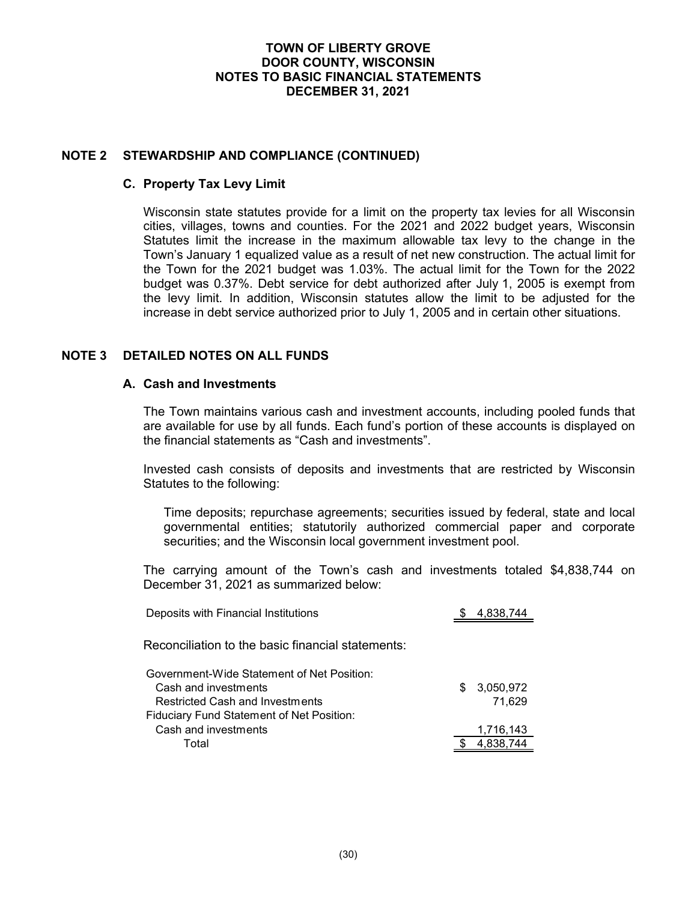# TOWN OF LIBERTY GROVE
## DOOR COUNTY, WISCONSIN
## NOTES TO BASIC FINANCIAL STATEMENTS
## DECEMBER 31, 2021

## NOTE 2 STEWARDSHIP AND COMPLIANCE (CONTINUED)

### C. Property Tax Levy Limit

Wisconsin state statutes provide for a limit on the property tax levies for all Wisconsin cities, villages, towns and counties. For the 2021 and 2022 budget years, Wisconsin Statutes limit the increase in the maximum allowable tax levy to the change in the Town's January 1 equalized value as a result of net new construction. The actual limit for the Town for the 2021 budget was 1.03%. The actual limit for the Town for the 2022 budget was 0.37%. Debt service for debt authorized after July 1, 2005 is exempt from the levy limit. In addition, Wisconsin statutes allow the limit to be adjusted for the increase in debt service authorized prior to July 1, 2005 and in certain other situations.

## NOTE 3 DETAILED NOTES ON ALL FUNDS

### A. Cash and Investments

The Town maintains various cash and investment accounts, including pooled funds that are available for use by all funds. Each fund's portion of these accounts is displayed on the financial statements as "Cash and investments".

Invested cash consists of deposits and investments that are restricted by Wisconsin Statutes to the following:

> Time deposits; repurchase agreements; securities issued by federal, state and local governmental entities; statutorily authorized commercial paper and corporate securities; and the Wisconsin local government investment pool.

The carrying amount of the Town's cash and investments totaled $4,838,744 on December 31, 2021 as summarized below:

| | |
|---|---|
| Deposits with Financial Institutions | $ 4,838,744 |

Reconciliation to the basic financial statements:

| | |
|---|---|
| Government-Wide Statement of Net Position: | |
| Cash and investments | $ 3,050,972 |
| Restricted Cash and Investments | 71,629 |
| Fiduciary Fund Statement of Net Position: | |
| Cash and investments | 1,716,143 |
| Total | $ 4,838,744 |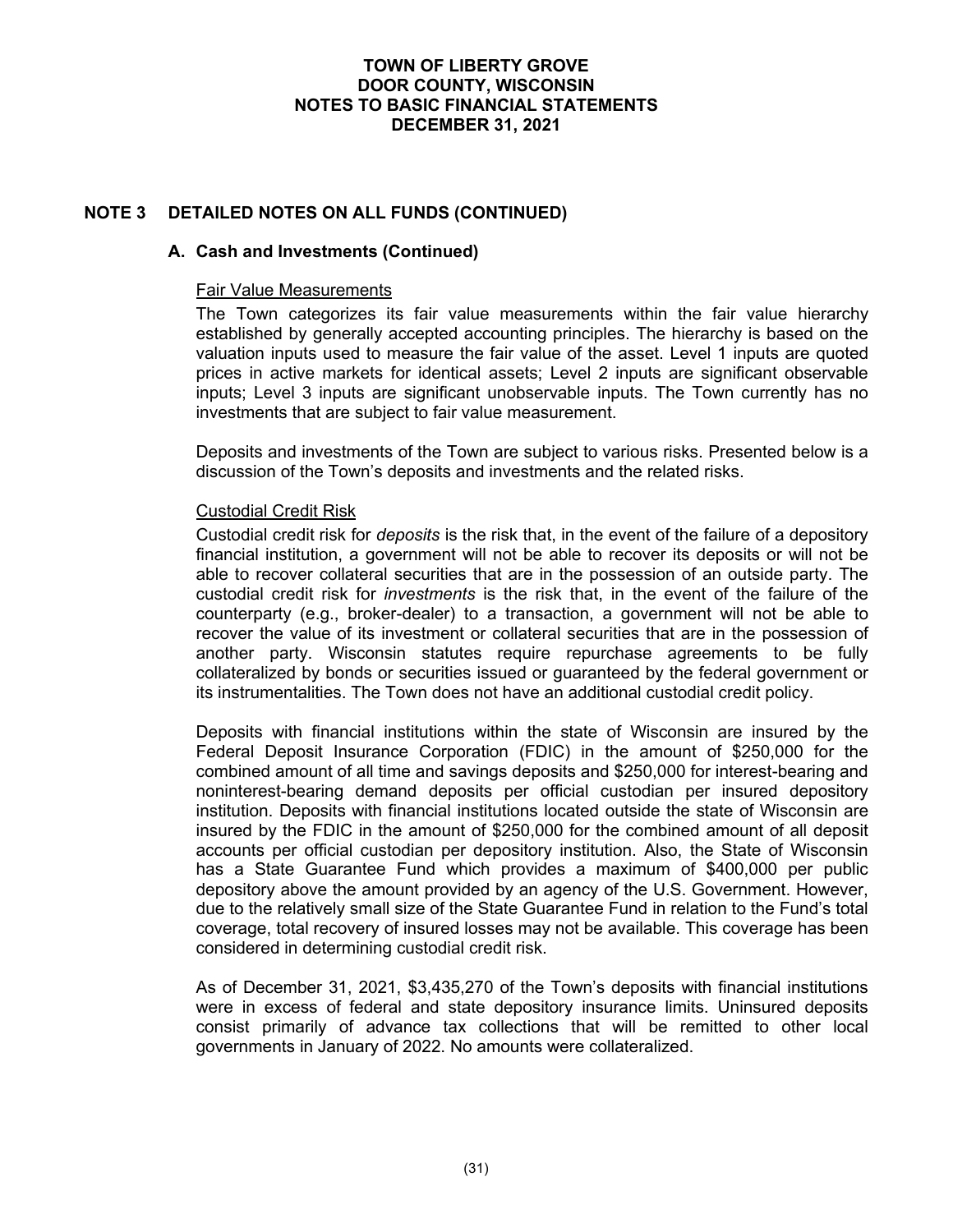## NOTE 3 DETAILED NOTES ON ALL FUNDS (CONTINUED)

### A. Cash and Investments (Continued)

Fair Value Measurements

The Town categorizes its fair value measurements within the fair value hierarchy established by generally accepted accounting principles. The hierarchy is based on the valuation inputs used to measure the fair value of the asset. Level 1 inputs are quoted prices in active markets for identical assets; Level 2 inputs are significant observable inputs; Level 3 inputs are significant unobservable inputs. The Town currently has no investments that are subject to fair value measurement.

Deposits and investments of the Town are subject to various risks. Presented below is a discussion of the Town's deposits and investments and the related risks.

Custodial Credit Risk

Custodial credit risk for *deposits* is the risk that, in the event of the failure of a depository financial institution, a government will not be able to recover its deposits or will not be able to recover collateral securities that are in the possession of an outside party. The custodial credit risk for *investments* is the risk that, in the event of the failure of the counterparty (e.g., broker-dealer) to a transaction, a government will not be able to recover the value of its investment or collateral securities that are in the possession of another party. Wisconsin statutes require repurchase agreements to be fully collateralized by bonds or securities issued or guaranteed by the federal government or its instrumentalities. The Town does not have an additional custodial credit policy.

Deposits with financial institutions within the state of Wisconsin are insured by the Federal Deposit Insurance Corporation (FDIC) in the amount of $250,000 for the combined amount of all time and savings deposits and $250,000 for interest-bearing and noninterest-bearing demand deposits per official custodian per insured depository institution. Deposits with financial institutions located outside the state of Wisconsin are insured by the FDIC in the amount of $250,000 for the combined amount of all deposit accounts per official custodian per depository institution. Also, the State of Wisconsin has a State Guarantee Fund which provides a maximum of $400,000 per public depository above the amount provided by an agency of the U.S. Government. However, due to the relatively small size of the State Guarantee Fund in relation to the Fund's total coverage, total recovery of insured losses may not be available. This coverage has been considered in determining custodial credit risk.

As of December 31, 2021, $3,435,270 of the Town's deposits with financial institutions were in excess of federal and state depository insurance limits. Uninsured deposits consist primarily of advance tax collections that will be remitted to other local governments in January of 2022. No amounts were collateralized.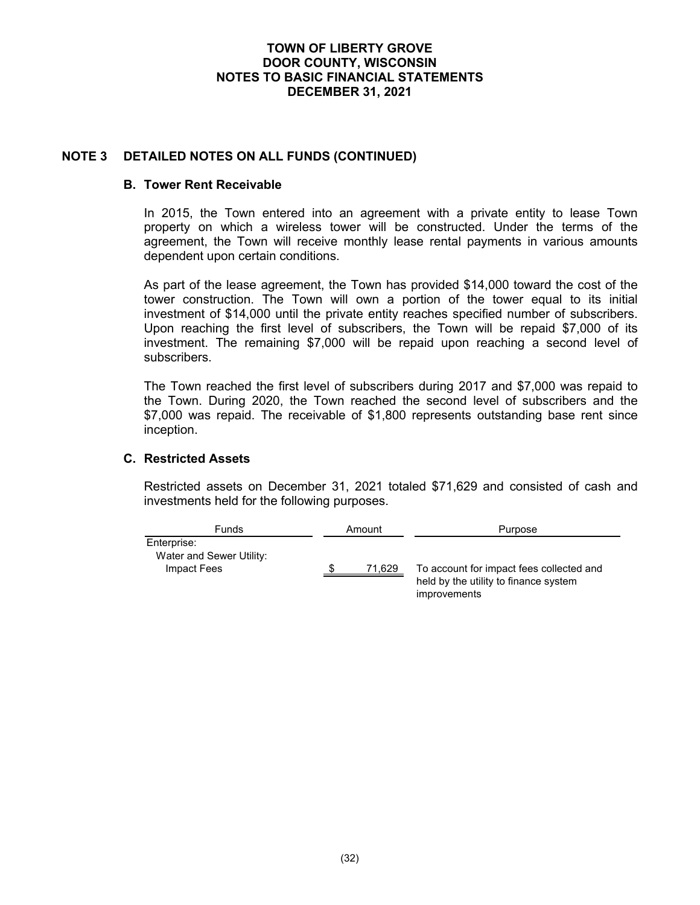## NOTE 3 DETAILED NOTES ON ALL FUNDS (CONTINUED)

### B. Tower Rent Receivable

In 2015, the Town entered into an agreement with a private entity to lease Town property on which a wireless tower will be constructed. Under the terms of the agreement, the Town will receive monthly lease rental payments in various amounts dependent upon certain conditions.

As part of the lease agreement, the Town has provided $14,000 toward the cost of the tower construction. The Town will own a portion of the tower equal to its initial investment of $14,000 until the private entity reaches specified number of subscribers. Upon reaching the first level of subscribers, the Town will be repaid $7,000 of its investment. The remaining $7,000 will be repaid upon reaching a second level of subscribers.

The Town reached the first level of subscribers during 2017 and $7,000 was repaid to the Town. During 2020, the Town reached the second level of subscribers and the $7,000 was repaid. The receivable of $1,800 represents outstanding base rent since inception.

### C. Restricted Assets

Restricted assets on December 31, 2021 totaled $71,629 and consisted of cash and investments held for the following purposes.

| Funds | Amount | Purpose |
|---|---|---|
| Enterprise: | | |
| Water and Sewer Utility: | | |
| Impact Fees | $ 71,629 | To account for impact fees collected and held by the utility to finance system improvements |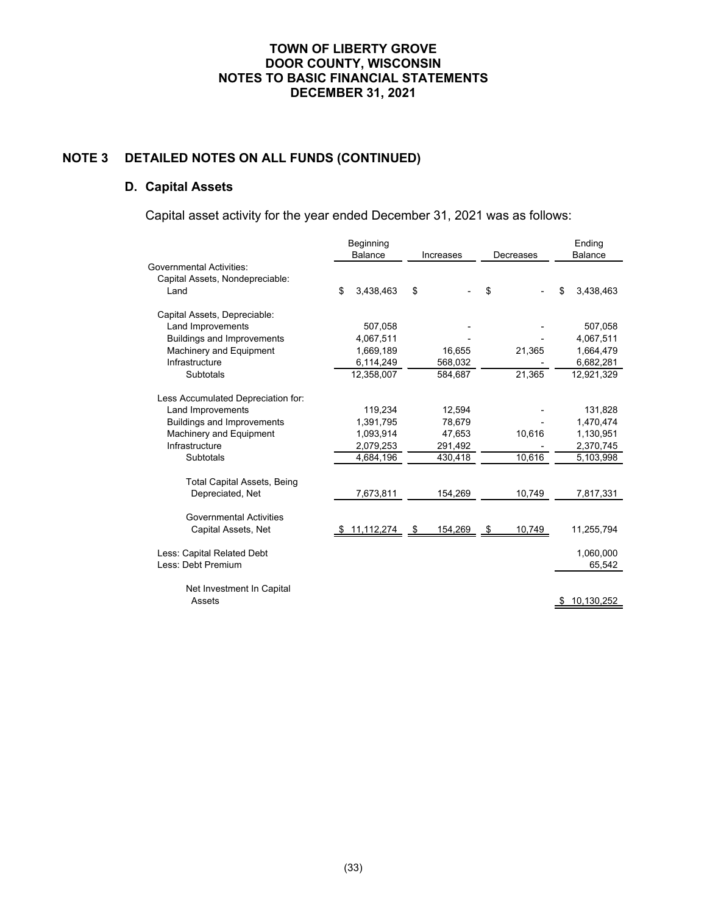# TOWN OF LIBERTY GROVE
# DOOR COUNTY, WISCONSIN
# NOTES TO BASIC FINANCIAL STATEMENTS
# DECEMBER 31, 2021

## NOTE 3 DETAILED NOTES ON ALL FUNDS (CONTINUED)

### D. Capital Assets

Capital asset activity for the year ended December 31, 2021 was as follows:

| | Beginning Balance | Increases | Decreases | Ending Balance |
|---|---|---|---|---|
| Governmental Activities: | | | | |
| Capital Assets, Nondepreciable: | | | | |
| Land | $ 3,438,463 | $ - | $ - | $ 3,438,463 |
| Capital Assets, Depreciable: | | | | |
| Land Improvements | 507,058 | - | - | 507,058 |
| Buildings and Improvements | 4,067,511 | - | - | 4,067,511 |
| Machinery and Equipment | 1,669,189 | 16,655 | 21,365 | 1,664,479 |
| Infrastructure | 6,114,249 | 568,032 | - | 6,682,281 |
| Subtotals | 12,358,007 | 584,687 | 21,365 | 12,921,329 |
| Less Accumulated Depreciation for: | | | | |
| Land Improvements | 119,234 | 12,594 | - | 131,828 |
| Buildings and Improvements | 1,391,795 | 78,679 | - | 1,470,474 |
| Machinery and Equipment | 1,093,914 | 47,653 | 10,616 | 1,130,951 |
| Infrastructure | 2,079,253 | 291,492 | - | 2,370,745 |
| Subtotals | 4,684,196 | 430,418 | 10,616 | 5,103,998 |
| Total Capital Assets, Being Depreciated, Net | 7,673,811 | 154,269 | 10,749 | 7,817,331 |
| Governmental Activities Capital Assets, Net | $ 11,112,274 | $ 154,269 | $ 10,749 | 11,255,794 |
| Less: Capital Related Debt | | | | 1,060,000 |
| Less: Debt Premium | | | | 65,542 |
| Net Investment In Capital Assets | | | | $ 10,130,252 |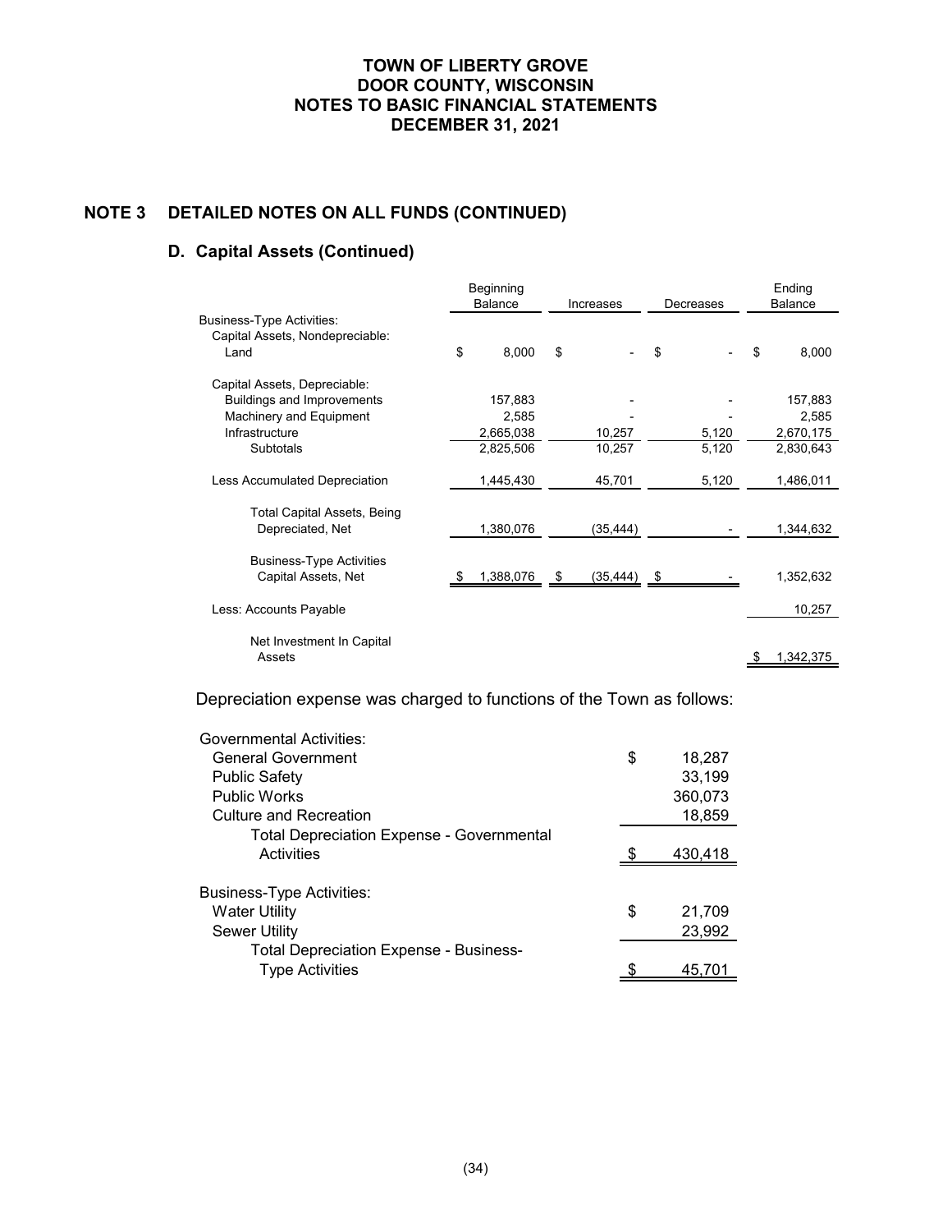**TOWN OF LIBERTY GROVE**
**DOOR COUNTY, WISCONSIN**
**NOTES TO BASIC FINANCIAL STATEMENTS**
**DECEMBER 31, 2021**

## NOTE 3 DETAILED NOTES ON ALL FUNDS (CONTINUED)

### D. Capital Assets (Continued)

| | Beginning Balance | Increases | Decreases | Ending Balance |
|---|---|---|---|---|
| Business-Type Activities: | | | | |
| Capital Assets, Nondepreciable: | | | | |
| Land | $ 8,000 | $ - | $ - | $ 8,000 |
| Capital Assets, Depreciable: | | | | |
| Buildings and Improvements | 157,883 | - | - | 157,883 |
| Machinery and Equipment | 2,585 | - | - | 2,585 |
| Infrastructure | 2,665,038 | 10,257 | 5,120 | 2,670,175 |
| Subtotals | 2,825,506 | 10,257 | 5,120 | 2,830,643 |
| Less Accumulated Depreciation | 1,445,430 | 45,701 | 5,120 | 1,486,011 |
| Total Capital Assets, Being Depreciated, Net | 1,380,076 | (35,444) | - | 1,344,632 |
| Business-Type Activities Capital Assets, Net | $ 1,388,076 | $ (35,444) | $ - | 1,352,632 |
| Less: Accounts Payable | | | | 10,257 |
| Net Investment In Capital Assets | | | | $ 1,342,375 |

Depreciation expense was charged to functions of the Town as follows:

| | |
|---|---|
| Governmental Activities: | |
| General Government | $ 18,287 |
| Public Safety | 33,199 |
| Public Works | 360,073 |
| Culture and Recreation | 18,859 |
| Total Depreciation Expense - Governmental Activities | $ 430,418 |
| Business-Type Activities: | |
| Water Utility | $ 21,709 |
| Sewer Utility | 23,992 |
| Total Depreciation Expense - Business-Type Activities | $ 45,701 |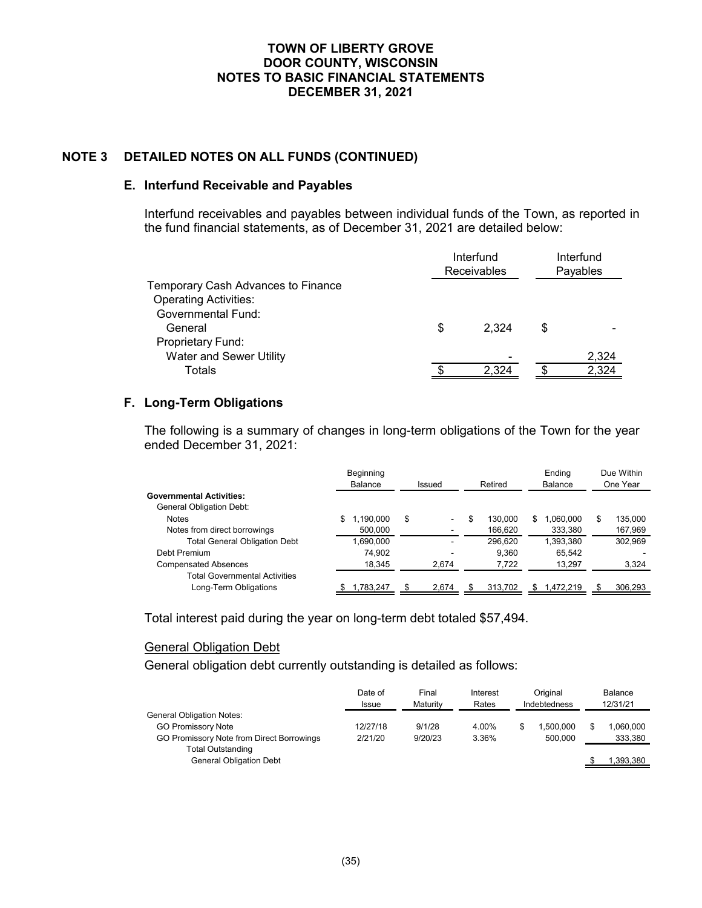# TOWN OF LIBERTY GROVE
# DOOR COUNTY, WISCONSIN
# NOTES TO BASIC FINANCIAL STATEMENTS
# DECEMBER 31, 2021

## NOTE 3 DETAILED NOTES ON ALL FUNDS (CONTINUED)

### E. Interfund Receivable and Payables

Interfund receivables and payables between individual funds of the Town, as reported in the fund financial statements, as of December 31, 2021 are detailed below:

| | Interfund Receivables | Interfund Payables |
|---|---|---|
| Temporary Cash Advances to Finance Operating Activities: | | |
| Governmental Fund: | | |
| General | $ 2,324 | $ - |
| Proprietary Fund: | | |
| Water and Sewer Utility | - | 2,324 |
| Totals | $ 2,324 | $ 2,324 |

### F. Long-Term Obligations

The following is a summary of changes in long-term obligations of the Town for the year ended December 31, 2021:

| | Beginning Balance | Issued | Retired | Ending Balance | Due Within One Year |
|---|---|---|---|---|---|
| **Governmental Activities:** | | | | | |
| General Obligation Debt: | | | | | |
| Notes | $ 1,190,000 | $ - | $ 130,000 | $ 1,060,000 | $ 135,000 |
| Notes from direct borrowings | 500,000 | - | 166,620 | 333,380 | 167,969 |
| Total General Obligation Debt | 1,690,000 | - | 296,620 | 1,393,380 | 302,969 |
| Debt Premium | 74,902 | - | 9,360 | 65,542 | - |
| Compensated Absences | 18,345 | 2,674 | 7,722 | 13,297 | 3,324 |
| Total Governmental Activities Long-Term Obligations | $ 1,783,247 | $ 2,674 | $ 313,702 | $ 1,472,219 | $ 306,293 |

Total interest paid during the year on long-term debt totaled $57,494.

<u>General Obligation Debt</u>

General obligation debt currently outstanding is detailed as follows:

| | Date of Issue | Final Maturity | Interest Rates | Original Indebtedness | Balance 12/31/21 |
|---|---|---|---|---|---|
| General Obligation Notes: | | | | | |
| GO Promissory Note | 12/27/18 | 9/1/28 | 4.00% | $ 1,500,000 | $ 1,060,000 |
| GO Promissory Note from Direct Borrowings | 2/21/20 | 9/20/23 | 3.36% | 500,000 | 333,380 |
| Total Outstanding General Obligation Debt | | | | | $ 1,393,380 |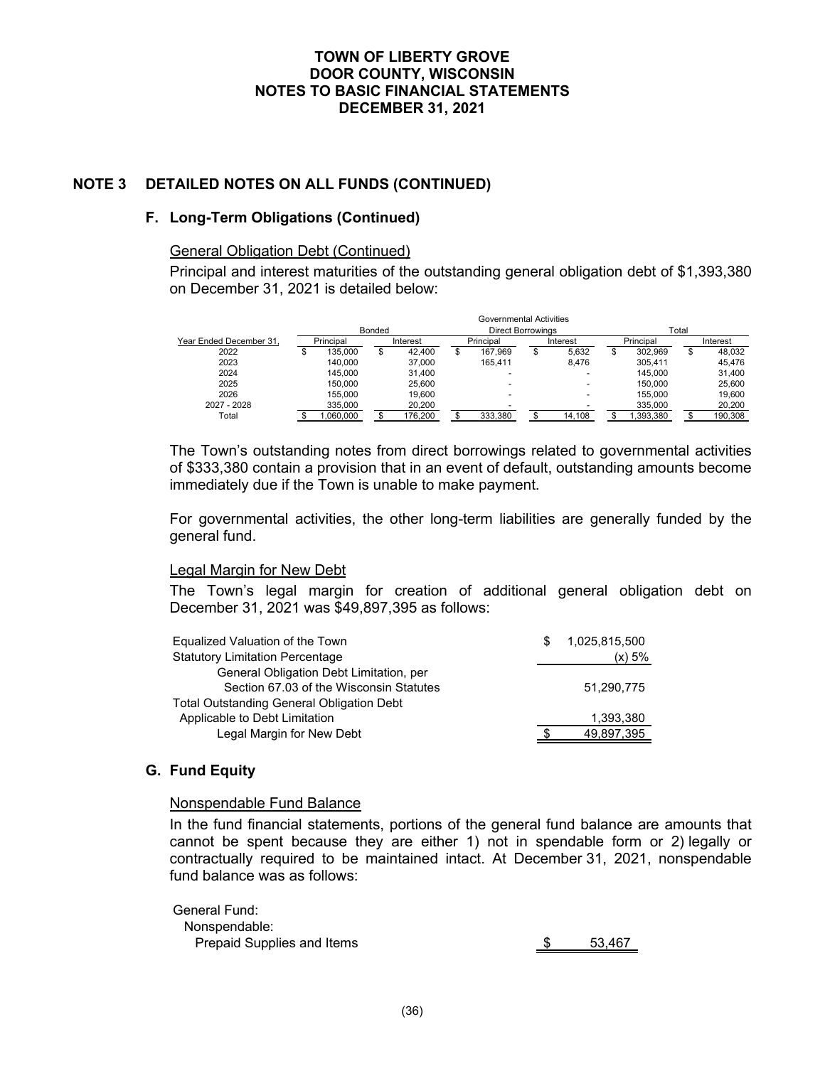# TOWN OF LIBERTY GROVE
# DOOR COUNTY, WISCONSIN
# NOTES TO BASIC FINANCIAL STATEMENTS
# DECEMBER 31, 2021

## NOTE 3 DETAILED NOTES ON ALL FUNDS (CONTINUED)

### F. Long-Term Obligations (Continued)

General Obligation Debt (Continued)

Principal and interest maturities of the outstanding general obligation debt of $1,393,380 on December 31, 2021 is detailed below:

| | Governmental Activities | | | | | |
|---|---|---|---|---|---|---|
| | Bonded | | Direct Borrowings | | Total | |
| Year Ended December 31, | Principal | Interest | Principal | Interest | Principal | Interest |
| 2022 | $ 135,000 | $ 42,400 | $ 167,969 | $ 5,632 | $ 302,969 | $ 48,032 |
| 2023 | 140,000 | 37,000 | 165,411 | 8,476 | 305,411 | 45,476 |
| 2024 | 145,000 | 31,400 | - | - | 145,000 | 31,400 |
| 2025 | 150,000 | 25,600 | - | - | 150,000 | 25,600 |
| 2026 | 155,000 | 19,600 | - | - | 155,000 | 19,600 |
| 2027 - 2028 | 335,000 | 20,200 | - | - | 335,000 | 20,200 |
| Total | $ 1,060,000 | $ 176,200 | $ 333,380 | $ 14,108 | $ 1,393,380 | $ 190,308 |

The Town's outstanding notes from direct borrowings related to governmental activities of $333,380 contain a provision that in an event of default, outstanding amounts become immediately due if the Town is unable to make payment.

For governmental activities, the other long-term liabilities are generally funded by the general fund.

Legal Margin for New Debt

The Town's legal margin for creation of additional general obligation debt on December 31, 2021 was $49,897,395 as follows:

| | |
|---|---|
| Equalized Valuation of the Town | $ 1,025,815,500 |
| Statutory Limitation Percentage | (x) 5% |
| General Obligation Debt Limitation, per Section 67.03 of the Wisconsin Statutes | 51,290,775 |
| Total Outstanding General Obligation Debt Applicable to Debt Limitation | 1,393,380 |
| Legal Margin for New Debt | $ 49,897,395 |

### G. Fund Equity

Nonspendable Fund Balance

In the fund financial statements, portions of the general fund balance are amounts that cannot be spent because they are either 1) not in spendable form or 2) legally or contractually required to be maintained intact. At December 31, 2021, nonspendable fund balance was as follows:

| | |
|---|---|
| General Fund: | |
| Nonspendable: | |
| Prepaid Supplies and Items | $ 53,467 |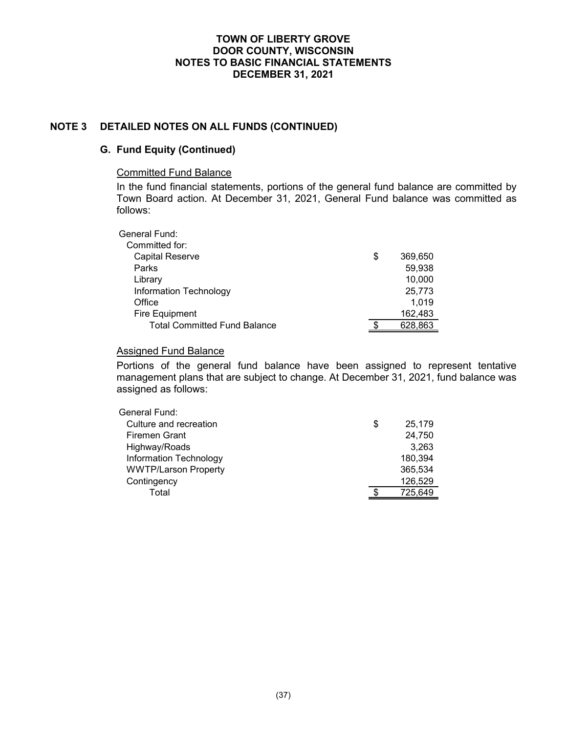## NOTE 3 DETAILED NOTES ON ALL FUNDS (CONTINUED)

### G. Fund Equity (Continued)

Committed Fund Balance

In the fund financial statements, portions of the general fund balance are committed by Town Board action. At December 31, 2021, General Fund balance was committed as follows:

| | |
|---|---|
| General Fund: | |
| Committed for: | |
| Capital Reserve | $ 369,650 |
| Parks | 59,938 |
| Library | 10,000 |
| Information Technology | 25,773 |
| Office | 1,019 |
| Fire Equipment | 162,483 |
| Total Committed Fund Balance | $ 628,863 |

Assigned Fund Balance

Portions of the general fund balance have been assigned to represent tentative management plans that are subject to change. At December 31, 2021, fund balance was assigned as follows:

| | |
|---|---|
| General Fund: | |
| Culture and recreation | $ 25,179 |
| Firemen Grant | 24,750 |
| Highway/Roads | 3,263 |
| Information Technology | 180,394 |
| WWTP/Larson Property | 365,534 |
| Contingency | 126,529 |
| Total | $ 725,649 |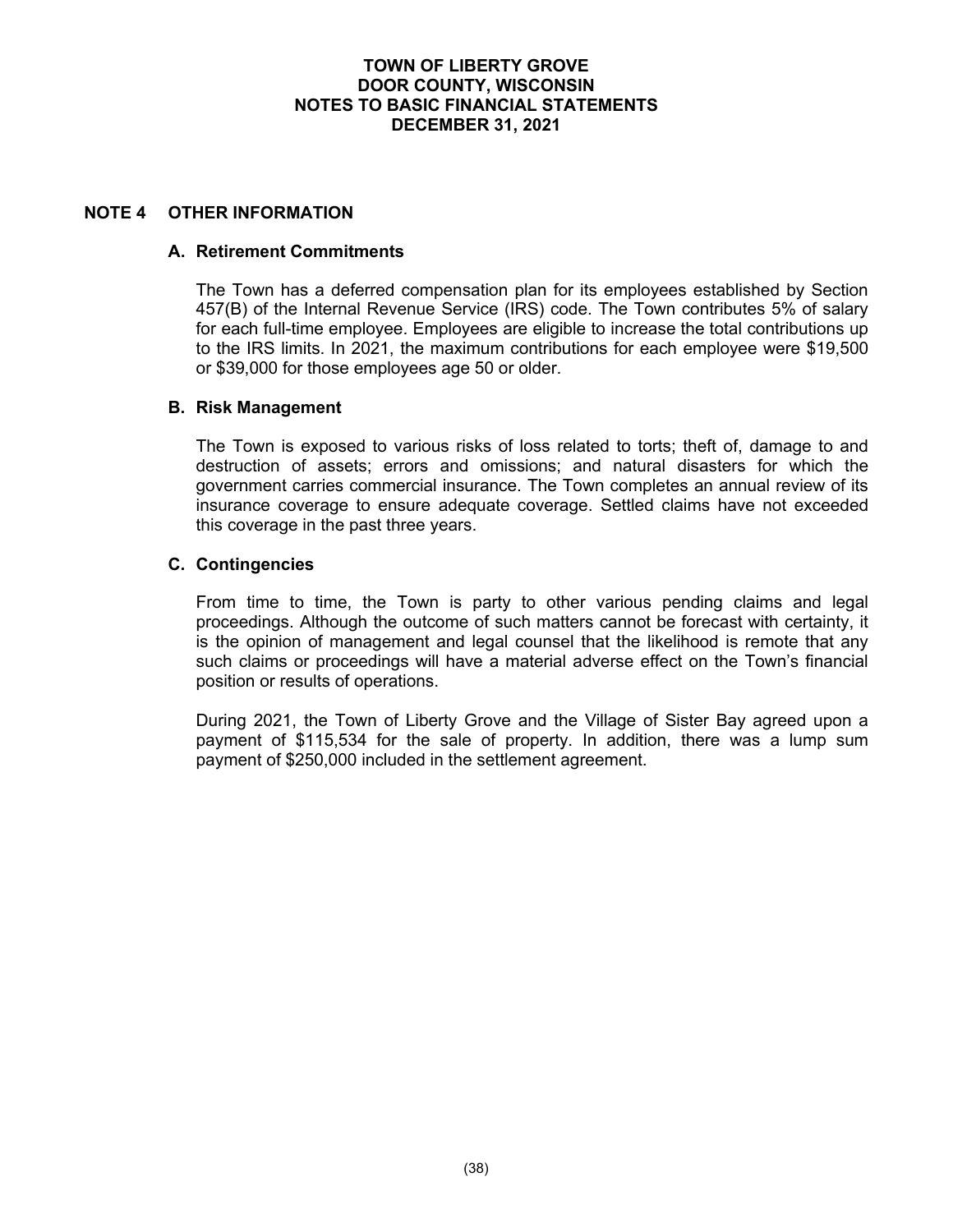# TOWN OF LIBERTY GROVE
## DOOR COUNTY, WISCONSIN
## NOTES TO BASIC FINANCIAL STATEMENTS
## DECEMBER 31, 2021

## NOTE 4 OTHER INFORMATION

### A. Retirement Commitments

The Town has a deferred compensation plan for its employees established by Section 457(B) of the Internal Revenue Service (IRS) code. The Town contributes 5% of salary for each full-time employee. Employees are eligible to increase the total contributions up to the IRS limits. In 2021, the maximum contributions for each employee were $19,500 or $39,000 for those employees age 50 or older.

### B. Risk Management

The Town is exposed to various risks of loss related to torts; theft of, damage to and destruction of assets; errors and omissions; and natural disasters for which the government carries commercial insurance. The Town completes an annual review of its insurance coverage to ensure adequate coverage. Settled claims have not exceeded this coverage in the past three years.

### C. Contingencies

From time to time, the Town is party to other various pending claims and legal proceedings. Although the outcome of such matters cannot be forecast with certainty, it is the opinion of management and legal counsel that the likelihood is remote that any such claims or proceedings will have a material adverse effect on the Town's financial position or results of operations.

During 2021, the Town of Liberty Grove and the Village of Sister Bay agreed upon a payment of $115,534 for the sale of property. In addition, there was a lump sum payment of $250,000 included in the settlement agreement.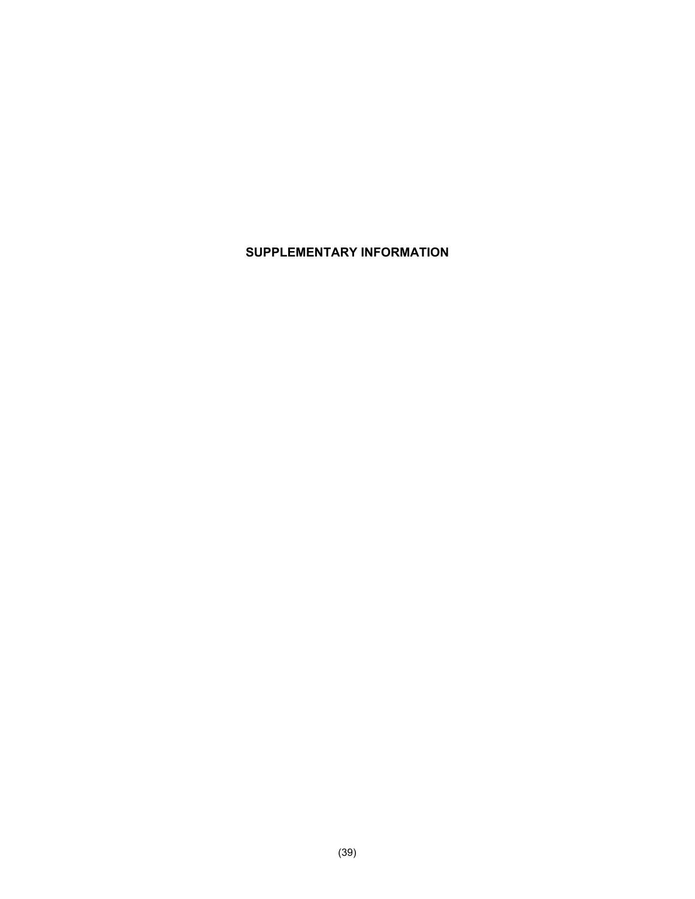# SUPPLEMENTARY INFORMATION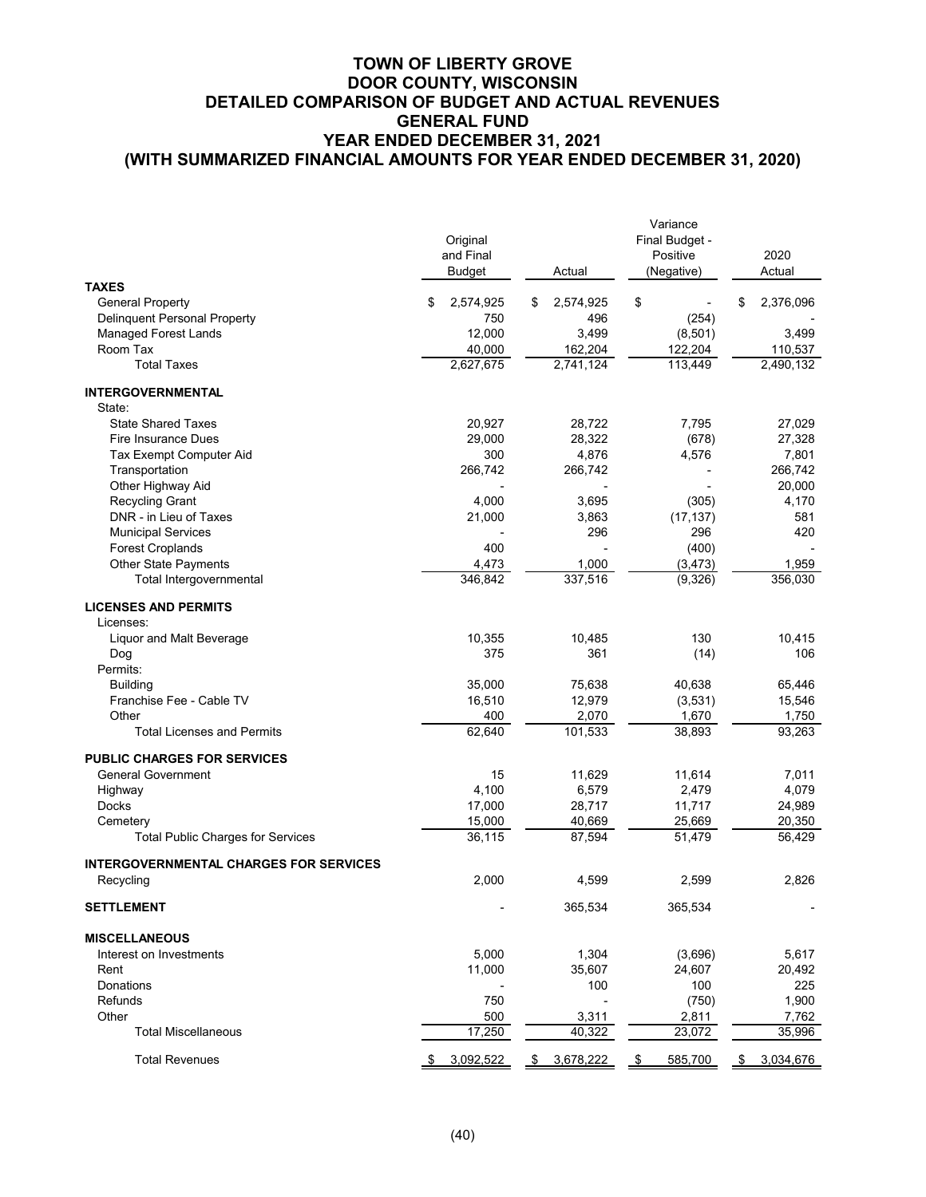# TOWN OF LIBERTY GROVE
# DOOR COUNTY, WISCONSIN
# DETAILED COMPARISON OF BUDGET AND ACTUAL REVENUES
# GENERAL FUND
# YEAR ENDED DECEMBER 31, 2021
# (WITH SUMMARIZED FINANCIAL AMOUNTS FOR YEAR ENDED DECEMBER 31, 2020)

| | Original and Final Budget | Actual | Variance Final Budget - Positive (Negative) | 2020 Actual |
|---|---|---|---|---|
| **TAXES** | | | | |
| General Property | $ 2,574,925 | $ 2,574,925 | $ - | $ 2,376,096 |
| Delinquent Personal Property | 750 | 496 | (254) | - |
| Managed Forest Lands | 12,000 | 3,499 | (8,501) | 3,499 |
| Room Tax | 40,000 | 162,204 | 122,204 | 110,537 |
| Total Taxes | 2,627,675 | 2,741,124 | 113,449 | 2,490,132 |
| **INTERGOVERNMENTAL** | | | | |
| State: | | | | |
| State Shared Taxes | 20,927 | 28,722 | 7,795 | 27,029 |
| Fire Insurance Dues | 29,000 | 28,322 | (678) | 27,328 |
| Tax Exempt Computer Aid | 300 | 4,876 | 4,576 | 7,801 |
| Transportation | 266,742 | 266,742 | - | 266,742 |
| Other Highway Aid | - | - | - | 20,000 |
| Recycling Grant | 4,000 | 3,695 | (305) | 4,170 |
| DNR - in Lieu of Taxes | 21,000 | 3,863 | (17,137) | 581 |
| Municipal Services | - | 296 | 296 | 420 |
| Forest Croplands | 400 | - | (400) | - |
| Other State Payments | 4,473 | 1,000 | (3,473) | 1,959 |
| Total Intergovernmental | 346,842 | 337,516 | (9,326) | 356,030 |
| **LICENSES AND PERMITS** | | | | |
| Licenses: | | | | |
| Liquor and Malt Beverage | 10,355 | 10,485 | 130 | 10,415 |
| Dog | 375 | 361 | (14) | 106 |
| Permits: | | | | |
| Building | 35,000 | 75,638 | 40,638 | 65,446 |
| Franchise Fee - Cable TV | 16,510 | 12,979 | (3,531) | 15,546 |
| Other | 400 | 2,070 | 1,670 | 1,750 |
| Total Licenses and Permits | 62,640 | 101,533 | 38,893 | 93,263 |
| **PUBLIC CHARGES FOR SERVICES** | | | | |
| General Government | 15 | 11,629 | 11,614 | 7,011 |
| Highway | 4,100 | 6,579 | 2,479 | 4,079 |
| Docks | 17,000 | 28,717 | 11,717 | 24,989 |
| Cemetery | 15,000 | 40,669 | 25,669 | 20,350 |
| Total Public Charges for Services | 36,115 | 87,594 | 51,479 | 56,429 |
| **INTERGOVERNMENTAL CHARGES FOR SERVICES** | | | | |
| Recycling | 2,000 | 4,599 | 2,599 | 2,826 |
| **SETTLEMENT** | - | 365,534 | 365,534 | - |
| **MISCELLANEOUS** | | | | |
| Interest on Investments | 5,000 | 1,304 | (3,696) | 5,617 |
| Rent | 11,000 | 35,607 | 24,607 | 20,492 |
| Donations | - | 100 | 100 | 225 |
| Refunds | 750 | - | (750) | 1,900 |
| Other | 500 | 3,311 | 2,811 | 7,762 |
| Total Miscellaneous | 17,250 | 40,322 | 23,072 | 35,996 |
| Total Revenues | $ 3,092,522 | $ 3,678,222 | $ 585,700 | $ 3,034,676 |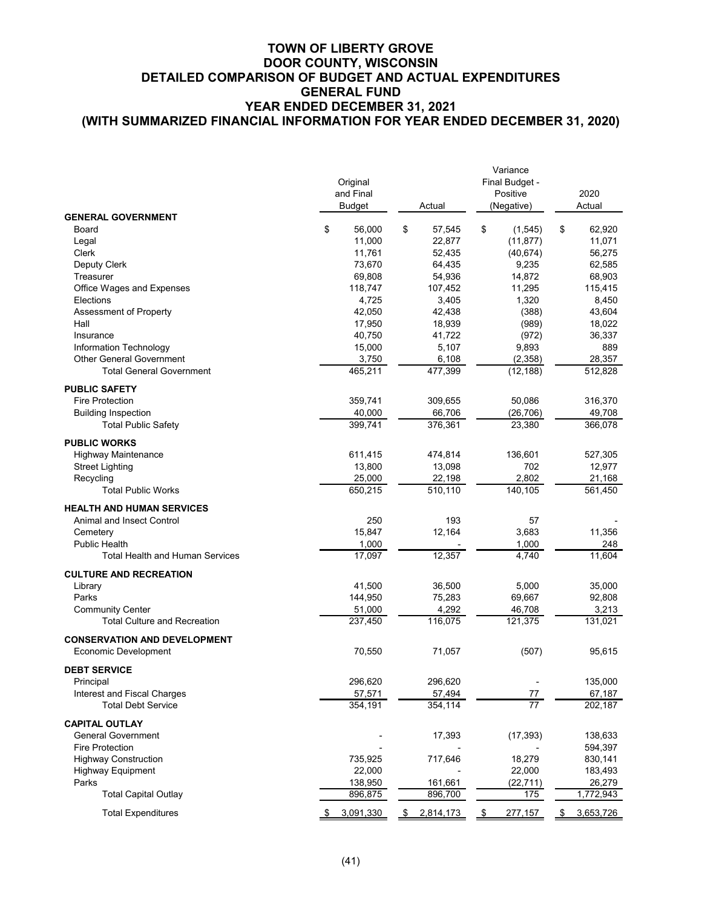# TOWN OF LIBERTY GROVE
# DOOR COUNTY, WISCONSIN
# DETAILED COMPARISON OF BUDGET AND ACTUAL EXPENDITURES
# GENERAL FUND
# YEAR ENDED DECEMBER 31, 2021
# (WITH SUMMARIZED FINANCIAL INFORMATION FOR YEAR ENDED DECEMBER 31, 2020)

| | Original and Final Budget | Actual | Variance Final Budget - Positive (Negative) | 2020 Actual |
|---|---|---|---|---|
| **GENERAL GOVERNMENT** | | | | |
| Board | $ 56,000 | $ 57,545 | $ (1,545) | $ 62,920 |
| Legal | 11,000 | 22,877 | (11,877) | 11,071 |
| Clerk | 11,761 | 52,435 | (40,674) | 56,275 |
| Deputy Clerk | 73,670 | 64,435 | 9,235 | 62,585 |
| Treasurer | 69,808 | 54,936 | 14,872 | 68,903 |
| Office Wages and Expenses | 118,747 | 107,452 | 11,295 | 115,415 |
| Elections | 4,725 | 3,405 | 1,320 | 8,450 |
| Assessment of Property | 42,050 | 42,438 | (388) | 43,604 |
| Hall | 17,950 | 18,939 | (989) | 18,022 |
| Insurance | 40,750 | 41,722 | (972) | 36,337 |
| Information Technology | 15,000 | 5,107 | 9,893 | 889 |
| Other General Government | 3,750 | 6,108 | (2,358) | 28,357 |
| Total General Government | 465,211 | 477,399 | (12,188) | 512,828 |
| **PUBLIC SAFETY** | | | | |
| Fire Protection | 359,741 | 309,655 | 50,086 | 316,370 |
| Building Inspection | 40,000 | 66,706 | (26,706) | 49,708 |
| Total Public Safety | 399,741 | 376,361 | 23,380 | 366,078 |
| **PUBLIC WORKS** | | | | |
| Highway Maintenance | 611,415 | 474,814 | 136,601 | 527,305 |
| Street Lighting | 13,800 | 13,098 | 702 | 12,977 |
| Recycling | 25,000 | 22,198 | 2,802 | 21,168 |
| Total Public Works | 650,215 | 510,110 | 140,105 | 561,450 |
| **HEALTH AND HUMAN SERVICES** | | | | |
| Animal and Insect Control | 250 | 193 | 57 | - |
| Cemetery | 15,847 | 12,164 | 3,683 | 11,356 |
| Public Health | 1,000 | - | 1,000 | 248 |
| Total Health and Human Services | 17,097 | 12,357 | 4,740 | 11,604 |
| **CULTURE AND RECREATION** | | | | |
| Library | 41,500 | 36,500 | 5,000 | 35,000 |
| Parks | 144,950 | 75,283 | 69,667 | 92,808 |
| Community Center | 51,000 | 4,292 | 46,708 | 3,213 |
| Total Culture and Recreation | 237,450 | 116,075 | 121,375 | 131,021 |
| **CONSERVATION AND DEVELOPMENT** | | | | |
| Economic Development | 70,550 | 71,057 | (507) | 95,615 |
| **DEBT SERVICE** | | | | |
| Principal | 296,620 | 296,620 | - | 135,000 |
| Interest and Fiscal Charges | 57,571 | 57,494 | 77 | 67,187 |
| Total Debt Service | 354,191 | 354,114 | 77 | 202,187 |
| **CAPITAL OUTLAY** | | | | |
| General Government | - | 17,393 | (17,393) | 138,633 |
| Fire Protection | - | - | - | 594,397 |
| Highway Construction | 735,925 | 717,646 | 18,279 | 830,141 |
| Highway Equipment | 22,000 | - | 22,000 | 183,493 |
| Parks | 138,950 | 161,661 | (22,711) | 26,279 |
| Total Capital Outlay | 896,875 | 896,700 | 175 | 1,772,943 |
| Total Expenditures | $ 3,091,330 | $ 2,814,173 | $ 277,157 | $ 3,653,726 |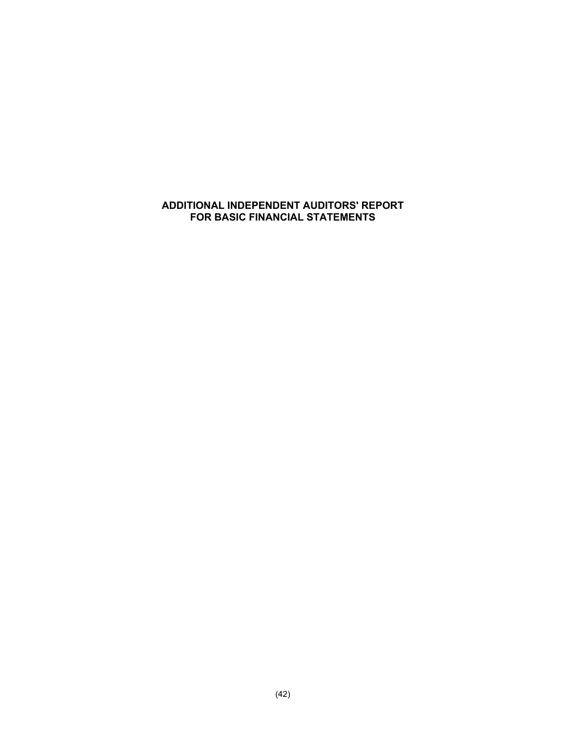# ADDITIONAL INDEPENDENT AUDITORS' REPORT FOR BASIC FINANCIAL STATEMENTS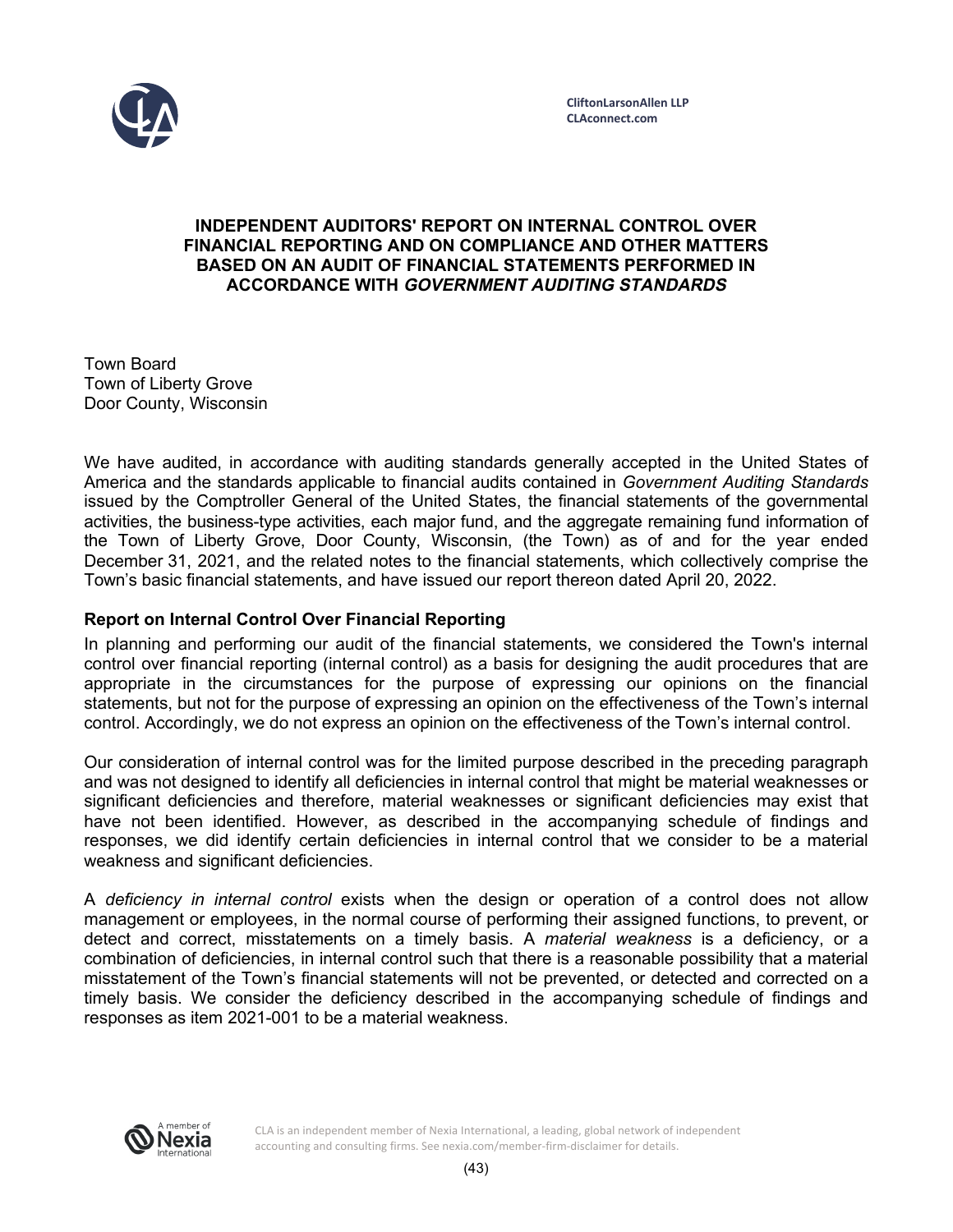CliftonLarsonAllen LLP
CLAconnect.com

# INDEPENDENT AUDITORS' REPORT ON INTERNAL CONTROL OVER FINANCIAL REPORTING AND ON COMPLIANCE AND OTHER MATTERS BASED ON AN AUDIT OF FINANCIAL STATEMENTS PERFORMED IN ACCORDANCE WITH *GOVERNMENT AUDITING STANDARDS*

Town Board
Town of Liberty Grove
Door County, Wisconsin

We have audited, in accordance with auditing standards generally accepted in the United States of America and the standards applicable to financial audits contained in *Government Auditing Standards* issued by the Comptroller General of the United States, the financial statements of the governmental activities, the business-type activities, each major fund, and the aggregate remaining fund information of the Town of Liberty Grove, Door County, Wisconsin, (the Town) as of and for the year ended December 31, 2021, and the related notes to the financial statements, which collectively comprise the Town's basic financial statements, and have issued our report thereon dated April 20, 2022.

## Report on Internal Control Over Financial Reporting

In planning and performing our audit of the financial statements, we considered the Town's internal control over financial reporting (internal control) as a basis for designing the audit procedures that are appropriate in the circumstances for the purpose of expressing our opinions on the financial statements, but not for the purpose of expressing an opinion on the effectiveness of the Town's internal control. Accordingly, we do not express an opinion on the effectiveness of the Town's internal control.

Our consideration of internal control was for the limited purpose described in the preceding paragraph and was not designed to identify all deficiencies in internal control that might be material weaknesses or significant deficiencies and therefore, material weaknesses or significant deficiencies may exist that have not been identified. However, as described in the accompanying schedule of findings and responses, we did identify certain deficiencies in internal control that we consider to be a material weakness and significant deficiencies.

A *deficiency in internal control* exists when the design or operation of a control does not allow management or employees, in the normal course of performing their assigned functions, to prevent, or detect and correct, misstatements on a timely basis. A *material weakness* is a deficiency, or a combination of deficiencies, in internal control such that there is a reasonable possibility that a material misstatement of the Town's financial statements will not be prevented, or detected and corrected on a timely basis. We consider the deficiency described in the accompanying schedule of findings and responses as item 2021-001 to be a material weakness.

CLA is an independent member of Nexia International, a leading, global network of independent accounting and consulting firms. See nexia.com/member-firm-disclaimer for details.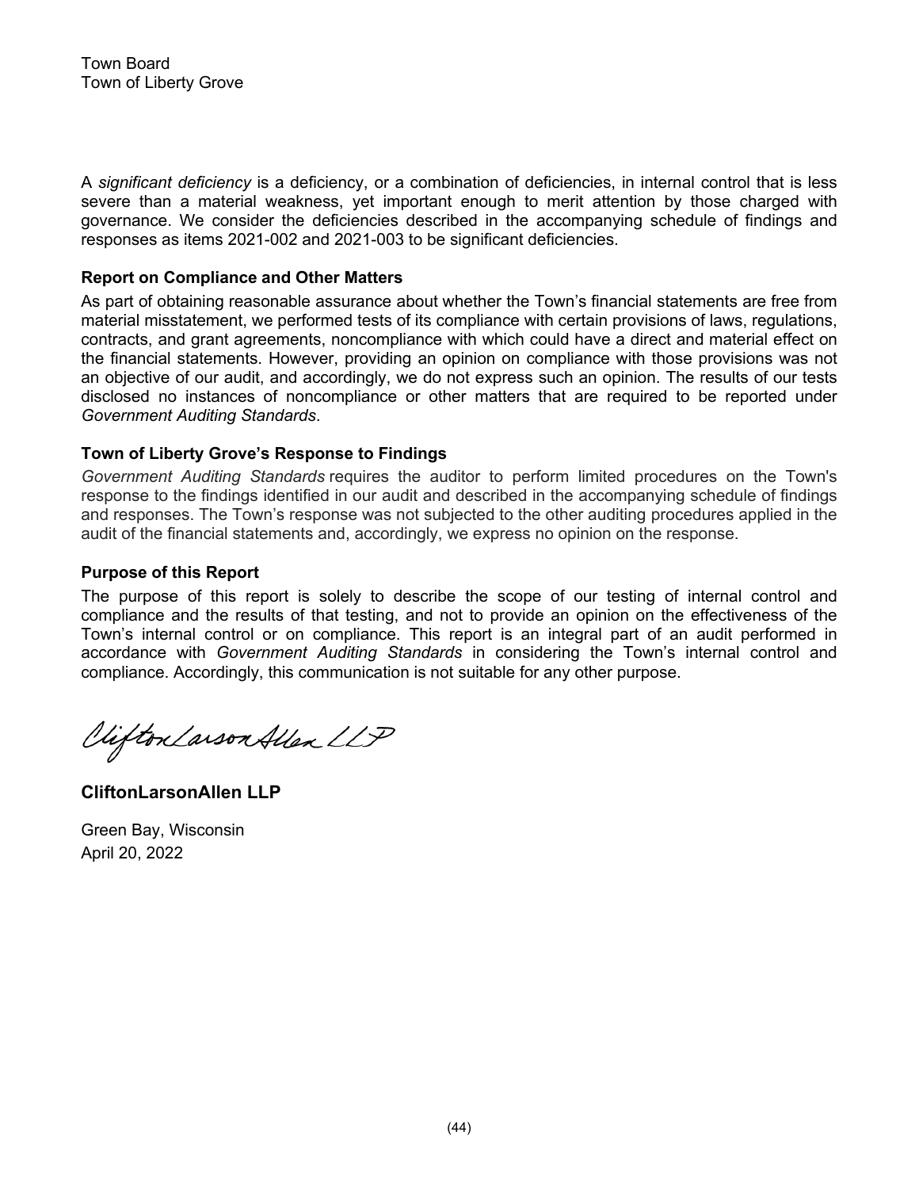Town Board
Town of Liberty Grove

A *significant deficiency* is a deficiency, or a combination of deficiencies, in internal control that is less severe than a material weakness, yet important enough to merit attention by those charged with governance. We consider the deficiencies described in the accompanying schedule of findings and responses as items 2021-002 and 2021-003 to be significant deficiencies.

**Report on Compliance and Other Matters**

As part of obtaining reasonable assurance about whether the Town's financial statements are free from material misstatement, we performed tests of its compliance with certain provisions of laws, regulations, contracts, and grant agreements, noncompliance with which could have a direct and material effect on the financial statements. However, providing an opinion on compliance with those provisions was not an objective of our audit, and accordingly, we do not express such an opinion. The results of our tests disclosed no instances of noncompliance or other matters that are required to be reported under *Government Auditing Standards*.

**Town of Liberty Grove's Response to Findings**

*Government Auditing Standards* requires the auditor to perform limited procedures on the Town's response to the findings identified in our audit and described in the accompanying schedule of findings and responses. The Town's response was not subjected to the other auditing procedures applied in the audit of the financial statements and, accordingly, we express no opinion on the response.

**Purpose of this Report**

The purpose of this report is solely to describe the scope of our testing of internal control and compliance and the results of that testing, and not to provide an opinion on the effectiveness of the Town's internal control or on compliance. This report is an integral part of an audit performed in accordance with *Government Auditing Standards* in considering the Town's internal control and compliance. Accordingly, this communication is not suitable for any other purpose.

CliftonLarsonAllen LLP

**CliftonLarsonAllen LLP**

Green Bay, Wisconsin
April 20, 2022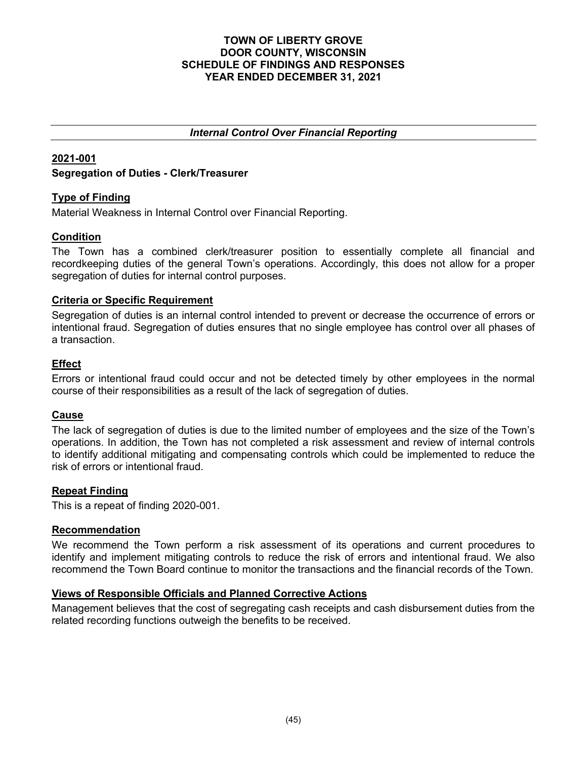# TOWN OF LIBERTY GROVE
# DOOR COUNTY, WISCONSIN
# SCHEDULE OF FINDINGS AND RESPONSES
# YEAR ENDED DECEMBER 31, 2021

## *Internal Control Over Financial Reporting*

### 2021-001
### Segregation of Duties - Clerk/Treasurer

**Type of Finding**

Material Weakness in Internal Control over Financial Reporting.

**Condition**

The Town has a combined clerk/treasurer position to essentially complete all financial and recordkeeping duties of the general Town's operations. Accordingly, this does not allow for a proper segregation of duties for internal control purposes.

**Criteria or Specific Requirement**

Segregation of duties is an internal control intended to prevent or decrease the occurrence of errors or intentional fraud. Segregation of duties ensures that no single employee has control over all phases of a transaction.

**Effect**

Errors or intentional fraud could occur and not be detected timely by other employees in the normal course of their responsibilities as a result of the lack of segregation of duties.

**Cause**

The lack of segregation of duties is due to the limited number of employees and the size of the Town's operations. In addition, the Town has not completed a risk assessment and review of internal controls to identify additional mitigating and compensating controls which could be implemented to reduce the risk of errors or intentional fraud.

**Repeat Finding**

This is a repeat of finding 2020-001.

**Recommendation**

We recommend the Town perform a risk assessment of its operations and current procedures to identify and implement mitigating controls to reduce the risk of errors and intentional fraud. We also recommend the Town Board continue to monitor the transactions and the financial records of the Town.

**Views of Responsible Officials and Planned Corrective Actions**

Management believes that the cost of segregating cash receipts and cash disbursement duties from the related recording functions outweigh the benefits to be received.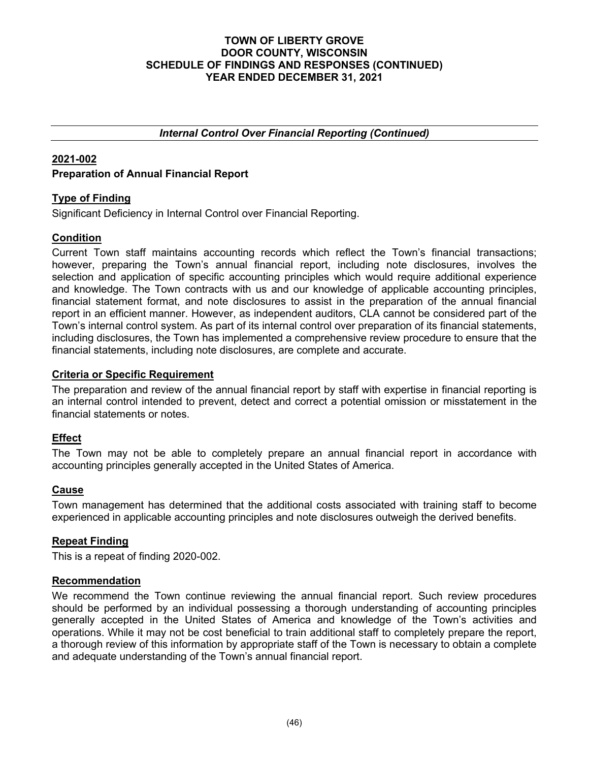*Internal Control Over Financial Reporting (Continued)*

## 2021-002

**Preparation of Annual Financial Report**

### Type of Finding

Significant Deficiency in Internal Control over Financial Reporting.

### Condition

Current Town staff maintains accounting records which reflect the Town's financial transactions; however, preparing the Town's annual financial report, including note disclosures, involves the selection and application of specific accounting principles which would require additional experience and knowledge. The Town contracts with us and our knowledge of applicable accounting principles, financial statement format, and note disclosures to assist in the preparation of the annual financial report in an efficient manner. However, as independent auditors, CLA cannot be considered part of the Town's internal control system. As part of its internal control over preparation of its financial statements, including disclosures, the Town has implemented a comprehensive review procedure to ensure that the financial statements, including note disclosures, are complete and accurate.

### Criteria or Specific Requirement

The preparation and review of the annual financial report by staff with expertise in financial reporting is an internal control intended to prevent, detect and correct a potential omission or misstatement in the financial statements or notes.

### Effect

The Town may not be able to completely prepare an annual financial report in accordance with accounting principles generally accepted in the United States of America.

### Cause

Town management has determined that the additional costs associated with training staff to become experienced in applicable accounting principles and note disclosures outweigh the derived benefits.

### Repeat Finding

This is a repeat of finding 2020-002.

### Recommendation

We recommend the Town continue reviewing the annual financial report. Such review procedures should be performed by an individual possessing a thorough understanding of accounting principles generally accepted in the United States of America and knowledge of the Town's activities and operations. While it may not be cost beneficial to train additional staff to completely prepare the report, a thorough review of this information by appropriate staff of the Town is necessary to obtain a complete and adequate understanding of the Town's annual financial report.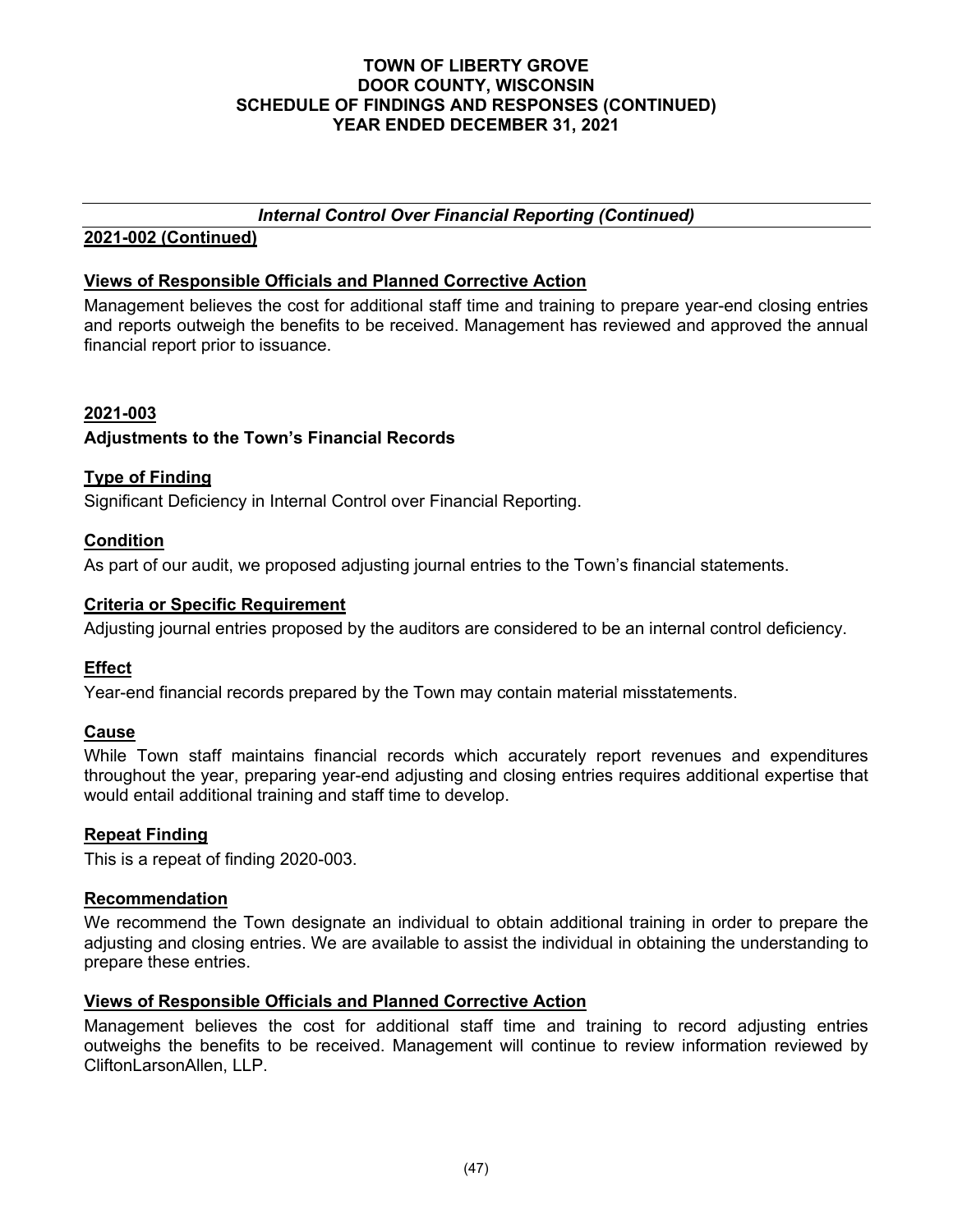# TOWN OF LIBERTY GROVE
# DOOR COUNTY, WISCONSIN
# SCHEDULE OF FINDINGS AND RESPONSES (CONTINUED)
# YEAR ENDED DECEMBER 31, 2021

## *Internal Control Over Financial Reporting (Continued)*

**2021-002 (Continued)**

**Views of Responsible Officials and Planned Corrective Action**

Management believes the cost for additional staff time and training to prepare year-end closing entries and reports outweigh the benefits to be received. Management has reviewed and approved the annual financial report prior to issuance.

**2021-003**

**Adjustments to the Town's Financial Records**

**Type of Finding**

Significant Deficiency in Internal Control over Financial Reporting.

**Condition**

As part of our audit, we proposed adjusting journal entries to the Town's financial statements.

**Criteria or Specific Requirement**

Adjusting journal entries proposed by the auditors are considered to be an internal control deficiency.

**Effect**

Year-end financial records prepared by the Town may contain material misstatements.

**Cause**

While Town staff maintains financial records which accurately report revenues and expenditures throughout the year, preparing year-end adjusting and closing entries requires additional expertise that would entail additional training and staff time to develop.

**Repeat Finding**

This is a repeat of finding 2020-003.

**Recommendation**

We recommend the Town designate an individual to obtain additional training in order to prepare the adjusting and closing entries. We are available to assist the individual in obtaining the understanding to prepare these entries.

**Views of Responsible Officials and Planned Corrective Action**

Management believes the cost for additional staff time and training to record adjusting entries outweighs the benefits to be received. Management will continue to review information reviewed by CliftonLarsonAllen, LLP.